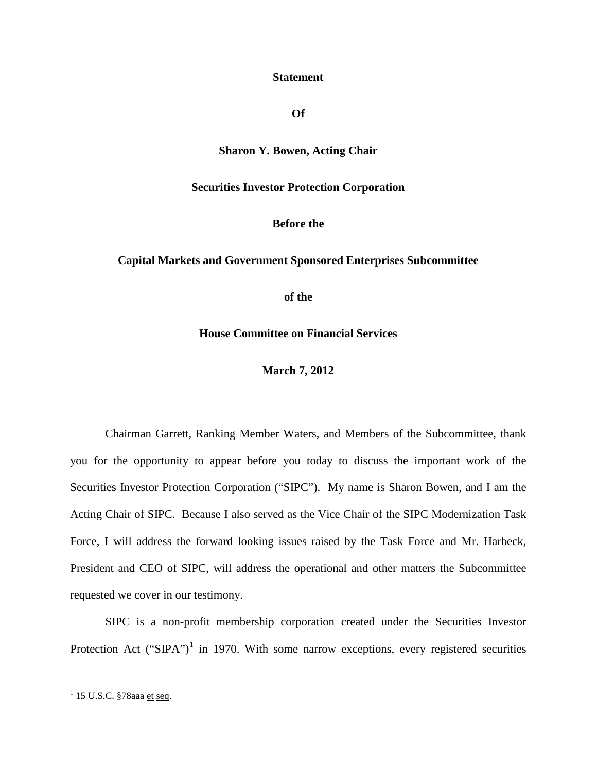**Statement**

**Of**

**Sharon Y. Bowen, Acting Chair**

**Securities Investor Protection Corporation**

**Before the**

**Capital Markets and Government Sponsored Enterprises Subcommittee**

**of the**

**House Committee on Financial Services**

**March 7, 2012**

Chairman Garrett, Ranking Member Waters, and Members of the Subcommittee, thank you for the opportunity to appear before you today to discuss the important work of the Securities Investor Protection Corporation ("SIPC"). My name is Sharon Bowen, and I am the Acting Chair of SIPC. Because I also served as the Vice Chair of the SIPC Modernization Task Force, I will address the forward looking issues raised by the Task Force and Mr. Harbeck, President and CEO of SIPC, will address the operational and other matters the Subcommittee requested we cover in our testimony.

SIPC is a non-profit membership corporation created under the Securities Investor Protection Act ("SIPA")[1] in 1970. With some narrow exceptions, every registered securities

[1] 15 U.S.C. §78aaa et seq.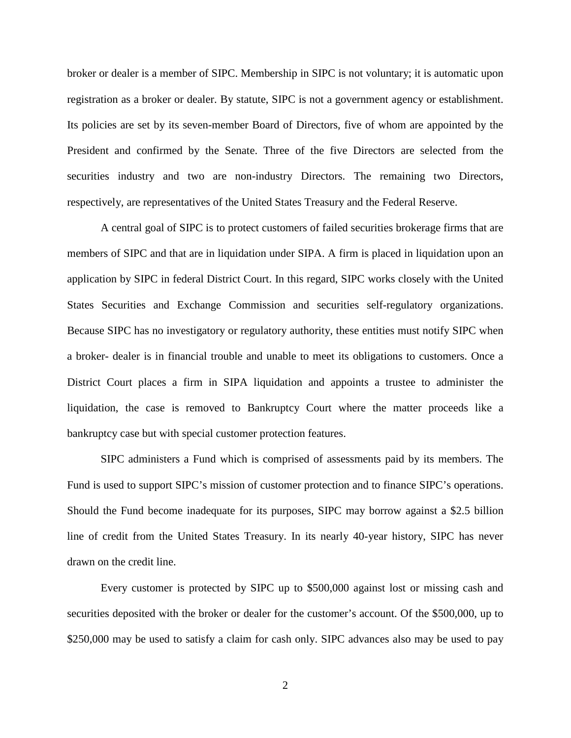broker or dealer is a member of SIPC. Membership in SIPC is not voluntary; it is automatic upon registration as a broker or dealer. By statute, SIPC is not a government agency or establishment. Its policies are set by its seven-member Board of Directors, five of whom are appointed by the President and confirmed by the Senate. Three of the five Directors are selected from the securities industry and two are non-industry Directors. The remaining two Directors, respectively, are representatives of the United States Treasury and the Federal Reserve.

A central goal of SIPC is to protect customers of failed securities brokerage firms that are members of SIPC and that are in liquidation under SIPA. A firm is placed in liquidation upon an application by SIPC in federal District Court. In this regard, SIPC works closely with the United States Securities and Exchange Commission and securities self-regulatory organizations. Because SIPC has no investigatory or regulatory authority, these entities must notify SIPC when a broker- dealer is in financial trouble and unable to meet its obligations to customers. Once a District Court places a firm in SIPA liquidation and appoints a trustee to administer the liquidation, the case is removed to Bankruptcy Court where the matter proceeds like a bankruptcy case but with special customer protection features.

SIPC administers a Fund which is comprised of assessments paid by its members. The Fund is used to support SIPC's mission of customer protection and to finance SIPC's operations. Should the Fund become inadequate for its purposes, SIPC may borrow against a $2.5 billion line of credit from the United States Treasury. In its nearly 40-year history, SIPC has never drawn on the credit line.

Every customer is protected by SIPC up to $500,000 against lost or missing cash and securities deposited with the broker or dealer for the customer's account. Of the $500,000, up to $250,000 may be used to satisfy a claim for cash only. SIPC advances also may be used to pay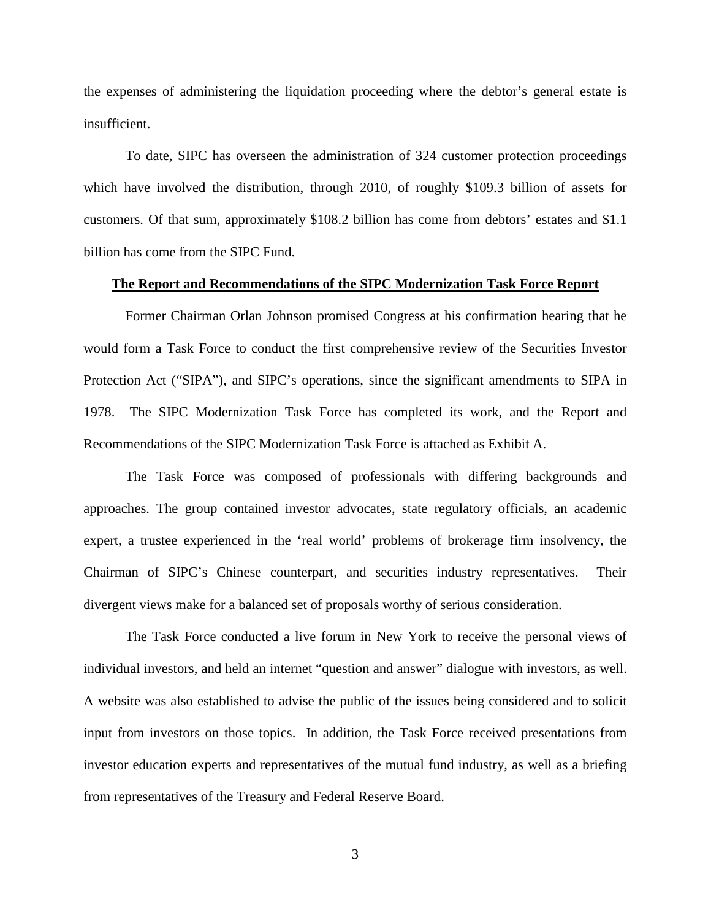the expenses of administering the liquidation proceeding where the debtor's general estate is insufficient.

To date, SIPC has overseen the administration of 324 customer protection proceedings which have involved the distribution, through 2010, of roughly $109.3 billion of assets for customers. Of that sum, approximately $108.2 billion has come from debtors' estates and $1.1 billion has come from the SIPC Fund.

**The Report and Recommendations of the SIPC Modernization Task Force Report**

Former Chairman Orlan Johnson promised Congress at his confirmation hearing that he would form a Task Force to conduct the first comprehensive review of the Securities Investor Protection Act ("SIPA"), and SIPC's operations, since the significant amendments to SIPA in 1978. The SIPC Modernization Task Force has completed its work, and the Report and Recommendations of the SIPC Modernization Task Force is attached as Exhibit A.

The Task Force was composed of professionals with differing backgrounds and approaches. The group contained investor advocates, state regulatory officials, an academic expert, a trustee experienced in the 'real world' problems of brokerage firm insolvency, the Chairman of SIPC's Chinese counterpart, and securities industry representatives. Their divergent views make for a balanced set of proposals worthy of serious consideration.

The Task Force conducted a live forum in New York to receive the personal views of individual investors, and held an internet "question and answer" dialogue with investors, as well. A website was also established to advise the public of the issues being considered and to solicit input from investors on those topics. In addition, the Task Force received presentations from investor education experts and representatives of the mutual fund industry, as well as a briefing from representatives of the Treasury and Federal Reserve Board.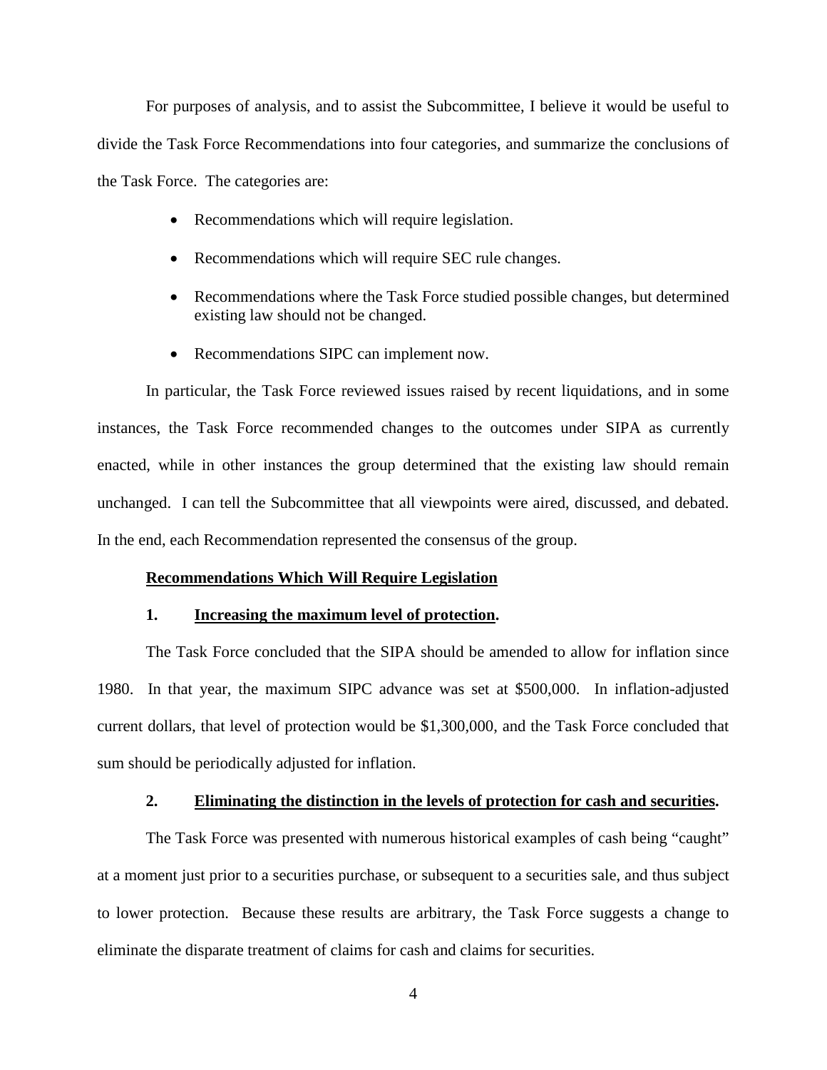For purposes of analysis, and to assist the Subcommittee, I believe it would be useful to divide the Task Force Recommendations into four categories, and summarize the conclusions of the Task Force. The categories are:

- Recommendations which will require legislation.
- Recommendations which will require SEC rule changes.
- Recommendations where the Task Force studied possible changes, but determined existing law should not be changed.
- Recommendations SIPC can implement now.

In particular, the Task Force reviewed issues raised by recent liquidations, and in some instances, the Task Force recommended changes to the outcomes under SIPA as currently enacted, while in other instances the group determined that the existing law should remain unchanged. I can tell the Subcommittee that all viewpoints were aired, discussed, and debated. In the end, each Recommendation represented the consensus of the group.

**<u>Recommendations Which Will Require Legislation</u>**

**1. <u>Increasing the maximum level of protection</u>.**

The Task Force concluded that the SIPA should be amended to allow for inflation since 1980. In that year, the maximum SIPC advance was set at $500,000. In inflation-adjusted current dollars, that level of protection would be $1,300,000, and the Task Force concluded that sum should be periodically adjusted for inflation.

**2. <u>Eliminating the distinction in the levels of protection for cash and securities</u>.**

The Task Force was presented with numerous historical examples of cash being "caught" at a moment just prior to a securities purchase, or subsequent to a securities sale, and thus subject to lower protection. Because these results are arbitrary, the Task Force suggests a change to eliminate the disparate treatment of claims for cash and claims for securities.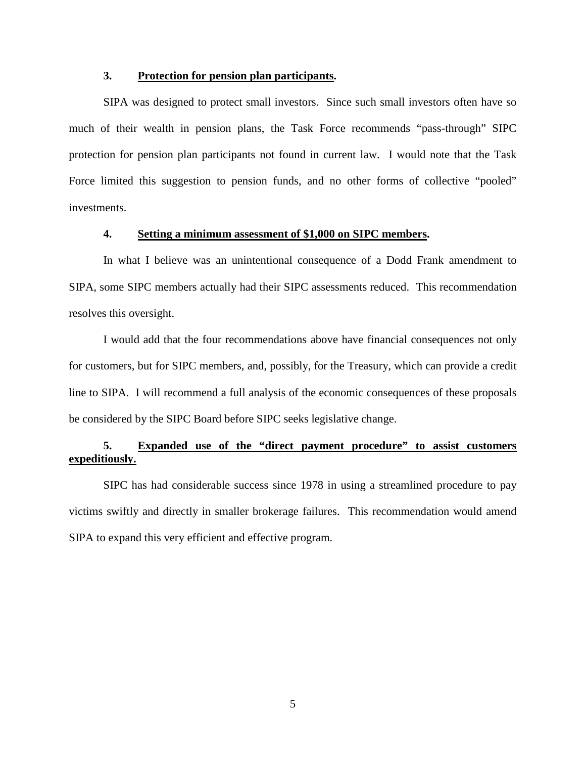**3. <u>Protection for pension plan participants</u>.**

SIPA was designed to protect small investors. Since such small investors often have so much of their wealth in pension plans, the Task Force recommends "pass-through" SIPC protection for pension plan participants not found in current law. I would note that the Task Force limited this suggestion to pension funds, and no other forms of collective "pooled" investments.

**4. <u>Setting a minimum assessment of $1,000 on SIPC members</u>.**

In what I believe was an unintentional consequence of a Dodd Frank amendment to SIPA, some SIPC members actually had their SIPC assessments reduced. This recommendation resolves this oversight.

I would add that the four recommendations above have financial consequences not only for customers, but for SIPC members, and, possibly, for the Treasury, which can provide a credit line to SIPA. I will recommend a full analysis of the economic consequences of these proposals be considered by the SIPC Board before SIPC seeks legislative change.

**5. <u>Expanded use of the "direct payment procedure" to assist customers expeditiously.</u>**

SIPC has had considerable success since 1978 in using a streamlined procedure to pay victims swiftly and directly in smaller brokerage failures. This recommendation would amend SIPA to expand this very efficient and effective program.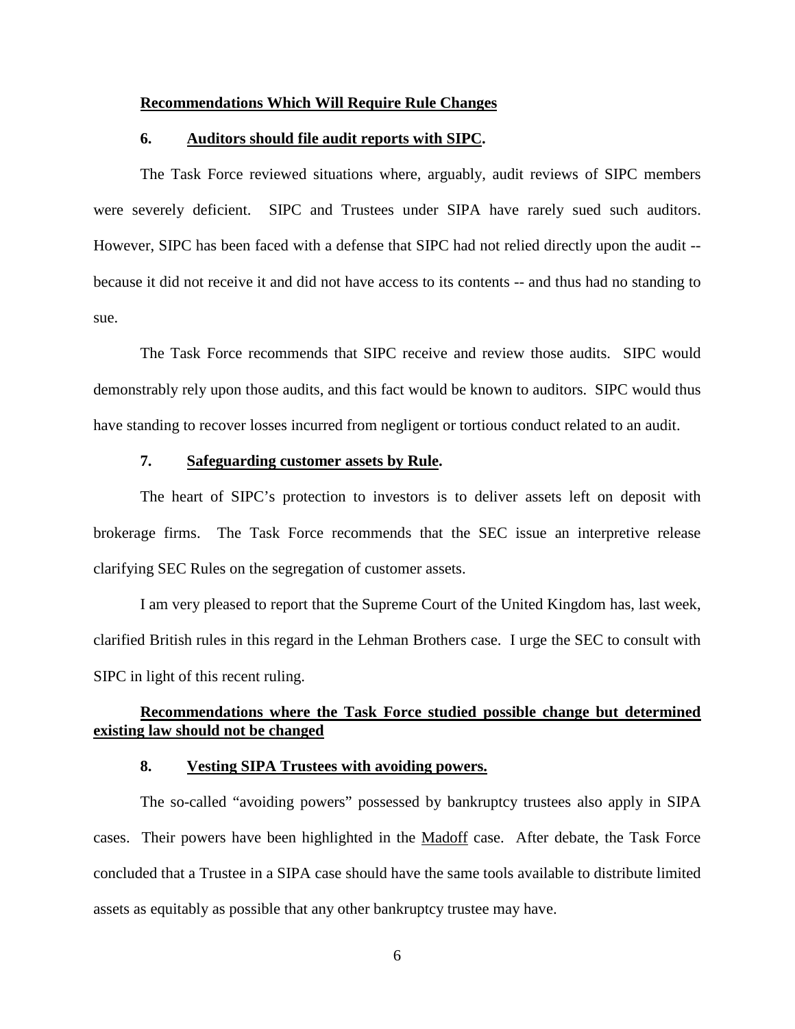**Recommendations Which Will Require Rule Changes**

**6. Auditors should file audit reports with SIPC.**

The Task Force reviewed situations where, arguably, audit reviews of SIPC members were severely deficient. SIPC and Trustees under SIPA have rarely sued such auditors. However, SIPC has been faced with a defense that SIPC had not relied directly upon the audit -- because it did not receive it and did not have access to its contents -- and thus had no standing to sue.

The Task Force recommends that SIPC receive and review those audits. SIPC would demonstrably rely upon those audits, and this fact would be known to auditors. SIPC would thus have standing to recover losses incurred from negligent or tortious conduct related to an audit.

**7. Safeguarding customer assets by Rule.**

The heart of SIPC's protection to investors is to deliver assets left on deposit with brokerage firms. The Task Force recommends that the SEC issue an interpretive release clarifying SEC Rules on the segregation of customer assets.

I am very pleased to report that the Supreme Court of the United Kingdom has, last week, clarified British rules in this regard in the Lehman Brothers case. I urge the SEC to consult with SIPC in light of this recent ruling.

**Recommendations where the Task Force studied possible change but determined existing law should not be changed**

**8. Vesting SIPA Trustees with avoiding powers.**

The so-called "avoiding powers" possessed by bankruptcy trustees also apply in SIPA cases. Their powers have been highlighted in the Madoff case. After debate, the Task Force concluded that a Trustee in a SIPA case should have the same tools available to distribute limited assets as equitably as possible that any other bankruptcy trustee may have.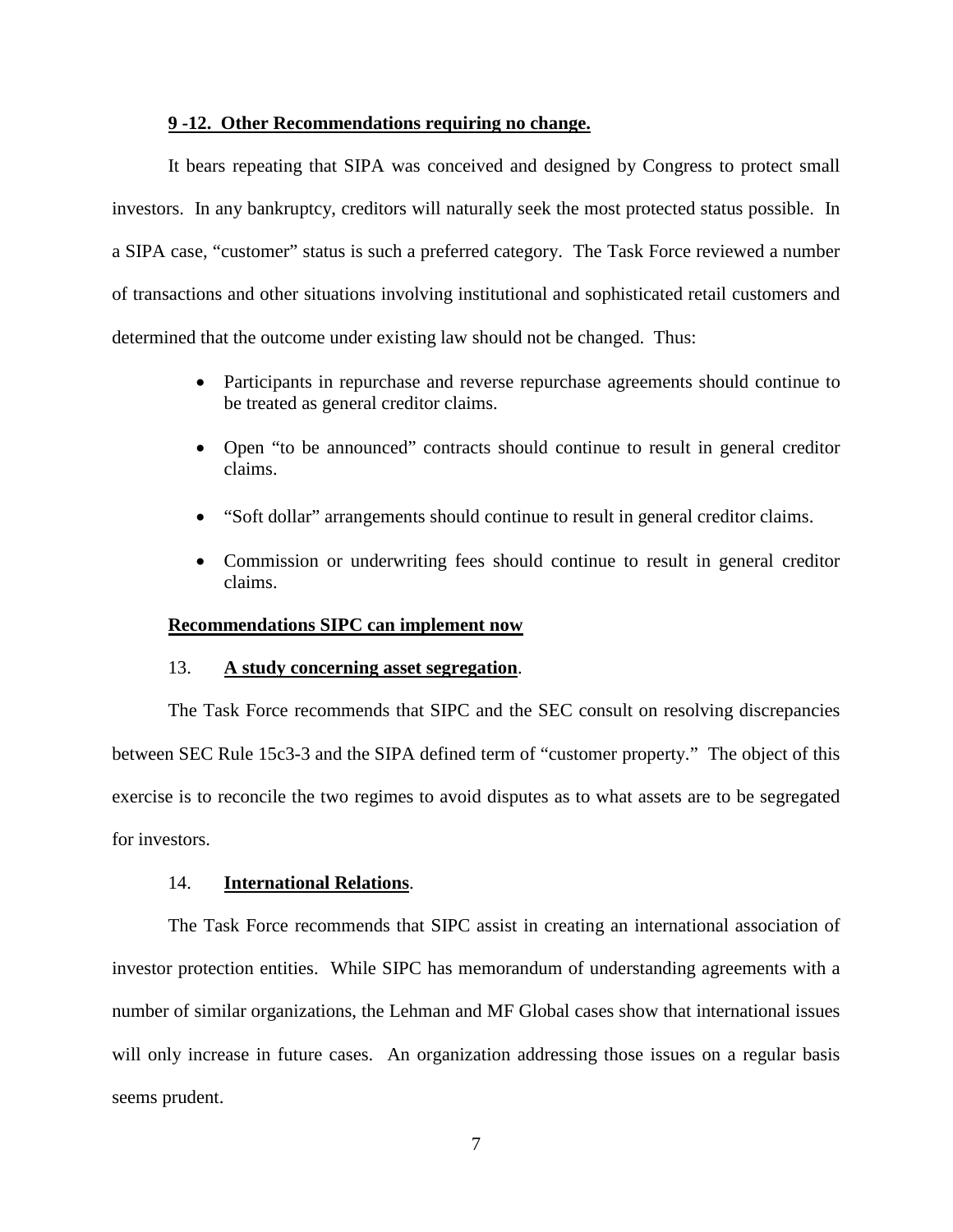**9 -12. Other Recommendations requiring no change.**

It bears repeating that SIPA was conceived and designed by Congress to protect small investors. In any bankruptcy, creditors will naturally seek the most protected status possible. In a SIPA case, "customer" status is such a preferred category. The Task Force reviewed a number of transactions and other situations involving institutional and sophisticated retail customers and determined that the outcome under existing law should not be changed. Thus:

- Participants in repurchase and reverse repurchase agreements should continue to be treated as general creditor claims.
- Open "to be announced" contracts should continue to result in general creditor claims.
- "Soft dollar" arrangements should continue to result in general creditor claims.
- Commission or underwriting fees should continue to result in general creditor claims.

**Recommendations SIPC can implement now**

13. **A study concerning asset segregation**.

The Task Force recommends that SIPC and the SEC consult on resolving discrepancies between SEC Rule 15c3-3 and the SIPA defined term of "customer property." The object of this exercise is to reconcile the two regimes to avoid disputes as to what assets are to be segregated for investors.

14. **International Relations**.

The Task Force recommends that SIPC assist in creating an international association of investor protection entities. While SIPC has memorandum of understanding agreements with a number of similar organizations, the Lehman and MF Global cases show that international issues will only increase in future cases. An organization addressing those issues on a regular basis seems prudent.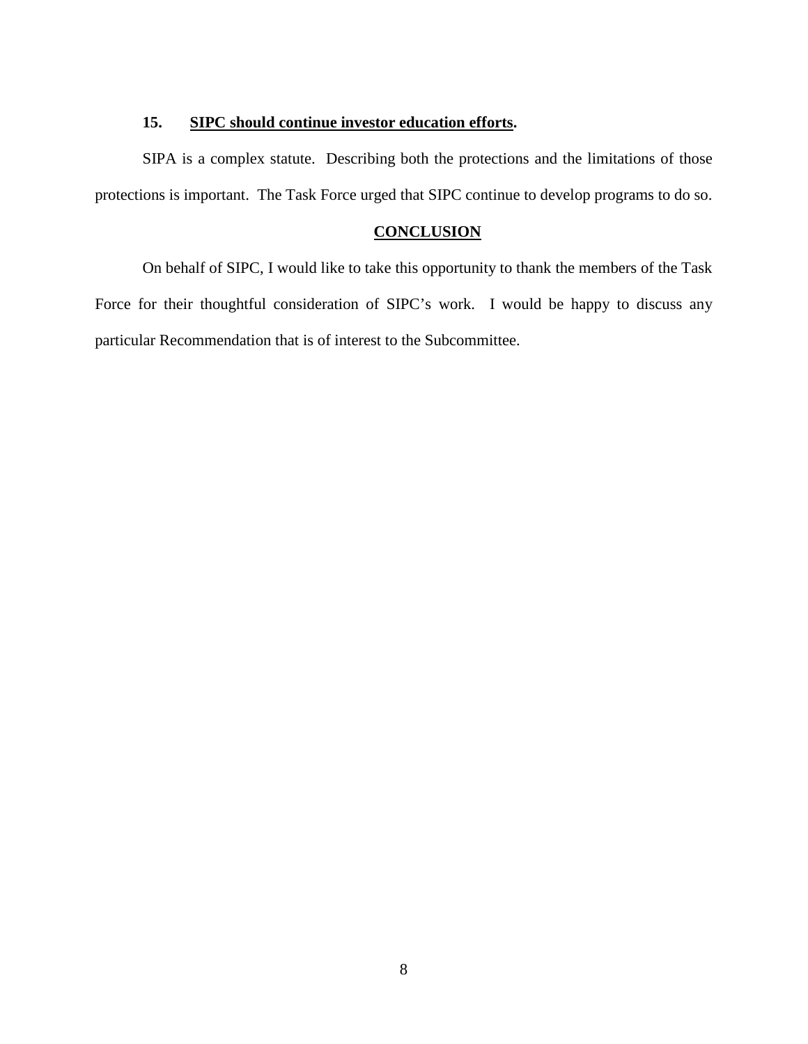### 15. **SIPC should continue investor education efforts.**

SIPA is a complex statute. Describing both the protections and the limitations of those protections is important. The Task Force urged that SIPC continue to develop programs to do so.

## **CONCLUSION**

On behalf of SIPC, I would like to take this opportunity to thank the members of the Task Force for their thoughtful consideration of SIPC's work. I would be happy to discuss any particular Recommendation that is of interest to the Subcommittee.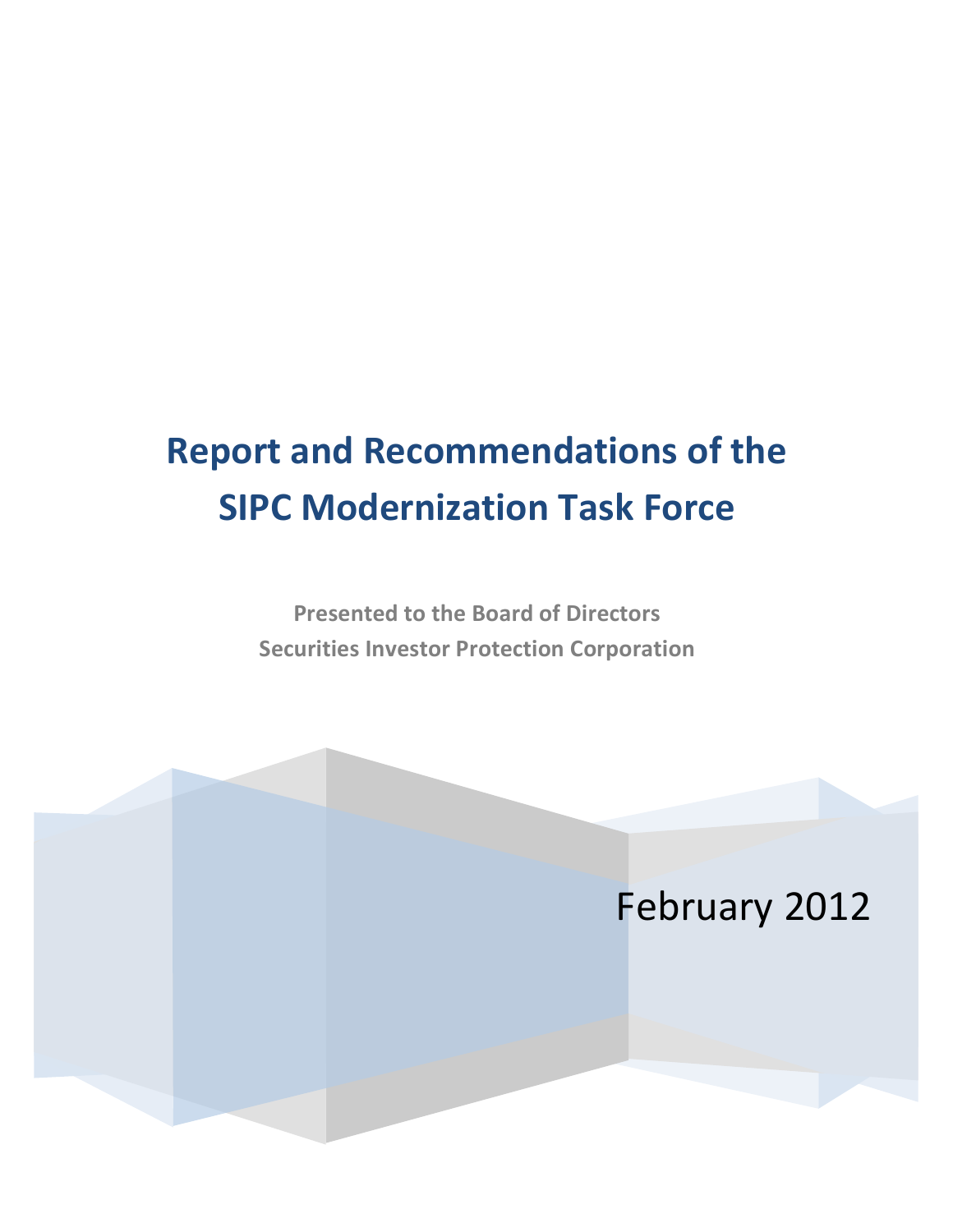# Report and Recommendations of the SIPC Modernization Task Force

**Presented to the Board of Directors**
**Securities Investor Protection Corporation**

February 2012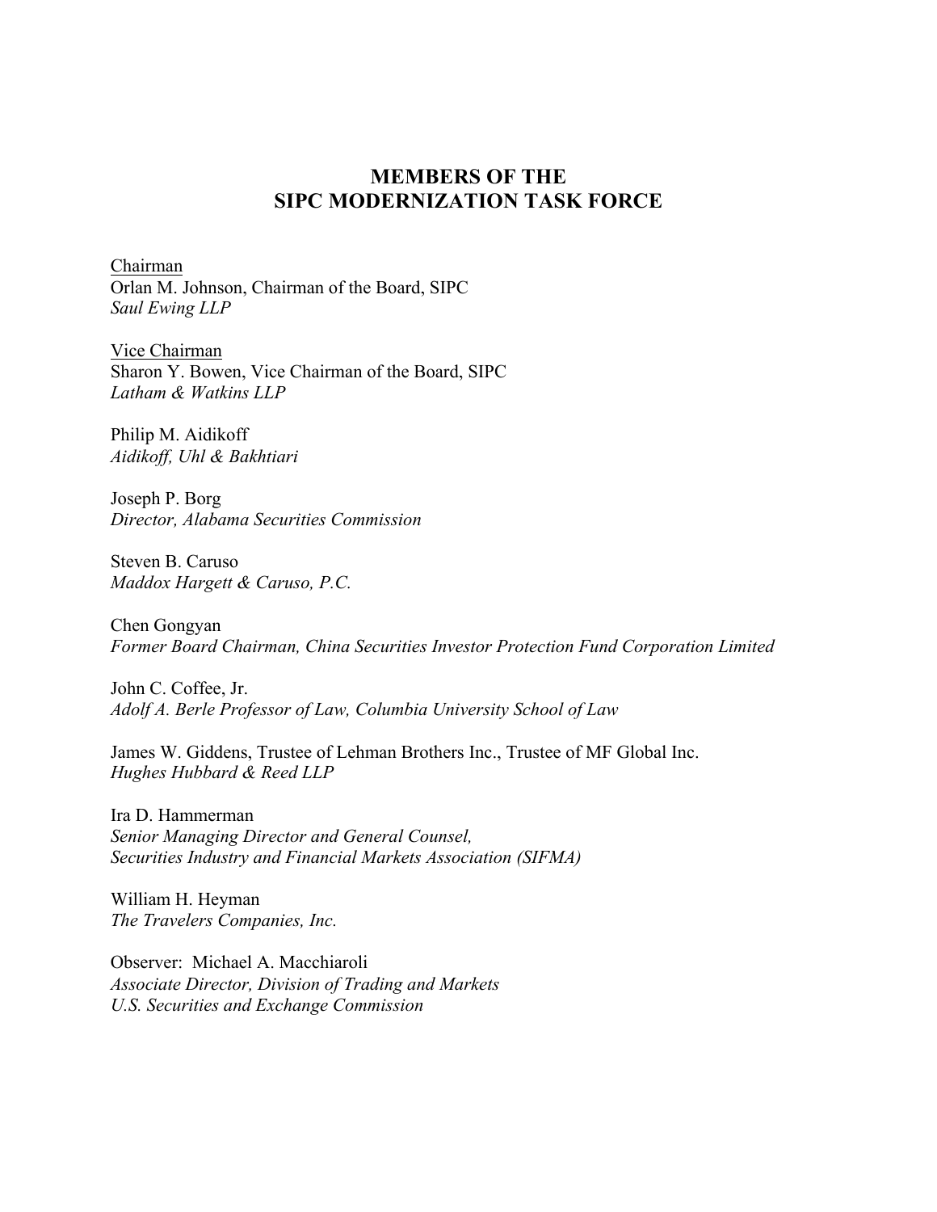# MEMBERS OF THE SIPC MODERNIZATION TASK FORCE

Chairman
Orlan M. Johnson, Chairman of the Board, SIPC
*Saul Ewing LLP*

Vice Chairman
Sharon Y. Bowen, Vice Chairman of the Board, SIPC
*Latham & Watkins LLP*

Philip M. Aidikoff
*Aidikoff, Uhl & Bakhtiari*

Joseph P. Borg
*Director, Alabama Securities Commission*

Steven B. Caruso
*Maddox Hargett & Caruso, P.C.*

Chen Gongyan
*Former Board Chairman, China Securities Investor Protection Fund Corporation Limited*

John C. Coffee, Jr.
*Adolf A. Berle Professor of Law, Columbia University School of Law*

James W. Giddens, Trustee of Lehman Brothers Inc., Trustee of MF Global Inc.
*Hughes Hubbard & Reed LLP*

Ira D. Hammerman
*Senior Managing Director and General Counsel,*
*Securities Industry and Financial Markets Association (SIFMA)*

William H. Heyman
*The Travelers Companies, Inc.*

Observer: Michael A. Macchiaroli
*Associate Director, Division of Trading and Markets*
*U.S. Securities and Exchange Commission*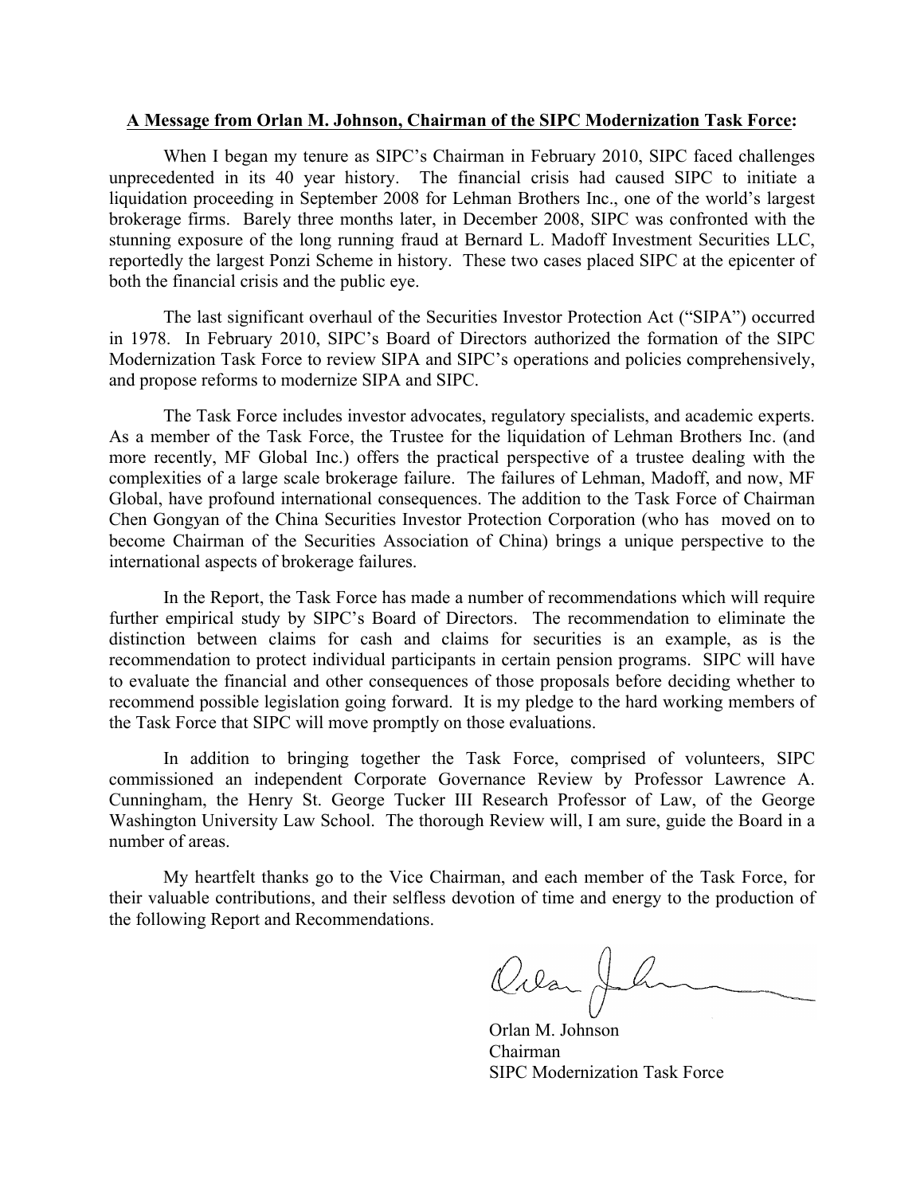**A Message from Orlan M. Johnson, Chairman of the SIPC Modernization Task Force:**

When I began my tenure as SIPC's Chairman in February 2010, SIPC faced challenges unprecedented in its 40 year history. The financial crisis had caused SIPC to initiate a liquidation proceeding in September 2008 for Lehman Brothers Inc., one of the world's largest brokerage firms. Barely three months later, in December 2008, SIPC was confronted with the stunning exposure of the long running fraud at Bernard L. Madoff Investment Securities LLC, reportedly the largest Ponzi Scheme in history. These two cases placed SIPC at the epicenter of both the financial crisis and the public eye.

The last significant overhaul of the Securities Investor Protection Act ("SIPA") occurred in 1978. In February 2010, SIPC's Board of Directors authorized the formation of the SIPC Modernization Task Force to review SIPA and SIPC's operations and policies comprehensively, and propose reforms to modernize SIPA and SIPC.

The Task Force includes investor advocates, regulatory specialists, and academic experts. As a member of the Task Force, the Trustee for the liquidation of Lehman Brothers Inc. (and more recently, MF Global Inc.) offers the practical perspective of a trustee dealing with the complexities of a large scale brokerage failure. The failures of Lehman, Madoff, and now, MF Global, have profound international consequences. The addition to the Task Force of Chairman Chen Gongyan of the China Securities Investor Protection Corporation (who has moved on to become Chairman of the Securities Association of China) brings a unique perspective to the international aspects of brokerage failures.

In the Report, the Task Force has made a number of recommendations which will require further empirical study by SIPC's Board of Directors. The recommendation to eliminate the distinction between claims for cash and claims for securities is an example, as is the recommendation to protect individual participants in certain pension programs. SIPC will have to evaluate the financial and other consequences of those proposals before deciding whether to recommend possible legislation going forward. It is my pledge to the hard working members of the Task Force that SIPC will move promptly on those evaluations.

In addition to bringing together the Task Force, comprised of volunteers, SIPC commissioned an independent Corporate Governance Review by Professor Lawrence A. Cunningham, the Henry St. George Tucker III Research Professor of Law, of the George Washington University Law School. The thorough Review will, I am sure, guide the Board in a number of areas.

My heartfelt thanks go to the Vice Chairman, and each member of the Task Force, for their valuable contributions, and their selfless devotion of time and energy to the production of the following Report and Recommendations.

Orlan M. Johnson
Chairman
SIPC Modernization Task Force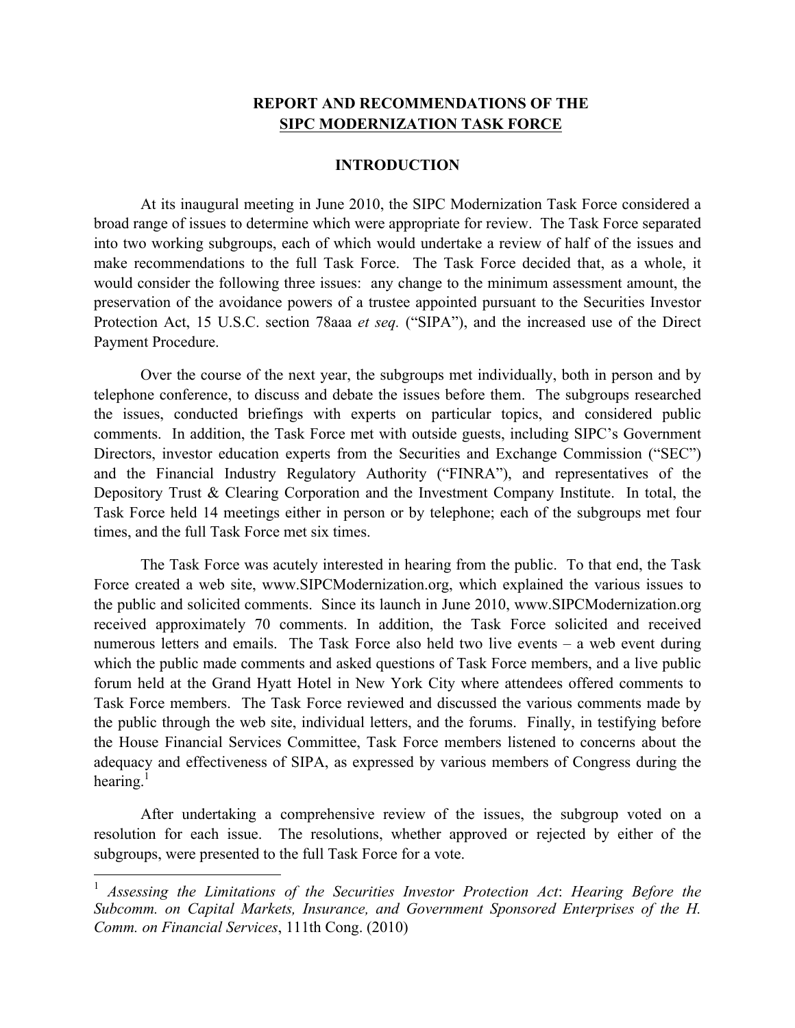## REPORT AND RECOMMENDATIONS OF THE SIPC MODERNIZATION TASK FORCE

### INTRODUCTION

At its inaugural meeting in June 2010, the SIPC Modernization Task Force considered a broad range of issues to determine which were appropriate for review. The Task Force separated into two working subgroups, each of which would undertake a review of half of the issues and make recommendations to the full Task Force. The Task Force decided that, as a whole, it would consider the following three issues: any change to the minimum assessment amount, the preservation of the avoidance powers of a trustee appointed pursuant to the Securities Investor Protection Act, 15 U.S.C. section 78aaa *et seq.* ("SIPA"), and the increased use of the Direct Payment Procedure.

Over the course of the next year, the subgroups met individually, both in person and by telephone conference, to discuss and debate the issues before them. The subgroups researched the issues, conducted briefings with experts on particular topics, and considered public comments. In addition, the Task Force met with outside guests, including SIPC's Government Directors, investor education experts from the Securities and Exchange Commission ("SEC") and the Financial Industry Regulatory Authority ("FINRA"), and representatives of the Depository Trust & Clearing Corporation and the Investment Company Institute. In total, the Task Force held 14 meetings either in person or by telephone; each of the subgroups met four times, and the full Task Force met six times.

The Task Force was acutely interested in hearing from the public. To that end, the Task Force created a web site, www.SIPCModernization.org, which explained the various issues to the public and solicited comments. Since its launch in June 2010, www.SIPCModernization.org received approximately 70 comments. In addition, the Task Force solicited and received numerous letters and emails. The Task Force also held two live events – a web event during which the public made comments and asked questions of Task Force members, and a live public forum held at the Grand Hyatt Hotel in New York City where attendees offered comments to Task Force members. The Task Force reviewed and discussed the various comments made by the public through the web site, individual letters, and the forums. Finally, in testifying before the House Financial Services Committee, Task Force members listened to concerns about the adequacy and effectiveness of SIPA, as expressed by various members of Congress during the hearing.[1]

After undertaking a comprehensive review of the issues, the subgroup voted on a resolution for each issue. The resolutions, whether approved or rejected by either of the subgroups, were presented to the full Task Force for a vote.

---

[1] *Assessing the Limitations of the Securities Investor Protection Act*: *Hearing Before the Subcomm. on Capital Markets, Insurance, and Government Sponsored Enterprises of the H. Comm. on Financial Services*, 111th Cong. (2010)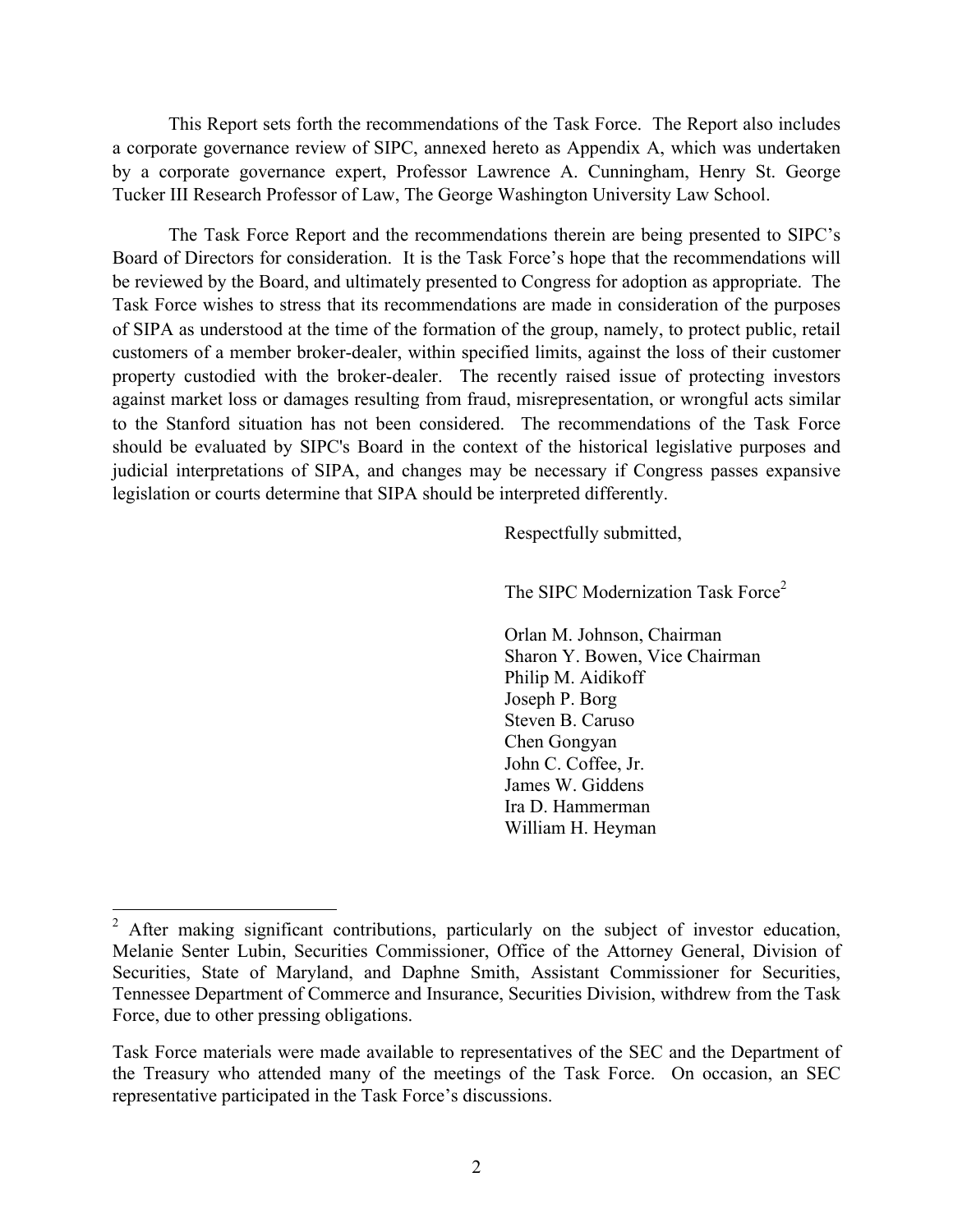This Report sets forth the recommendations of the Task Force. The Report also includes a corporate governance review of SIPC, annexed hereto as Appendix A, which was undertaken by a corporate governance expert, Professor Lawrence A. Cunningham, Henry St. George Tucker III Research Professor of Law, The George Washington University Law School.

The Task Force Report and the recommendations therein are being presented to SIPC's Board of Directors for consideration. It is the Task Force's hope that the recommendations will be reviewed by the Board, and ultimately presented to Congress for adoption as appropriate. The Task Force wishes to stress that its recommendations are made in consideration of the purposes of SIPA as understood at the time of the formation of the group, namely, to protect public, retail customers of a member broker-dealer, within specified limits, against the loss of their customer property custodied with the broker-dealer. The recently raised issue of protecting investors against market loss or damages resulting from fraud, misrepresentation, or wrongful acts similar to the Stanford situation has not been considered. The recommendations of the Task Force should be evaluated by SIPC's Board in the context of the historical legislative purposes and judicial interpretations of SIPA, and changes may be necessary if Congress passes expansive legislation or courts determine that SIPA should be interpreted differently.

Respectfully submitted,

The SIPC Modernization Task Force[2]

Orlan M. Johnson, Chairman
Sharon Y. Bowen, Vice Chairman
Philip M. Aidikoff
Joseph P. Borg
Steven B. Caruso
Chen Gongyan
John C. Coffee, Jr.
James W. Giddens
Ira D. Hammerman
William H. Heyman

---

[2] After making significant contributions, particularly on the subject of investor education, Melanie Senter Lubin, Securities Commissioner, Office of the Attorney General, Division of Securities, State of Maryland, and Daphne Smith, Assistant Commissioner for Securities, Tennessee Department of Commerce and Insurance, Securities Division, withdrew from the Task Force, due to other pressing obligations.

Task Force materials were made available to representatives of the SEC and the Department of the Treasury who attended many of the meetings of the Task Force. On occasion, an SEC representative participated in the Task Force's discussions.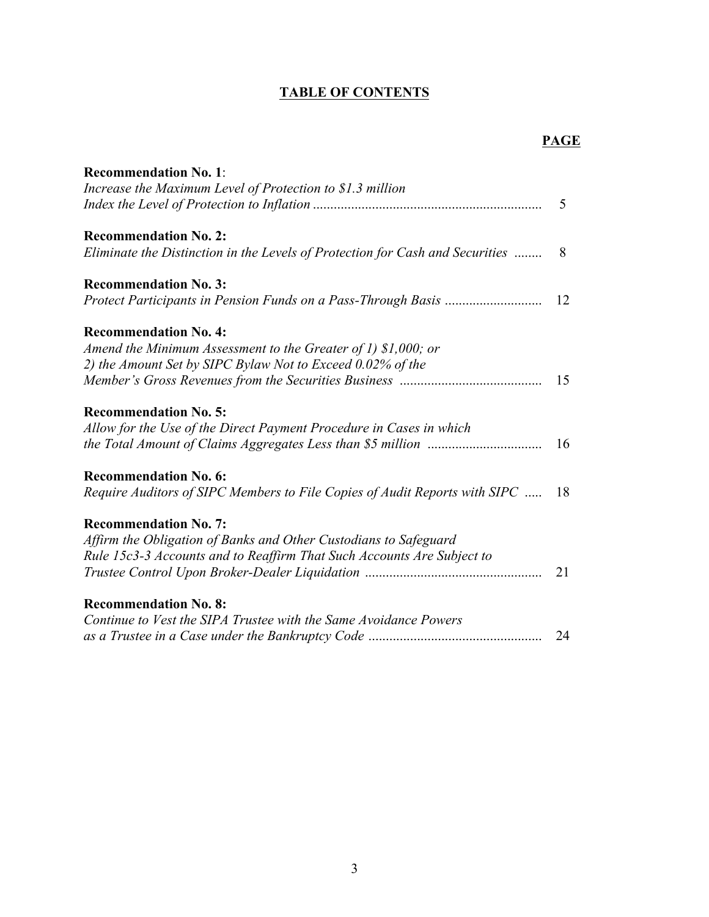# TABLE OF CONTENTS

| | PAGE |
|---|---|
| **Recommendation No. 1**: *Increase the Maximum Level of Protection to \$1.3 million Index the Level of Protection to Inflation* | 5 |
| **Recommendation No. 2:** *Eliminate the Distinction in the Levels of Protection for Cash and Securities* | 8 |
| **Recommendation No. 3:** *Protect Participants in Pension Funds on a Pass-Through Basis* | 12 |
| **Recommendation No. 4:** *Amend the Minimum Assessment to the Greater of 1) \$1,000; or 2) the Amount Set by SIPC Bylaw Not to Exceed 0.02% of the Member's Gross Revenues from the Securities Business* | 15 |
| **Recommendation No. 5:** *Allow for the Use of the Direct Payment Procedure in Cases in which the Total Amount of Claims Aggregates Less than \$5 million* | 16 |
| **Recommendation No. 6:** *Require Auditors of SIPC Members to File Copies of Audit Reports with SIPC* | 18 |
| **Recommendation No. 7:** *Affirm the Obligation of Banks and Other Custodians to Safeguard Rule 15c3-3 Accounts and to Reaffirm That Such Accounts Are Subject to Trustee Control Upon Broker-Dealer Liquidation* | 21 |
| **Recommendation No. 8:** *Continue to Vest the SIPA Trustee with the Same Avoidance Powers as a Trustee in a Case under the Bankruptcy Code* | 24 |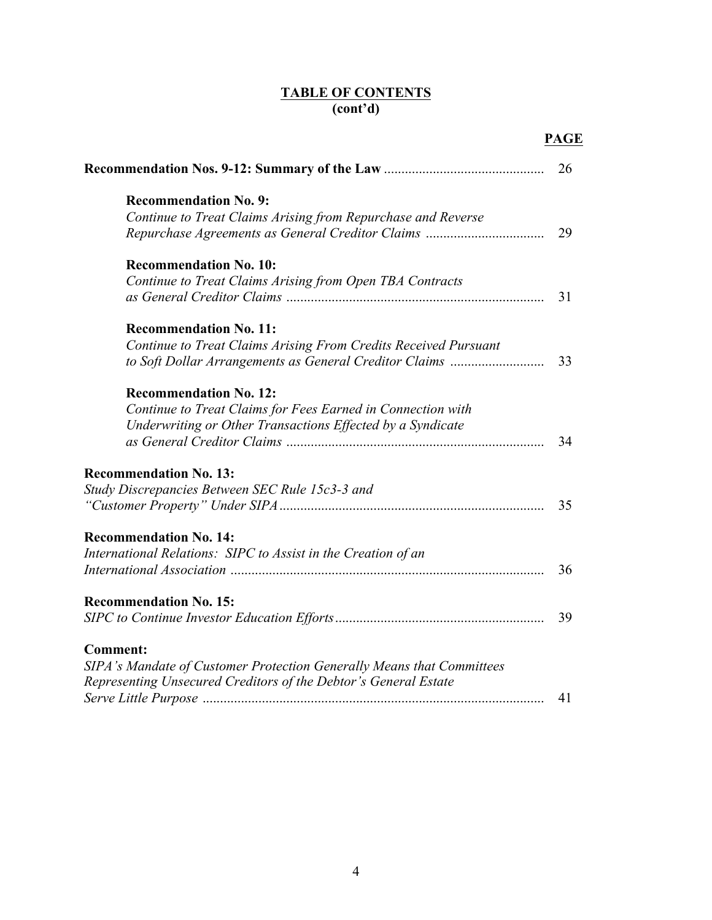## TABLE OF CONTENTS
**(cont'd)**

| | PAGE |
|---|---|
| **Recommendation Nos. 9-12: Summary of the Law** | 26 |
| **Recommendation No. 9:** *Continue to Treat Claims Arising from Repurchase and Reverse Repurchase Agreements as General Creditor Claims* | 29 |
| **Recommendation No. 10:** *Continue to Treat Claims Arising from Open TBA Contracts as General Creditor Claims* | 31 |
| **Recommendation No. 11:** *Continue to Treat Claims Arising From Credits Received Pursuant to Soft Dollar Arrangements as General Creditor Claims* | 33 |
| **Recommendation No. 12:** *Continue to Treat Claims for Fees Earned in Connection with Underwriting or Other Transactions Effected by a Syndicate as General Creditor Claims* | 34 |
| **Recommendation No. 13:** *Study Discrepancies Between SEC Rule 15c3-3 and "Customer Property" Under SIPA* | 35 |
| **Recommendation No. 14:** *International Relations: SIPC to Assist in the Creation of an International Association* | 36 |
| **Recommendation No. 15:** *SIPC to Continue Investor Education Efforts* | 39 |
| **Comment:** *SIPA's Mandate of Customer Protection Generally Means that Committees Representing Unsecured Creditors of the Debtor's General Estate Serve Little Purpose* | 41 |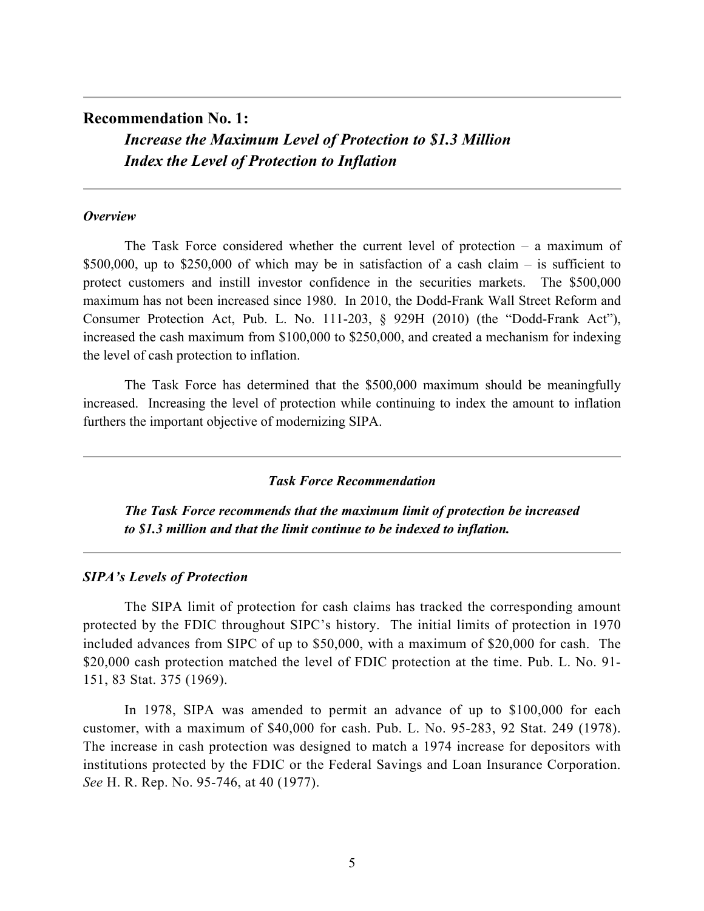## Recommendation No. 1:

### *Increase the Maximum Level of Protection to $1.3 Million*
### *Index the Level of Protection to Inflation*

---

***Overview***

The Task Force considered whether the current level of protection – a maximum of $500,000, up to $250,000 of which may be in satisfaction of a cash claim – is sufficient to protect customers and instill investor confidence in the securities markets. The $500,000 maximum has not been increased since 1980. In 2010, the Dodd-Frank Wall Street Reform and Consumer Protection Act, Pub. L. No. 111-203, § 929H (2010) (the "Dodd-Frank Act"), increased the cash maximum from $100,000 to $250,000, and created a mechanism for indexing the level of cash protection to inflation.

The Task Force has determined that the $500,000 maximum should be meaningfully increased. Increasing the level of protection while continuing to index the amount to inflation furthers the important objective of modernizing SIPA.

---

***Task Force Recommendation***

***The Task Force recommends that the maximum limit of protection be increased to $1.3 million and that the limit continue to be indexed to inflation.***

---

***SIPA's Levels of Protection***

The SIPA limit of protection for cash claims has tracked the corresponding amount protected by the FDIC throughout SIPC's history. The initial limits of protection in 1970 included advances from SIPC of up to $50,000, with a maximum of $20,000 for cash. The $20,000 cash protection matched the level of FDIC protection at the time. Pub. L. No. 91-151, 83 Stat. 375 (1969).

In 1978, SIPA was amended to permit an advance of up to $100,000 for each customer, with a maximum of $40,000 for cash. Pub. L. No. 95-283, 92 Stat. 249 (1978). The increase in cash protection was designed to match a 1974 increase for depositors with institutions protected by the FDIC or the Federal Savings and Loan Insurance Corporation. *See* H. R. Rep. No. 95-746, at 40 (1977).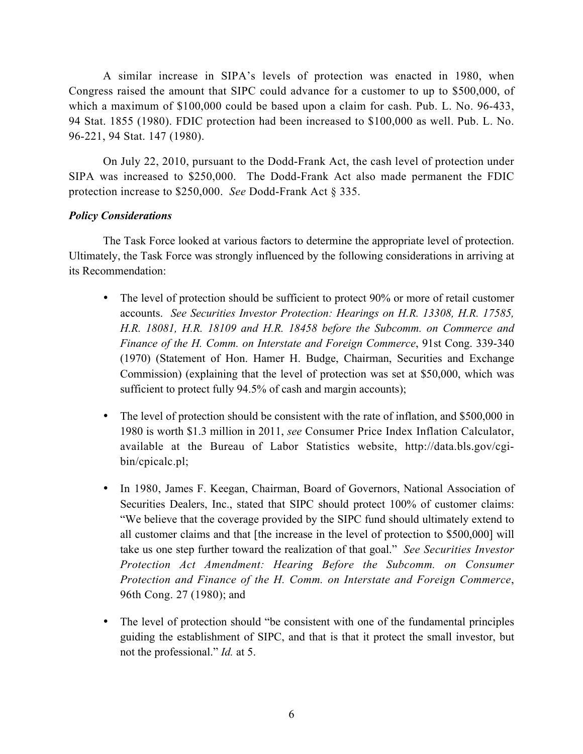A similar increase in SIPA's levels of protection was enacted in 1980, when Congress raised the amount that SIPC could advance for a customer to up to $500,000, of which a maximum of $100,000 could be based upon a claim for cash. Pub. L. No. 96-433, 94 Stat. 1855 (1980). FDIC protection had been increased to $100,000 as well. Pub. L. No. 96-221, 94 Stat. 147 (1980).

On July 22, 2010, pursuant to the Dodd-Frank Act, the cash level of protection under SIPA was increased to $250,000. The Dodd-Frank Act also made permanent the FDIC protection increase to $250,000. *See* Dodd-Frank Act § 335.

***Policy Considerations***

The Task Force looked at various factors to determine the appropriate level of protection. Ultimately, the Task Force was strongly influenced by the following considerations in arriving at its Recommendation:

- The level of protection should be sufficient to protect 90% or more of retail customer accounts. *See Securities Investor Protection: Hearings on H.R. 13308, H.R. 17585, H.R. 18081, H.R. 18109 and H.R. 18458 before the Subcomm. on Commerce and Finance of the H. Comm. on Interstate and Foreign Commerce*, 91st Cong. 339-340 (1970) (Statement of Hon. Hamer H. Budge, Chairman, Securities and Exchange Commission) (explaining that the level of protection was set at $50,000, which was sufficient to protect fully 94.5% of cash and margin accounts);

- The level of protection should be consistent with the rate of inflation, and $500,000 in 1980 is worth $1.3 million in 2011, *see* Consumer Price Index Inflation Calculator, available at the Bureau of Labor Statistics website, http://data.bls.gov/cgi-bin/cpicalc.pl;

- In 1980, James F. Keegan, Chairman, Board of Governors, National Association of Securities Dealers, Inc., stated that SIPC should protect 100% of customer claims: "We believe that the coverage provided by the SIPC fund should ultimately extend to all customer claims and that [the increase in the level of protection to $500,000] will take us one step further toward the realization of that goal." *See Securities Investor Protection Act Amendment: Hearing Before the Subcomm. on Consumer Protection and Finance of the H. Comm. on Interstate and Foreign Commerce*, 96th Cong. 27 (1980); and

- The level of protection should "be consistent with one of the fundamental principles guiding the establishment of SIPC, and that is that it protect the small investor, but not the professional." *Id.* at 5.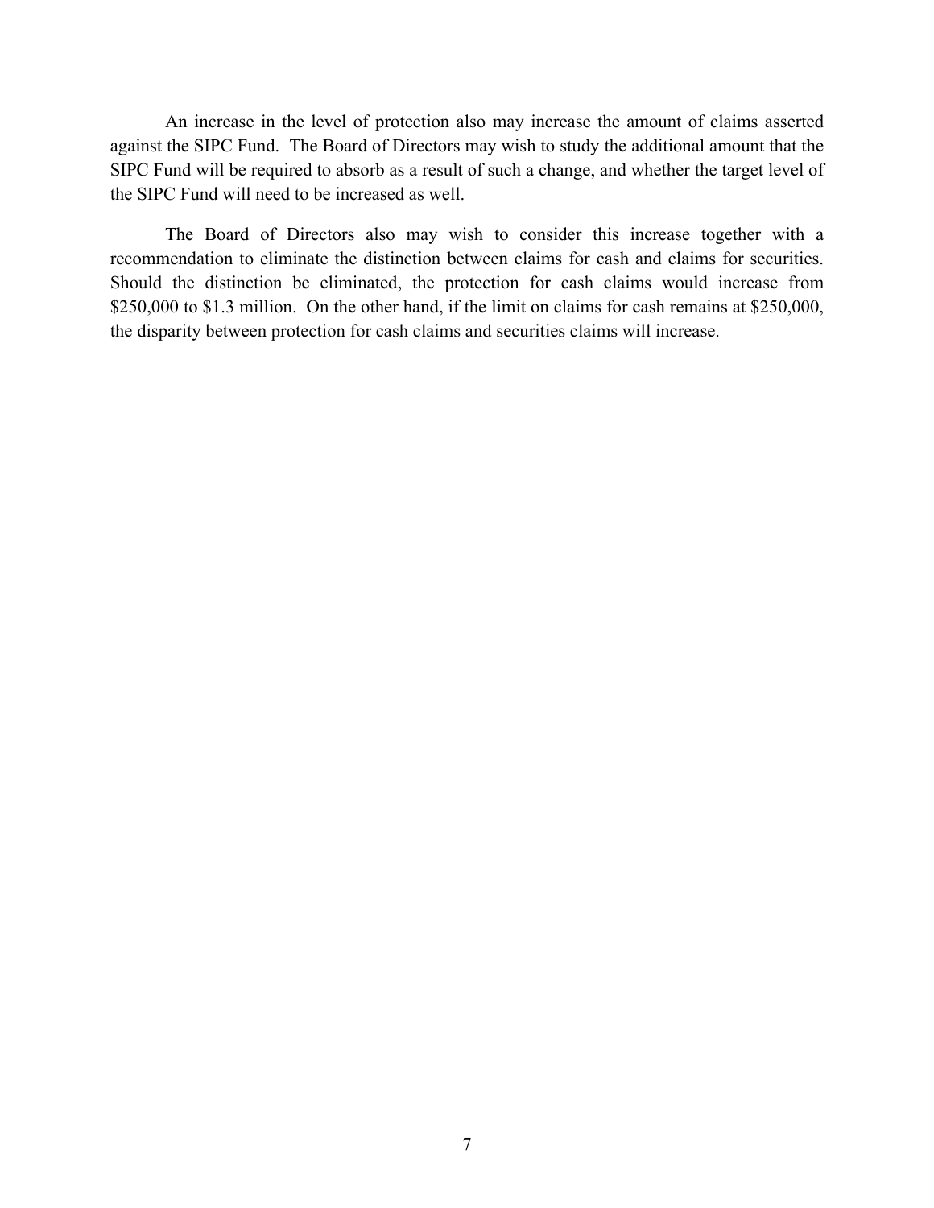An increase in the level of protection also may increase the amount of claims asserted against the SIPC Fund. The Board of Directors may wish to study the additional amount that the SIPC Fund will be required to absorb as a result of such a change, and whether the target level of the SIPC Fund will need to be increased as well.

The Board of Directors also may wish to consider this increase together with a recommendation to eliminate the distinction between claims for cash and claims for securities. Should the distinction be eliminated, the protection for cash claims would increase from $250,000 to $1.3 million. On the other hand, if the limit on claims for cash remains at $250,000, the disparity between protection for cash claims and securities claims will increase.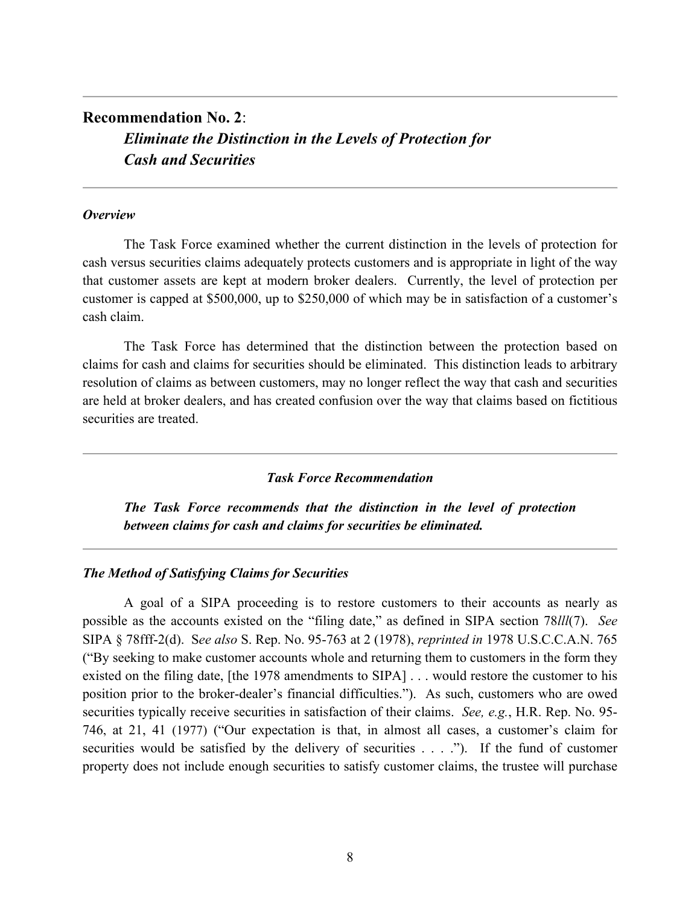## Recommendation No. 2:

### *Eliminate the Distinction in the Levels of Protection for Cash and Securities*

***Overview***

The Task Force examined whether the current distinction in the levels of protection for cash versus securities claims adequately protects customers and is appropriate in light of the way that customer assets are kept at modern broker dealers. Currently, the level of protection per customer is capped at $500,000, up to $250,000 of which may be in satisfaction of a customer's cash claim.

The Task Force has determined that the distinction between the protection based on claims for cash and claims for securities should be eliminated. This distinction leads to arbitrary resolution of claims as between customers, may no longer reflect the way that cash and securities are held at broker dealers, and has created confusion over the way that claims based on fictitious securities are treated.

***Task Force Recommendation***

***The Task Force recommends that the distinction in the level of protection between claims for cash and claims for securities be eliminated.***

***The Method of Satisfying Claims for Securities***

A goal of a SIPA proceeding is to restore customers to their accounts as nearly as possible as the accounts existed on the "filing date," as defined in SIPA section 78*lll*(7). *See* SIPA § 78fff-2(d). S*ee also* S. Rep. No. 95-763 at 2 (1978), *reprinted in* 1978 U.S.C.C.A.N. 765 ("By seeking to make customer accounts whole and returning them to customers in the form they existed on the filing date, [the 1978 amendments to SIPA] . . . would restore the customer to his position prior to the broker-dealer's financial difficulties."). As such, customers who are owed securities typically receive securities in satisfaction of their claims. *See, e.g.*, H.R. Rep. No. 95-746, at 21, 41 (1977) ("Our expectation is that, in almost all cases, a customer's claim for securities would be satisfied by the delivery of securities . . . ."). If the fund of customer property does not include enough securities to satisfy customer claims, the trustee will purchase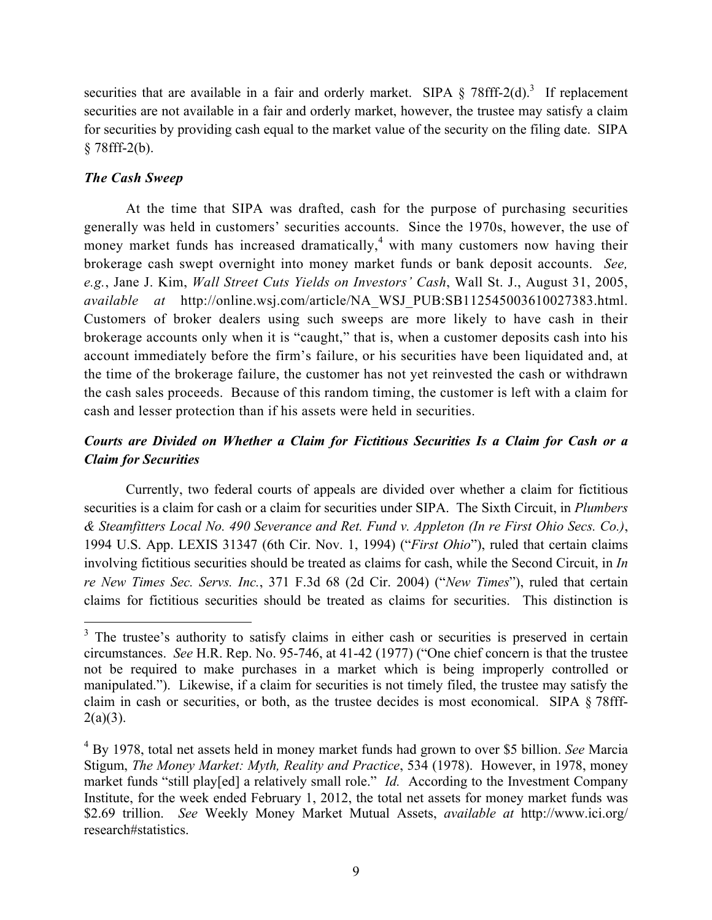securities that are available in a fair and orderly market. SIPA § 78fff-2(d).[3] If replacement securities are not available in a fair and orderly market, however, the trustee may satisfy a claim for securities by providing cash equal to the market value of the security on the filing date. SIPA § 78fff-2(b).

### *The Cash Sweep*

At the time that SIPA was drafted, cash for the purpose of purchasing securities generally was held in customers' securities accounts. Since the 1970s, however, the use of money market funds has increased dramatically,[4] with many customers now having their brokerage cash swept overnight into money market funds or bank deposit accounts. *See, e.g.*, Jane J. Kim, *Wall Street Cuts Yields on Investors' Cash*, Wall St. J., August 31, 2005, *available at* http://online.wsj.com/article/NA_WSJ_PUB:SB112545003610027383.html. Customers of broker dealers using such sweeps are more likely to have cash in their brokerage accounts only when it is "caught," that is, when a customer deposits cash into his account immediately before the firm's failure, or his securities have been liquidated and, at the time of the brokerage failure, the customer has not yet reinvested the cash or withdrawn the cash sales proceeds. Because of this random timing, the customer is left with a claim for cash and lesser protection than if his assets were held in securities.

### *Courts are Divided on Whether a Claim for Fictitious Securities Is a Claim for Cash or a Claim for Securities*

Currently, two federal courts of appeals are divided over whether a claim for fictitious securities is a claim for cash or a claim for securities under SIPA. The Sixth Circuit, in *Plumbers & Steamfitters Local No. 490 Severance and Ret. Fund v. Appleton (In re First Ohio Secs. Co.)*, 1994 U.S. App. LEXIS 31347 (6th Cir. Nov. 1, 1994) ("*First Ohio*"), ruled that certain claims involving fictitious securities should be treated as claims for cash, while the Second Circuit, in *In re New Times Sec. Servs. Inc.*, 371 F.3d 68 (2d Cir. 2004) ("*New Times*"), ruled that certain claims for fictitious securities should be treated as claims for securities. This distinction is

---

[3] The trustee's authority to satisfy claims in either cash or securities is preserved in certain circumstances. *See* H.R. Rep. No. 95-746, at 41-42 (1977) ("One chief concern is that the trustee not be required to make purchases in a market which is being improperly controlled or manipulated."). Likewise, if a claim for securities is not timely filed, the trustee may satisfy the claim in cash or securities, or both, as the trustee decides is most economical. SIPA § 78fff-2(a)(3).

[4] By 1978, total net assets held in money market funds had grown to over $5 billion. *See* Marcia Stigum, *The Money Market: Myth, Reality and Practice*, 534 (1978). However, in 1978, money market funds "still play[ed] a relatively small role." *Id.* According to the Investment Company Institute, for the week ended February 1, 2012, the total net assets for money market funds was $2.69 trillion. *See* Weekly Money Market Mutual Assets, *available at* http://www.ici.org/research#statistics.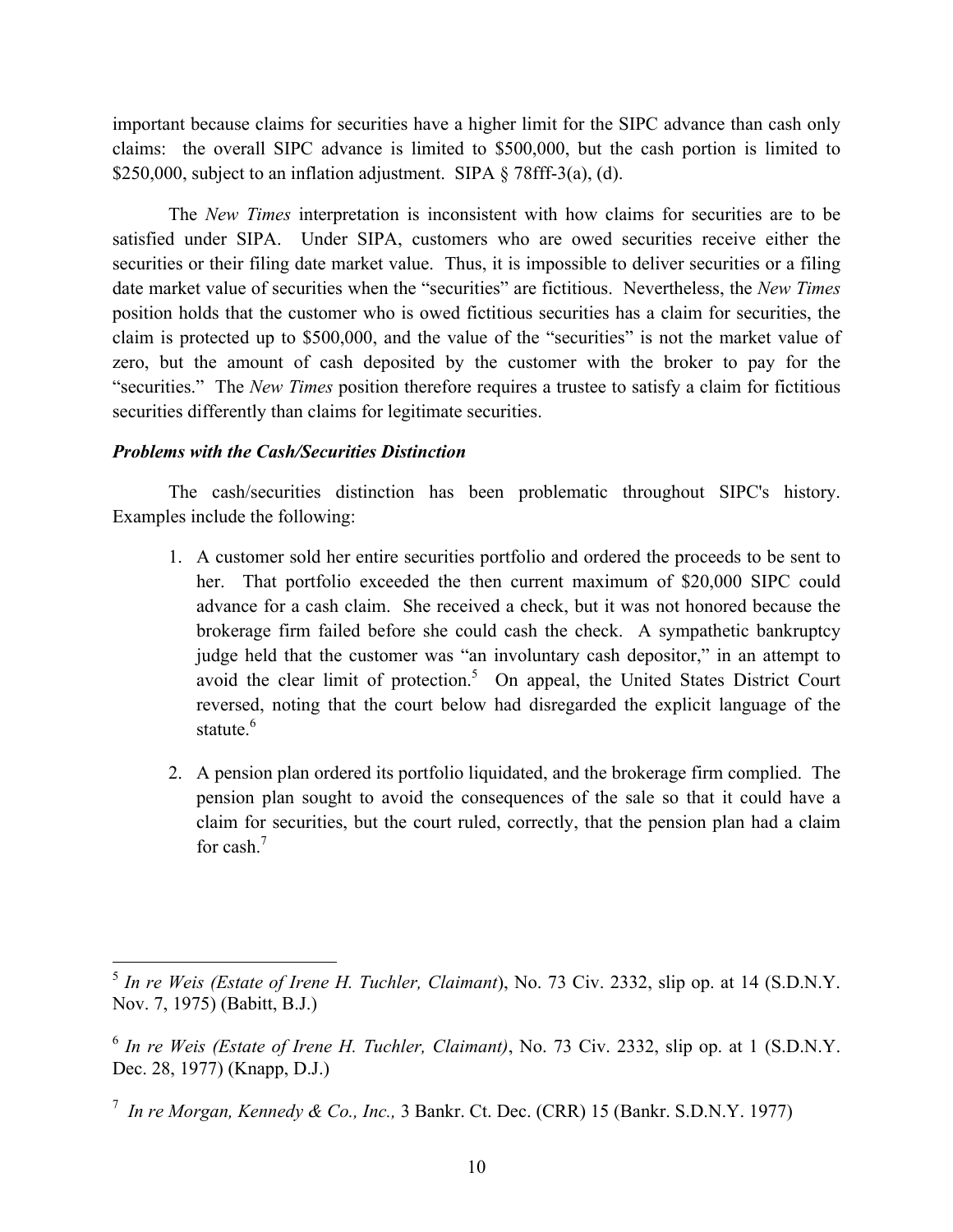important because claims for securities have a higher limit for the SIPC advance than cash only claims: the overall SIPC advance is limited to $500,000, but the cash portion is limited to $250,000, subject to an inflation adjustment. SIPA § 78fff-3(a), (d).

The *New Times* interpretation is inconsistent with how claims for securities are to be satisfied under SIPA. Under SIPA, customers who are owed securities receive either the securities or their filing date market value. Thus, it is impossible to deliver securities or a filing date market value of securities when the "securities" are fictitious. Nevertheless, the *New Times* position holds that the customer who is owed fictitious securities has a claim for securities, the claim is protected up to $500,000, and the value of the "securities" is not the market value of zero, but the amount of cash deposited by the customer with the broker to pay for the "securities." The *New Times* position therefore requires a trustee to satisfy a claim for fictitious securities differently than claims for legitimate securities.

***Problems with the Cash/Securities Distinction***

The cash/securities distinction has been problematic throughout SIPC's history. Examples include the following:

1. A customer sold her entire securities portfolio and ordered the proceeds to be sent to her. That portfolio exceeded the then current maximum of $20,000 SIPC could advance for a cash claim. She received a check, but it was not honored because the brokerage firm failed before she could cash the check. A sympathetic bankruptcy judge held that the customer was "an involuntary cash depositor," in an attempt to avoid the clear limit of protection.[5] On appeal, the United States District Court reversed, noting that the court below had disregarded the explicit language of the statute.[6]

2. A pension plan ordered its portfolio liquidated, and the brokerage firm complied. The pension plan sought to avoid the consequences of the sale so that it could have a claim for securities, but the court ruled, correctly, that the pension plan had a claim for cash.[7]

---

[5] *In re Weis (Estate of Irene H. Tuchler, Claimant)*, No. 73 Civ. 2332, slip op. at 14 (S.D.N.Y. Nov. 7, 1975) (Babitt, B.J.)

[6] *In re Weis (Estate of Irene H. Tuchler, Claimant)*, No. 73 Civ. 2332, slip op. at 1 (S.D.N.Y. Dec. 28, 1977) (Knapp, D.J.)

[7] *In re Morgan, Kennedy & Co., Inc.,* 3 Bankr. Ct. Dec. (CRR) 15 (Bankr. S.D.N.Y. 1977)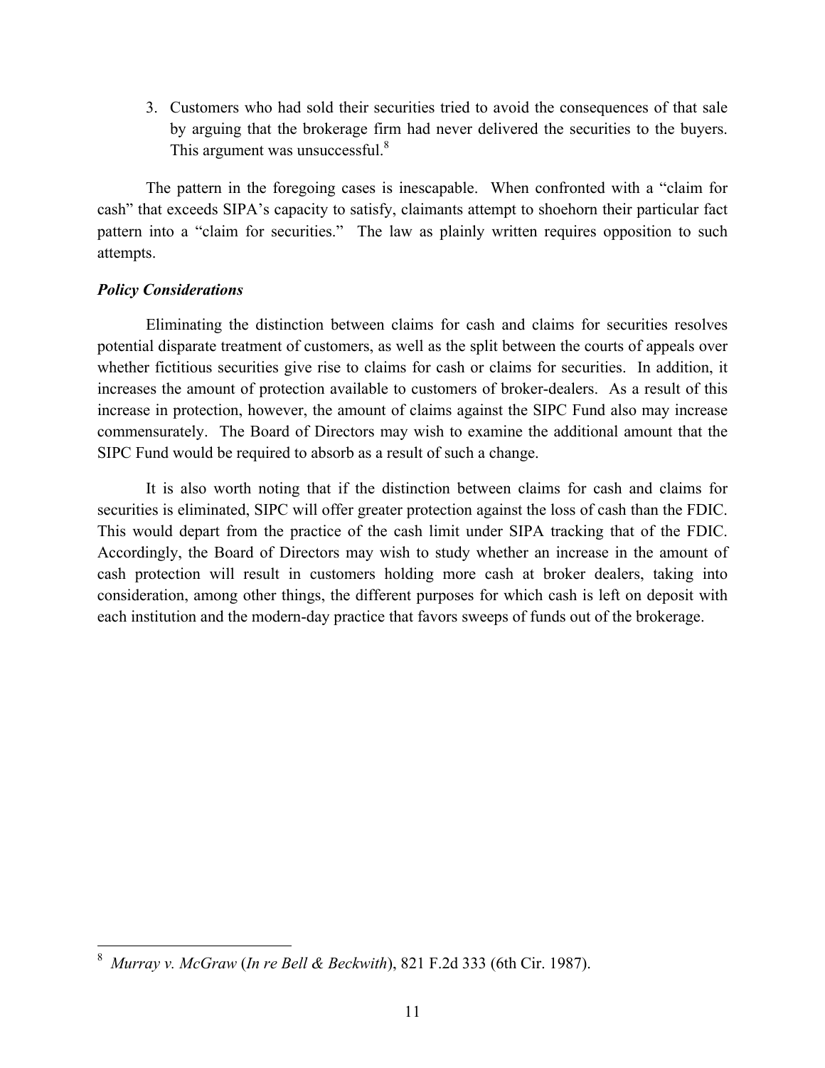3. Customers who had sold their securities tried to avoid the consequences of that sale by arguing that the brokerage firm had never delivered the securities to the buyers. This argument was unsuccessful.[8]

The pattern in the foregoing cases is inescapable. When confronted with a "claim for cash" that exceeds SIPA's capacity to satisfy, claimants attempt to shoehorn their particular fact pattern into a "claim for securities." The law as plainly written requires opposition to such attempts.

***Policy Considerations***

Eliminating the distinction between claims for cash and claims for securities resolves potential disparate treatment of customers, as well as the split between the courts of appeals over whether fictitious securities give rise to claims for cash or claims for securities. In addition, it increases the amount of protection available to customers of broker-dealers. As a result of this increase in protection, however, the amount of claims against the SIPC Fund also may increase commensurately. The Board of Directors may wish to examine the additional amount that the SIPC Fund would be required to absorb as a result of such a change.

It is also worth noting that if the distinction between claims for cash and claims for securities is eliminated, SIPC will offer greater protection against the loss of cash than the FDIC. This would depart from the practice of the cash limit under SIPA tracking that of the FDIC. Accordingly, the Board of Directors may wish to study whether an increase in the amount of cash protection will result in customers holding more cash at broker dealers, taking into consideration, among other things, the different purposes for which cash is left on deposit with each institution and the modern-day practice that favors sweeps of funds out of the brokerage.

---

[8] *Murray v. McGraw* (*In re Bell & Beckwith*), 821 F.2d 333 (6th Cir. 1987).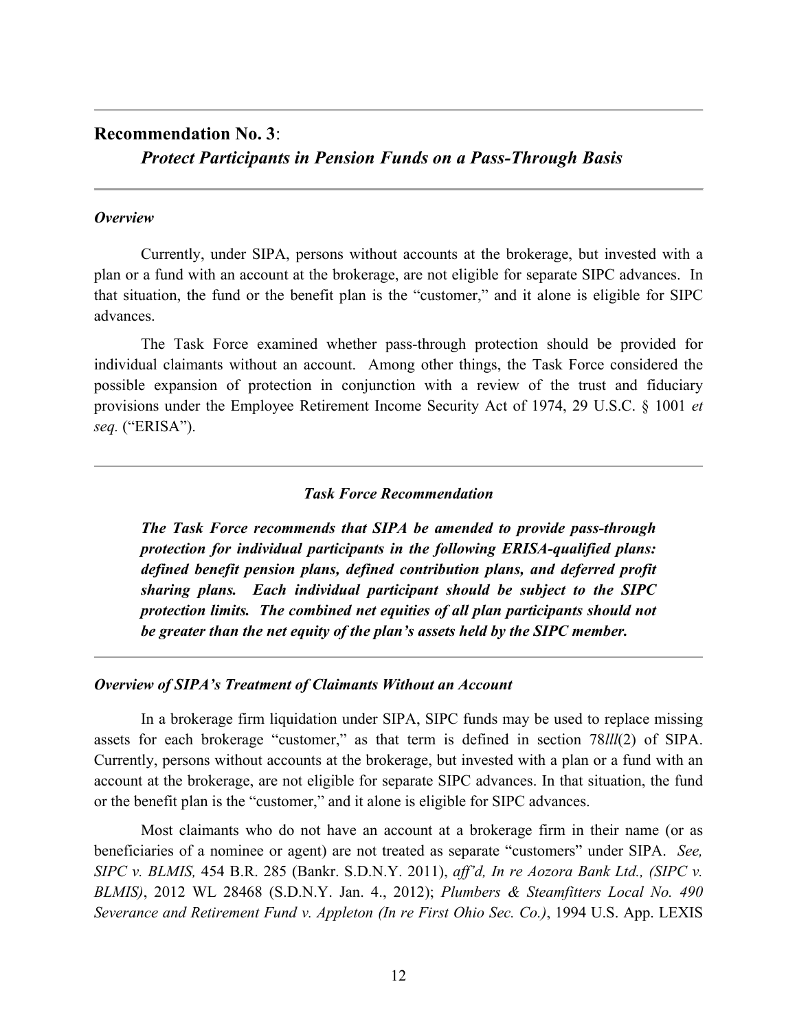## Recommendation No. 3:

### *Protect Participants in Pension Funds on a Pass-Through Basis*

***Overview***

Currently, under SIPA, persons without accounts at the brokerage, but invested with a plan or a fund with an account at the brokerage, are not eligible for separate SIPC advances. In that situation, the fund or the benefit plan is the "customer," and it alone is eligible for SIPC advances.

The Task Force examined whether pass-through protection should be provided for individual claimants without an account. Among other things, the Task Force considered the possible expansion of protection in conjunction with a review of the trust and fiduciary provisions under the Employee Retirement Income Security Act of 1974, 29 U.S.C. § 1001 *et seq.* ("ERISA").

***Task Force Recommendation***

***The Task Force recommends that SIPA be amended to provide pass-through protection for individual participants in the following ERISA-qualified plans: defined benefit pension plans, defined contribution plans, and deferred profit sharing plans. Each individual participant should be subject to the SIPC protection limits. The combined net equities of all plan participants should not be greater than the net equity of the plan's assets held by the SIPC member.***

***Overview of SIPA's Treatment of Claimants Without an Account***

In a brokerage firm liquidation under SIPA, SIPC funds may be used to replace missing assets for each brokerage "customer," as that term is defined in section 78*lll*(2) of SIPA. Currently, persons without accounts at the brokerage, but invested with a plan or a fund with an account at the brokerage, are not eligible for separate SIPC advances. In that situation, the fund or the benefit plan is the "customer," and it alone is eligible for SIPC advances.

Most claimants who do not have an account at a brokerage firm in their name (or as beneficiaries of a nominee or agent) are not treated as separate "customers" under SIPA. *See, SIPC v. BLMIS,* 454 B.R. 285 (Bankr. S.D.N.Y. 2011), *aff'd, In re Aozora Bank Ltd., (SIPC v. BLMIS)*, 2012 WL 28468 (S.D.N.Y. Jan. 4., 2012); *Plumbers & Steamfitters Local No. 490 Severance and Retirement Fund v. Appleton (In re First Ohio Sec. Co.)*, 1994 U.S. App. LEXIS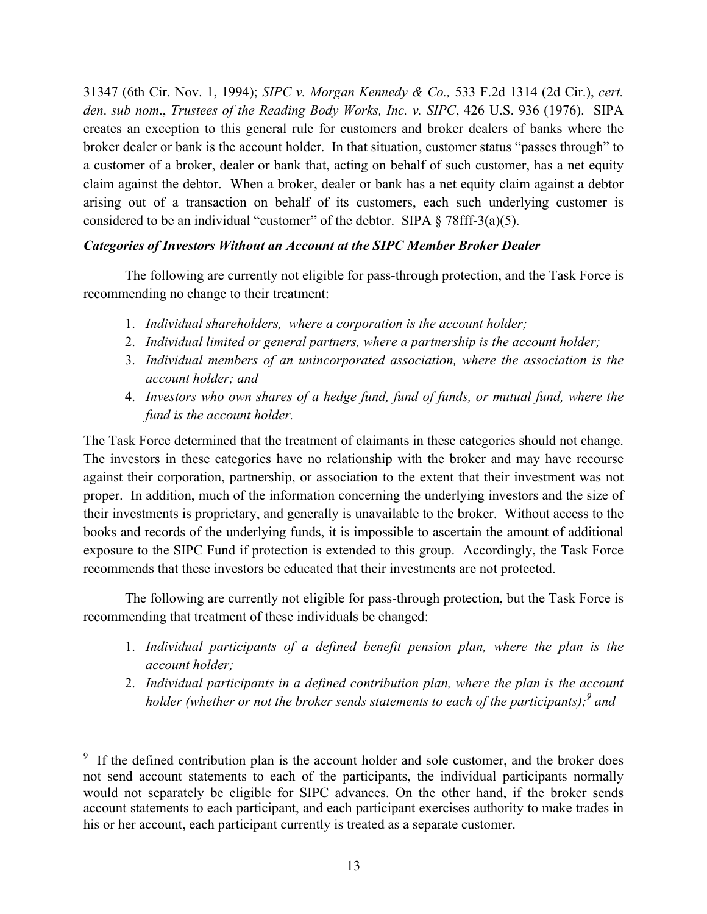31347 (6th Cir. Nov. 1, 1994); *SIPC v. Morgan Kennedy & Co.,* 533 F.2d 1314 (2d Cir.), *cert. den*. *sub nom*., *Trustees of the Reading Body Works, Inc. v. SIPC*, 426 U.S. 936 (1976). SIPA creates an exception to this general rule for customers and broker dealers of banks where the broker dealer or bank is the account holder. In that situation, customer status "passes through" to a customer of a broker, dealer or bank that, acting on behalf of such customer, has a net equity claim against the debtor. When a broker, dealer or bank has a net equity claim against a debtor arising out of a transaction on behalf of its customers, each such underlying customer is considered to be an individual "customer" of the debtor. SIPA § 78fff-3(a)(5).

***Categories of Investors Without an Account at the SIPC Member Broker Dealer***

The following are currently not eligible for pass-through protection, and the Task Force is recommending no change to their treatment:

1. *Individual shareholders, where a corporation is the account holder;*
2. *Individual limited or general partners, where a partnership is the account holder;*
3. *Individual members of an unincorporated association, where the association is the account holder; and*
4. *Investors who own shares of a hedge fund, fund of funds, or mutual fund, where the fund is the account holder.*

The Task Force determined that the treatment of claimants in these categories should not change. The investors in these categories have no relationship with the broker and may have recourse against their corporation, partnership, or association to the extent that their investment was not proper. In addition, much of the information concerning the underlying investors and the size of their investments is proprietary, and generally is unavailable to the broker. Without access to the books and records of the underlying funds, it is impossible to ascertain the amount of additional exposure to the SIPC Fund if protection is extended to this group. Accordingly, the Task Force recommends that these investors be educated that their investments are not protected.

The following are currently not eligible for pass-through protection, but the Task Force is recommending that treatment of these individuals be changed:

1. *Individual participants of a defined benefit pension plan, where the plan is the account holder;*
2. *Individual participants in a defined contribution plan, where the plan is the account holder (whether or not the broker sends statements to each of the participants);*[9] *and*

[9] If the defined contribution plan is the account holder and sole customer, and the broker does not send account statements to each of the participants, the individual participants normally would not separately be eligible for SIPC advances. On the other hand, if the broker sends account statements to each participant, and each participant exercises authority to make trades in his or her account, each participant currently is treated as a separate customer.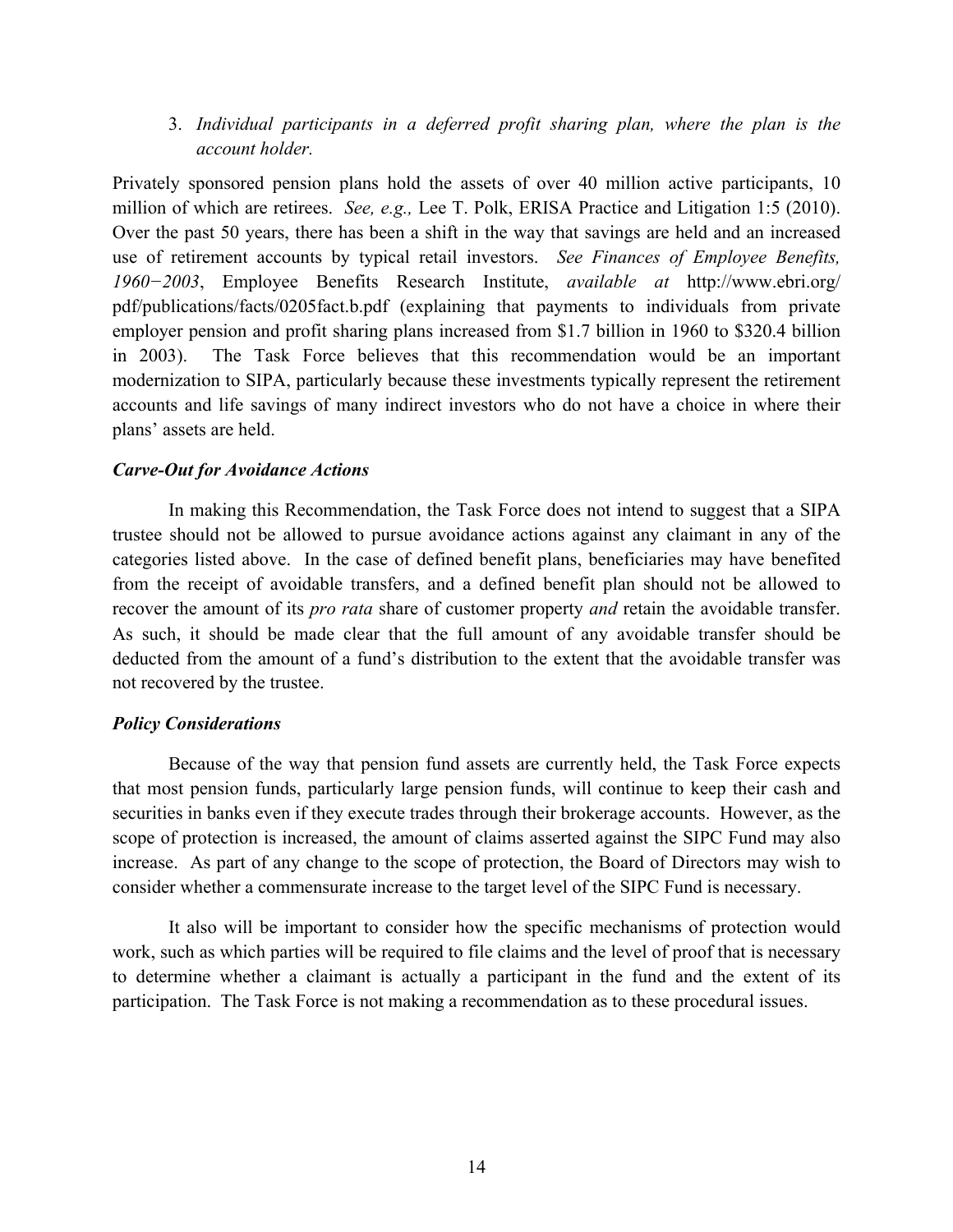3. *Individual participants in a deferred profit sharing plan, where the plan is the account holder.*

Privately sponsored pension plans hold the assets of over 40 million active participants, 10 million of which are retirees. *See, e.g.,* Lee T. Polk, ERISA Practice and Litigation 1:5 (2010). Over the past 50 years, there has been a shift in the way that savings are held and an increased use of retirement accounts by typical retail investors. *See Finances of Employee Benefits, 1960−2003*, Employee Benefits Research Institute, *available at* http://www.ebri.org/pdf/publications/facts/0205fact.b.pdf (explaining that payments to individuals from private employer pension and profit sharing plans increased from $1.7 billion in 1960 to $320.4 billion in 2003). The Task Force believes that this recommendation would be an important modernization to SIPA, particularly because these investments typically represent the retirement accounts and life savings of many indirect investors who do not have a choice in where their plans' assets are held.

***Carve-Out for Avoidance Actions***

In making this Recommendation, the Task Force does not intend to suggest that a SIPA trustee should not be allowed to pursue avoidance actions against any claimant in any of the categories listed above. In the case of defined benefit plans, beneficiaries may have benefited from the receipt of avoidable transfers, and a defined benefit plan should not be allowed to recover the amount of its *pro rata* share of customer property *and* retain the avoidable transfer. As such, it should be made clear that the full amount of any avoidable transfer should be deducted from the amount of a fund's distribution to the extent that the avoidable transfer was not recovered by the trustee.

***Policy Considerations***

Because of the way that pension fund assets are currently held, the Task Force expects that most pension funds, particularly large pension funds, will continue to keep their cash and securities in banks even if they execute trades through their brokerage accounts. However, as the scope of protection is increased, the amount of claims asserted against the SIPC Fund may also increase. As part of any change to the scope of protection, the Board of Directors may wish to consider whether a commensurate increase to the target level of the SIPC Fund is necessary.

It also will be important to consider how the specific mechanisms of protection would work, such as which parties will be required to file claims and the level of proof that is necessary to determine whether a claimant is actually a participant in the fund and the extent of its participation. The Task Force is not making a recommendation as to these procedural issues.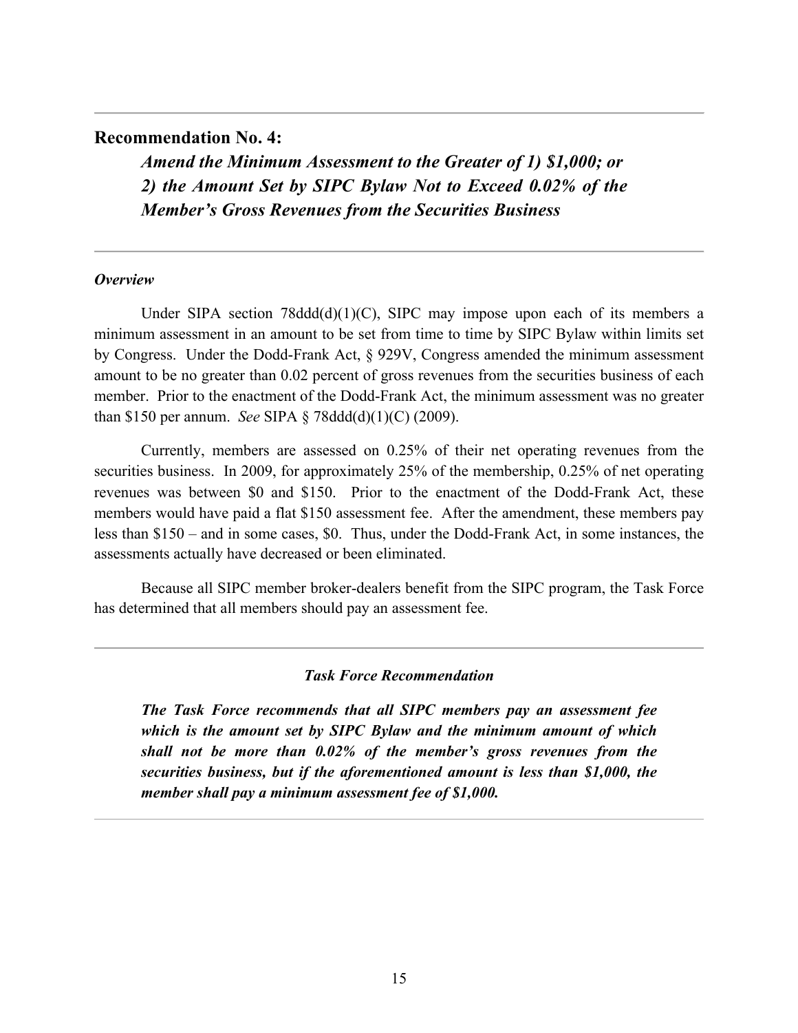## Recommendation No. 4:

### *Amend the Minimum Assessment to the Greater of 1) $1,000; or 2) the Amount Set by SIPC Bylaw Not to Exceed 0.02% of the Member's Gross Revenues from the Securities Business*

---

***Overview***

Under SIPA section 78ddd(d)(1)(C), SIPC may impose upon each of its members a minimum assessment in an amount to be set from time to time by SIPC Bylaw within limits set by Congress. Under the Dodd-Frank Act, § 929V, Congress amended the minimum assessment amount to be no greater than 0.02 percent of gross revenues from the securities business of each member. Prior to the enactment of the Dodd-Frank Act, the minimum assessment was no greater than $150 per annum. *See* SIPA § 78ddd(d)(1)(C) (2009).

Currently, members are assessed on 0.25% of their net operating revenues from the securities business. In 2009, for approximately 25% of the membership, 0.25% of net operating revenues was between $0 and $150. Prior to the enactment of the Dodd-Frank Act, these members would have paid a flat $150 assessment fee. After the amendment, these members pay less than $150 – and in some cases, $0. Thus, under the Dodd-Frank Act, in some instances, the assessments actually have decreased or been eliminated.

Because all SIPC member broker-dealers benefit from the SIPC program, the Task Force has determined that all members should pay an assessment fee.

---

***Task Force Recommendation***

***The Task Force recommends that all SIPC members pay an assessment fee which is the amount set by SIPC Bylaw and the minimum amount of which shall not be more than 0.02% of the member's gross revenues from the securities business, but if the aforementioned amount is less than $1,000, the member shall pay a minimum assessment fee of $1,000.***

---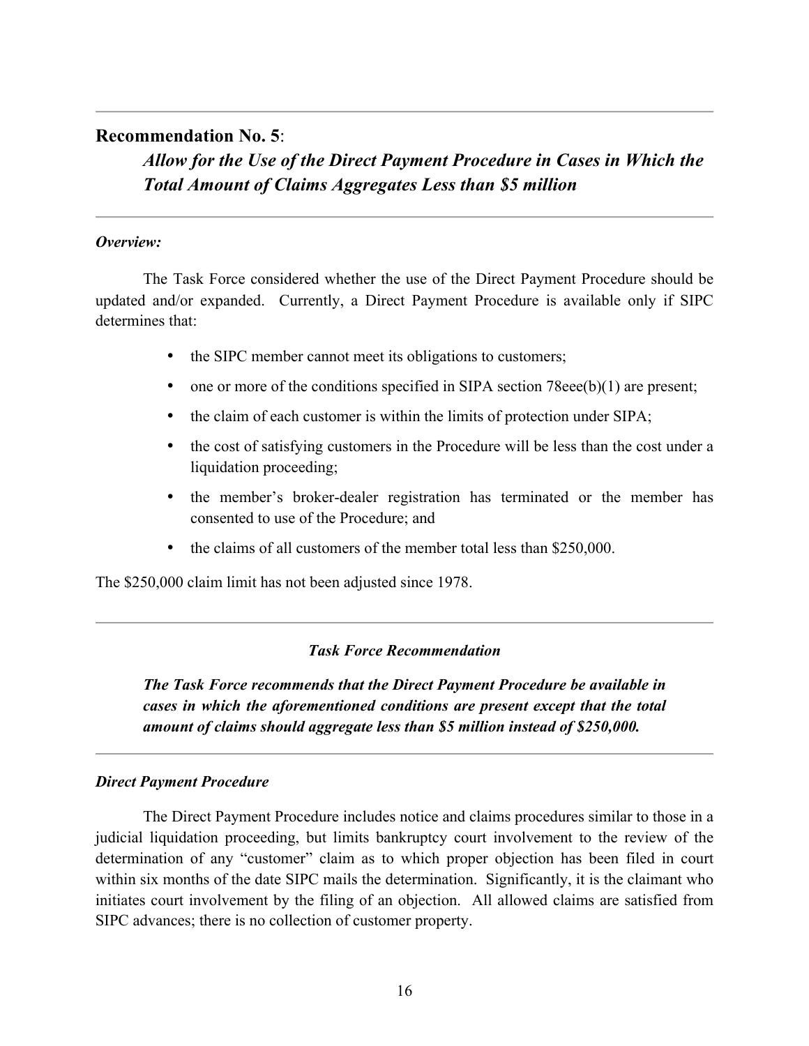---

## Recommendation No. 5:

### *Allow for the Use of the Direct Payment Procedure in Cases in Which the Total Amount of Claims Aggregates Less than $5 million*

---

***Overview:***

The Task Force considered whether the use of the Direct Payment Procedure should be updated and/or expanded. Currently, a Direct Payment Procedure is available only if SIPC determines that:

- the SIPC member cannot meet its obligations to customers;
- one or more of the conditions specified in SIPA section 78eee(b)(1) are present;
- the claim of each customer is within the limits of protection under SIPA;
- the cost of satisfying customers in the Procedure will be less than the cost under a liquidation proceeding;
- the member's broker-dealer registration has terminated or the member has consented to use of the Procedure; and
- the claims of all customers of the member total less than $250,000.

The $250,000 claim limit has not been adjusted since 1978.

---

***Task Force Recommendation***

***The Task Force recommends that the Direct Payment Procedure be available in cases in which the aforementioned conditions are present except that the total amount of claims should aggregate less than $5 million instead of $250,000.***

---

***Direct Payment Procedure***

The Direct Payment Procedure includes notice and claims procedures similar to those in a judicial liquidation proceeding, but limits bankruptcy court involvement to the review of the determination of any "customer" claim as to which proper objection has been filed in court within six months of the date SIPC mails the determination. Significantly, it is the claimant who initiates court involvement by the filing of an objection. All allowed claims are satisfied from SIPC advances; there is no collection of customer property.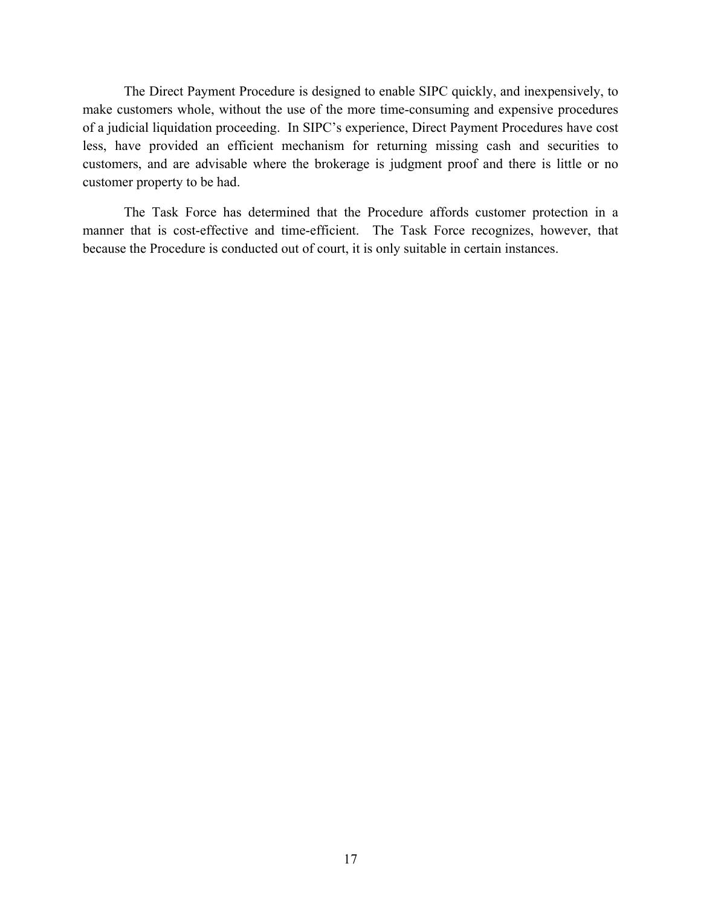The Direct Payment Procedure is designed to enable SIPC quickly, and inexpensively, to make customers whole, without the use of the more time-consuming and expensive procedures of a judicial liquidation proceeding. In SIPC's experience, Direct Payment Procedures have cost less, have provided an efficient mechanism for returning missing cash and securities to customers, and are advisable where the brokerage is judgment proof and there is little or no customer property to be had.

The Task Force has determined that the Procedure affords customer protection in a manner that is cost-effective and time-efficient. The Task Force recognizes, however, that because the Procedure is conducted out of court, it is only suitable in certain instances.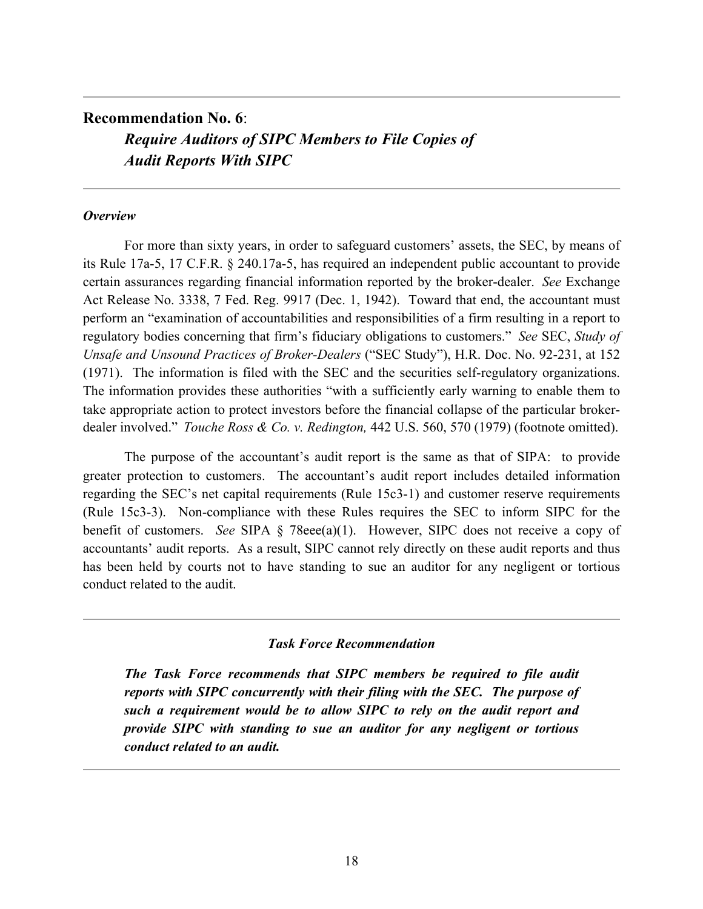## Recommendation No. 6: *Require Auditors of SIPC Members to File Copies of Audit Reports With SIPC*

### *Overview*

For more than sixty years, in order to safeguard customers' assets, the SEC, by means of its Rule 17a-5, 17 C.F.R. § 240.17a-5, has required an independent public accountant to provide certain assurances regarding financial information reported by the broker-dealer. *See* Exchange Act Release No. 3338, 7 Fed. Reg. 9917 (Dec. 1, 1942). Toward that end, the accountant must perform an "examination of accountabilities and responsibilities of a firm resulting in a report to regulatory bodies concerning that firm's fiduciary obligations to customers." *See* SEC, *Study of Unsafe and Unsound Practices of Broker-Dealers* ("SEC Study"), H.R. Doc. No. 92-231, at 152 (1971). The information is filed with the SEC and the securities self-regulatory organizations. The information provides these authorities "with a sufficiently early warning to enable them to take appropriate action to protect investors before the financial collapse of the particular broker-dealer involved." *Touche Ross & Co. v. Redington,* 442 U.S. 560, 570 (1979) (footnote omitted).

The purpose of the accountant's audit report is the same as that of SIPA: to provide greater protection to customers. The accountant's audit report includes detailed information regarding the SEC's net capital requirements (Rule 15c3-1) and customer reserve requirements (Rule 15c3-3). Non-compliance with these Rules requires the SEC to inform SIPC for the benefit of customers. *See* SIPA § 78eee(a)(1). However, SIPC does not receive a copy of accountants' audit reports. As a result, SIPC cannot rely directly on these audit reports and thus has been held by courts not to have standing to sue an auditor for any negligent or tortious conduct related to the audit.

---

***Task Force Recommendation***

***The Task Force recommends that SIPC members be required to file audit reports with SIPC concurrently with their filing with the SEC. The purpose of such a requirement would be to allow SIPC to rely on the audit report and provide SIPC with standing to sue an auditor for any negligent or tortious conduct related to an audit.***

---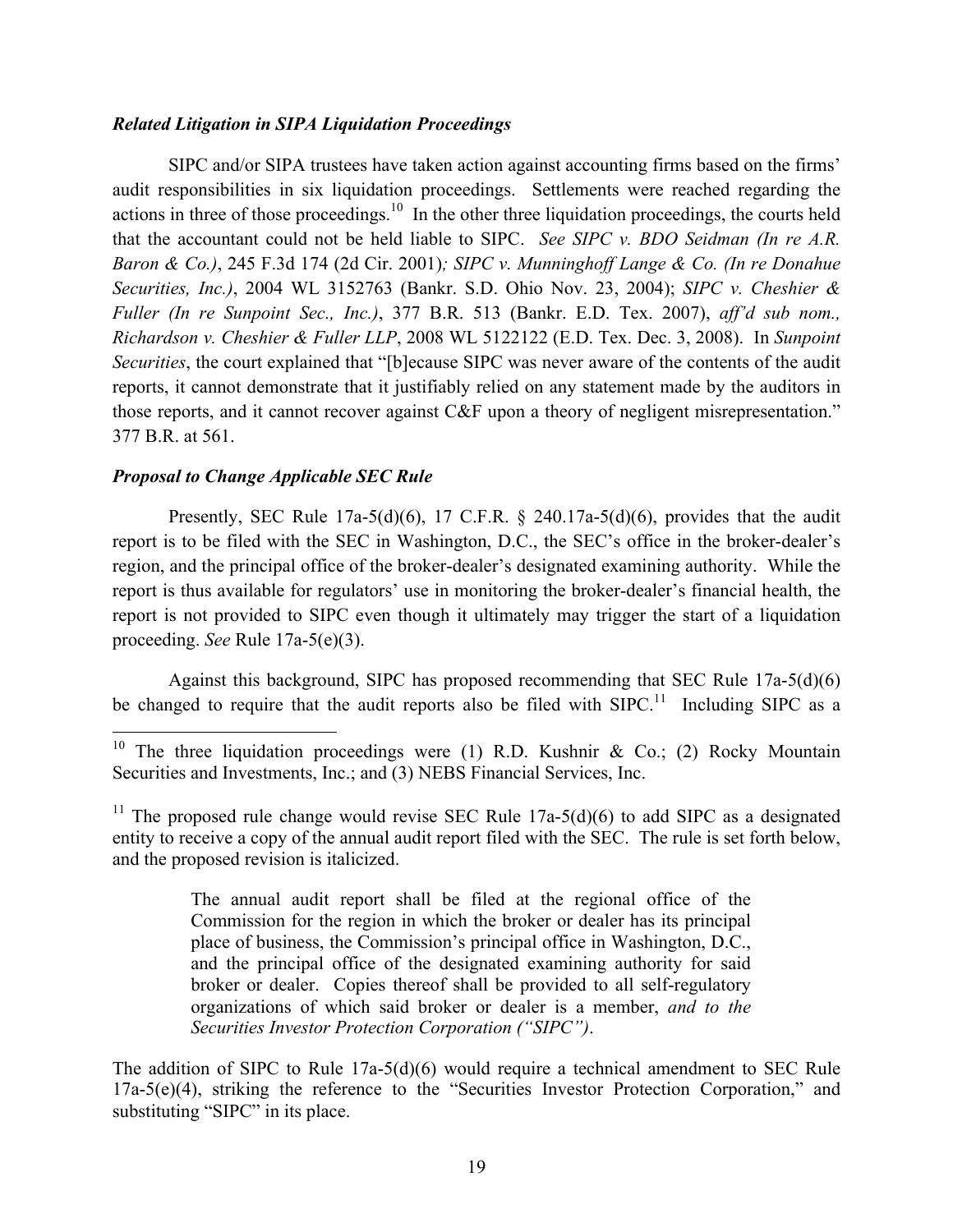***Related Litigation in SIPA Liquidation Proceedings***

SIPC and/or SIPA trustees have taken action against accounting firms based on the firms' audit responsibilities in six liquidation proceedings. Settlements were reached regarding the actions in three of those proceedings.[10] In the other three liquidation proceedings, the courts held that the accountant could not be held liable to SIPC. *See SIPC v. BDO Seidman (In re A.R. Baron & Co.)*, 245 F.3d 174 (2d Cir. 2001); *SIPC v. Munninghoff Lange & Co. (In re Donahue Securities, Inc.)*, 2004 WL 3152763 (Bankr. S.D. Ohio Nov. 23, 2004); *SIPC v. Cheshier & Fuller (In re Sunpoint Sec., Inc.)*, 377 B.R. 513 (Bankr. E.D. Tex. 2007), *aff'd sub nom., Richardson v. Cheshier & Fuller LLP*, 2008 WL 5122122 (E.D. Tex. Dec. 3, 2008). In *Sunpoint Securities*, the court explained that "[b]ecause SIPC was never aware of the contents of the audit reports, it cannot demonstrate that it justifiably relied on any statement made by the auditors in those reports, and it cannot recover against C&F upon a theory of negligent misrepresentation." 377 B.R. at 561.

***Proposal to Change Applicable SEC Rule***

Presently, SEC Rule 17a-5(d)(6), 17 C.F.R. § 240.17a-5(d)(6), provides that the audit report is to be filed with the SEC in Washington, D.C., the SEC's office in the broker-dealer's region, and the principal office of the broker-dealer's designated examining authority. While the report is thus available for regulators' use in monitoring the broker-dealer's financial health, the report is not provided to SIPC even though it ultimately may trigger the start of a liquidation proceeding. *See* Rule 17a-5(e)(3).

Against this background, SIPC has proposed recommending that SEC Rule 17a-5(d)(6) be changed to require that the audit reports also be filed with SIPC.[11] Including SIPC as a

---

[10] The three liquidation proceedings were (1) R.D. Kushnir & Co.; (2) Rocky Mountain Securities and Investments, Inc.; and (3) NEBS Financial Services, Inc.

[11] The proposed rule change would revise SEC Rule 17a-5(d)(6) to add SIPC as a designated entity to receive a copy of the annual audit report filed with the SEC. The rule is set forth below, and the proposed revision is italicized.

> The annual audit report shall be filed at the regional office of the Commission for the region in which the broker or dealer has its principal place of business, the Commission's principal office in Washington, D.C., and the principal office of the designated examining authority for said broker or dealer. Copies thereof shall be provided to all self-regulatory organizations of which said broker or dealer is a member, *and to the Securities Investor Protection Corporation ("SIPC")*.

The addition of SIPC to Rule 17a-5(d)(6) would require a technical amendment to SEC Rule 17a-5(e)(4), striking the reference to the "Securities Investor Protection Corporation," and substituting "SIPC" in its place.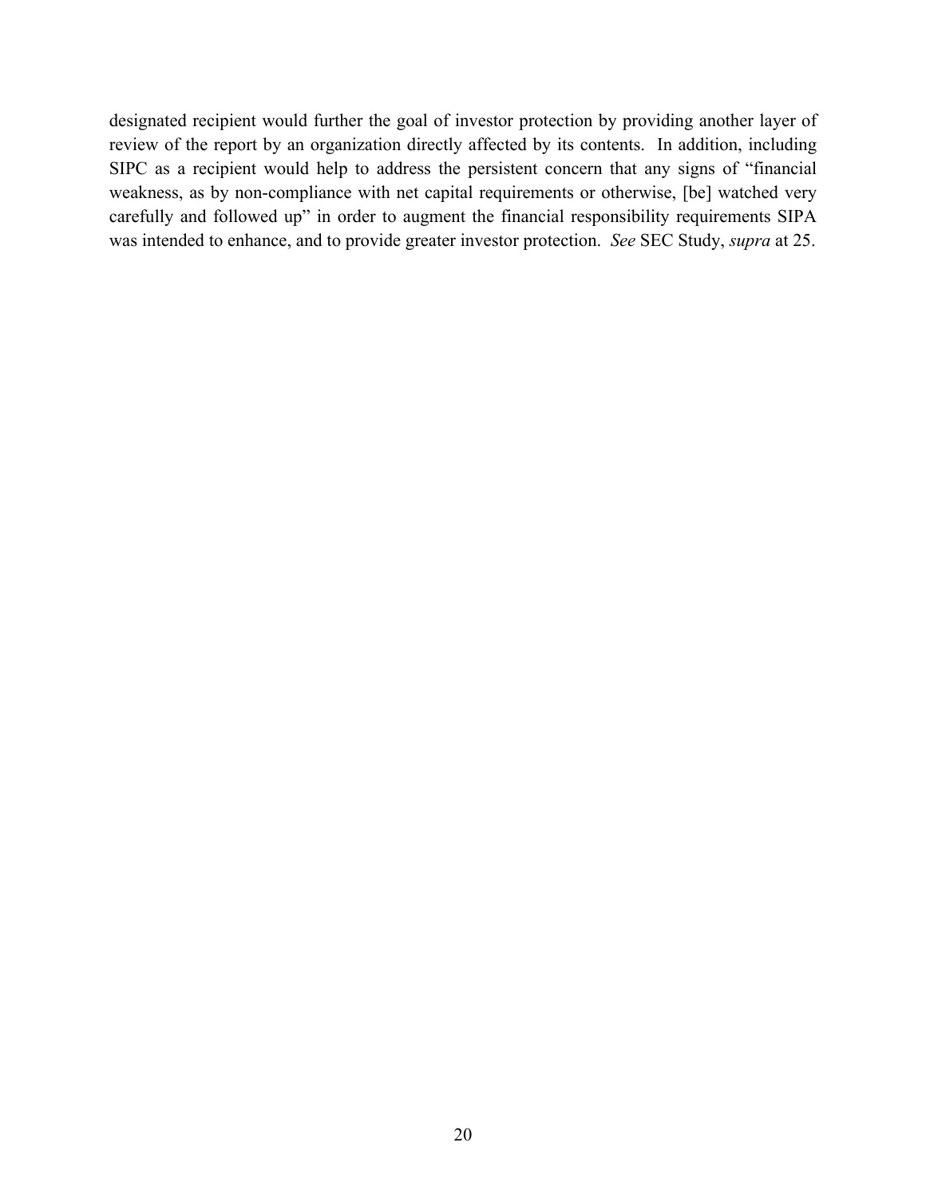designated recipient would further the goal of investor protection by providing another layer of review of the report by an organization directly affected by its contents. In addition, including SIPC as a recipient would help to address the persistent concern that any signs of "financial weakness, as by non-compliance with net capital requirements or otherwise, [be] watched very carefully and followed up" in order to augment the financial responsibility requirements SIPA was intended to enhance, and to provide greater investor protection. *See* SEC Study, *supra* at 25.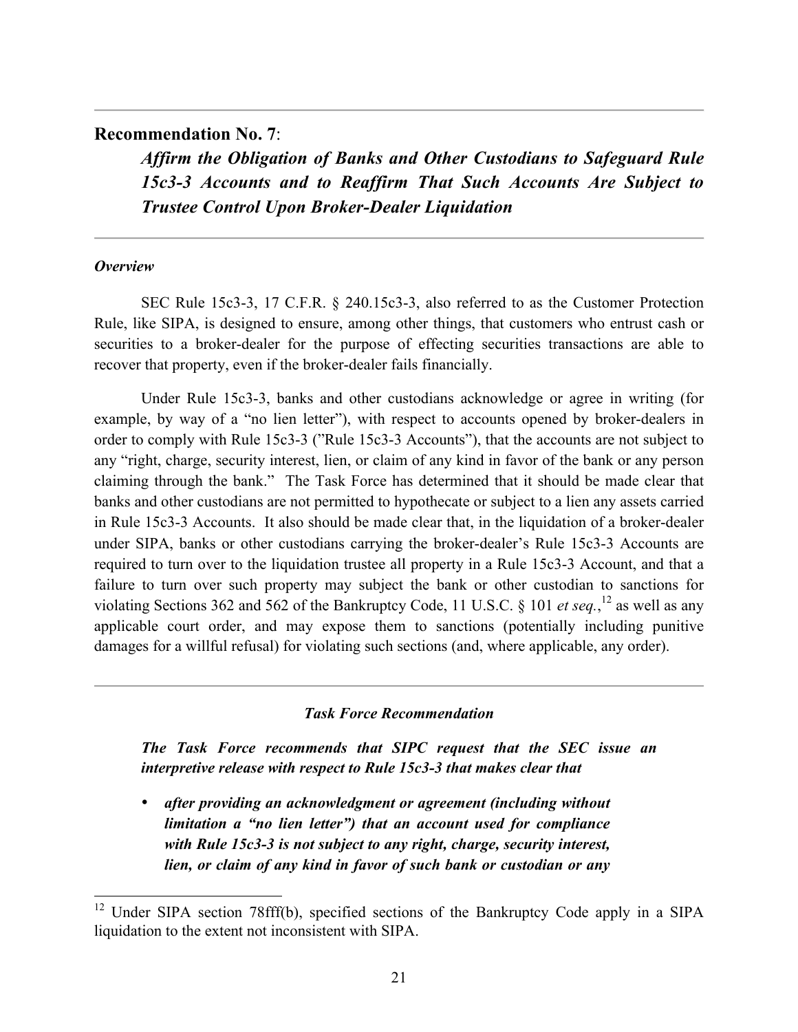## Recommendation No. 7:

### *Affirm the Obligation of Banks and Other Custodians to Safeguard Rule 15c3-3 Accounts and to Reaffirm That Such Accounts Are Subject to Trustee Control Upon Broker-Dealer Liquidation*

***Overview***

SEC Rule 15c3-3, 17 C.F.R. § 240.15c3-3, also referred to as the Customer Protection Rule, like SIPA, is designed to ensure, among other things, that customers who entrust cash or securities to a broker-dealer for the purpose of effecting securities transactions are able to recover that property, even if the broker-dealer fails financially.

Under Rule 15c3-3, banks and other custodians acknowledge or agree in writing (for example, by way of a "no lien letter"), with respect to accounts opened by broker-dealers in order to comply with Rule 15c3-3 ("Rule 15c3-3 Accounts"), that the accounts are not subject to any "right, charge, security interest, lien, or claim of any kind in favor of the bank or any person claiming through the bank." The Task Force has determined that it should be made clear that banks and other custodians are not permitted to hypothecate or subject to a lien any assets carried in Rule 15c3-3 Accounts. It also should be made clear that, in the liquidation of a broker-dealer under SIPA, banks or other custodians carrying the broker-dealer's Rule 15c3-3 Accounts are required to turn over to the liquidation trustee all property in a Rule 15c3-3 Account, and that a failure to turn over such property may subject the bank or other custodian to sanctions for violating Sections 362 and 562 of the Bankruptcy Code, 11 U.S.C. § 101 *et seq.*,[12] as well as any applicable court order, and may expose them to sanctions (potentially including punitive damages for a willful refusal) for violating such sections (and, where applicable, any order).

***Task Force Recommendation***

***The Task Force recommends that SIPC request that the SEC issue an interpretive release with respect to Rule 15c3-3 that makes clear that***

- ***after providing an acknowledgment or agreement (including without limitation a "no lien letter") that an account used for compliance with Rule 15c3-3 is not subject to any right, charge, security interest, lien, or claim of any kind in favor of such bank or custodian or any***

---

[12] Under SIPA section 78fff(b), specified sections of the Bankruptcy Code apply in a SIPA liquidation to the extent not inconsistent with SIPA.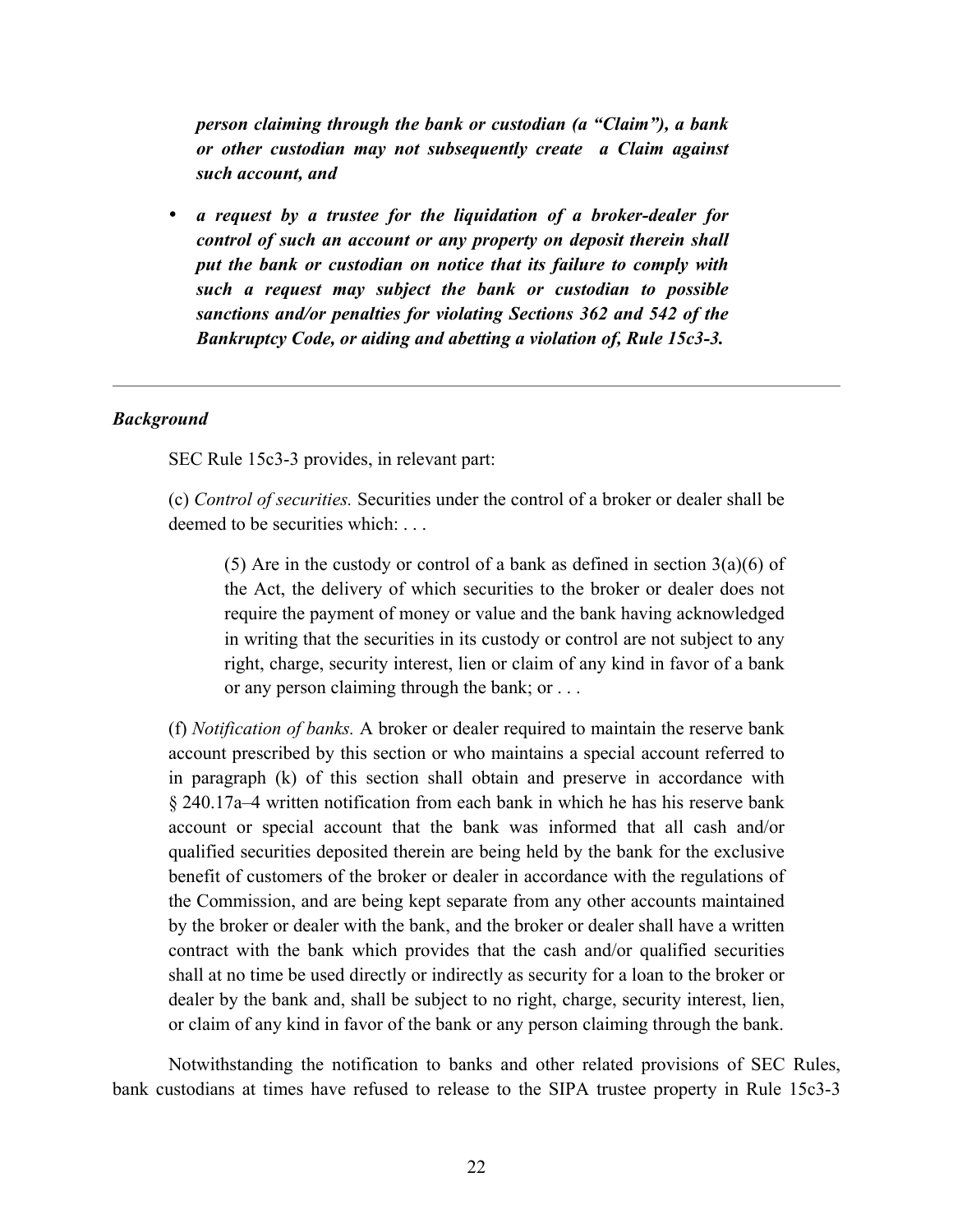***person claiming through the bank or custodian (a "Claim"), a bank or other custodian may not subsequently create a Claim against such account, and***

- ***a request by a trustee for the liquidation of a broker-dealer for control of such an account or any property on deposit therein shall put the bank or custodian on notice that its failure to comply with such a request may subject the bank or custodian to possible sanctions and/or penalties for violating Sections 362 and 542 of the Bankruptcy Code, or aiding and abetting a violation of, Rule 15c3-3.***

---

***Background***

SEC Rule 15c3-3 provides, in relevant part:

> (c) *Control of securities.* Securities under the control of a broker or dealer shall be deemed to be securities which: . . .
>
> > (5) Are in the custody or control of a bank as defined in section 3(a)(6) of the Act, the delivery of which securities to the broker or dealer does not require the payment of money or value and the bank having acknowledged in writing that the securities in its custody or control are not subject to any right, charge, security interest, lien or claim of any kind in favor of a bank or any person claiming through the bank; or . . .
>
> (f) *Notification of banks.* A broker or dealer required to maintain the reserve bank account prescribed by this section or who maintains a special account referred to in paragraph (k) of this section shall obtain and preserve in accordance with § 240.17a–4 written notification from each bank in which he has his reserve bank account or special account that the bank was informed that all cash and/or qualified securities deposited therein are being held by the bank for the exclusive benefit of customers of the broker or dealer in accordance with the regulations of the Commission, and are being kept separate from any other accounts maintained by the broker or dealer with the bank, and the broker or dealer shall have a written contract with the bank which provides that the cash and/or qualified securities shall at no time be used directly or indirectly as security for a loan to the broker or dealer by the bank and, shall be subject to no right, charge, security interest, lien, or claim of any kind in favor of the bank or any person claiming through the bank.

Notwithstanding the notification to banks and other related provisions of SEC Rules, bank custodians at times have refused to release to the SIPA trustee property in Rule 15c3-3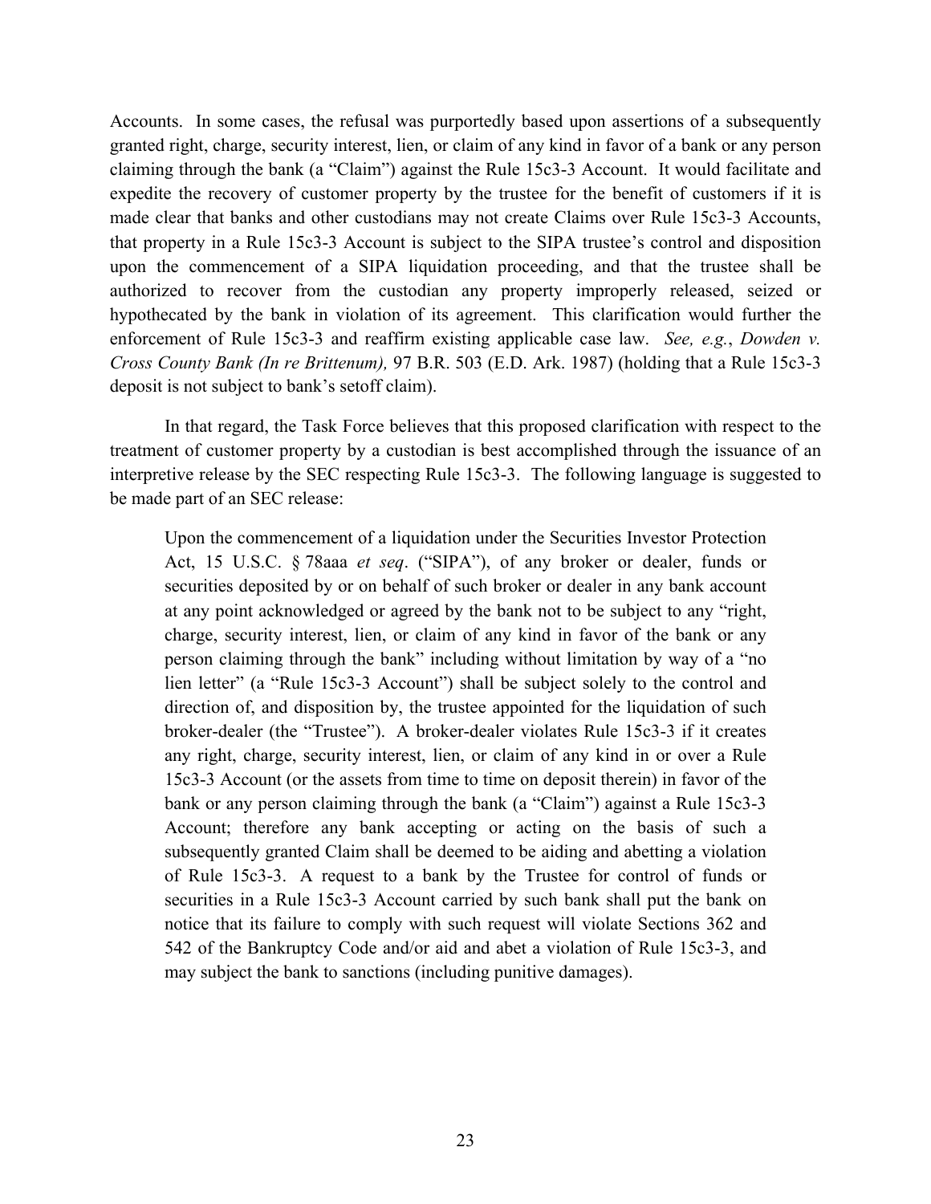Accounts. In some cases, the refusal was purportedly based upon assertions of a subsequently granted right, charge, security interest, lien, or claim of any kind in favor of a bank or any person claiming through the bank (a "Claim") against the Rule 15c3-3 Account. It would facilitate and expedite the recovery of customer property by the trustee for the benefit of customers if it is made clear that banks and other custodians may not create Claims over Rule 15c3-3 Accounts, that property in a Rule 15c3-3 Account is subject to the SIPA trustee's control and disposition upon the commencement of a SIPA liquidation proceeding, and that the trustee shall be authorized to recover from the custodian any property improperly released, seized or hypothecated by the bank in violation of its agreement. This clarification would further the enforcement of Rule 15c3-3 and reaffirm existing applicable case law. *See, e.g.*, *Dowden v. Cross County Bank (In re Brittenum),* 97 B.R. 503 (E.D. Ark. 1987) (holding that a Rule 15c3-3 deposit is not subject to bank's setoff claim).

In that regard, the Task Force believes that this proposed clarification with respect to the treatment of customer property by a custodian is best accomplished through the issuance of an interpretive release by the SEC respecting Rule 15c3-3. The following language is suggested to be made part of an SEC release:

> Upon the commencement of a liquidation under the Securities Investor Protection Act, 15 U.S.C. § 78aaa *et seq*. ("SIPA"), of any broker or dealer, funds or securities deposited by or on behalf of such broker or dealer in any bank account at any point acknowledged or agreed by the bank not to be subject to any "right, charge, security interest, lien, or claim of any kind in favor of the bank or any person claiming through the bank" including without limitation by way of a "no lien letter" (a "Rule 15c3-3 Account") shall be subject solely to the control and direction of, and disposition by, the trustee appointed for the liquidation of such broker-dealer (the "Trustee"). A broker-dealer violates Rule 15c3-3 if it creates any right, charge, security interest, lien, or claim of any kind in or over a Rule 15c3-3 Account (or the assets from time to time on deposit therein) in favor of the bank or any person claiming through the bank (a "Claim") against a Rule 15c3-3 Account; therefore any bank accepting or acting on the basis of such a subsequently granted Claim shall be deemed to be aiding and abetting a violation of Rule 15c3-3. A request to a bank by the Trustee for control of funds or securities in a Rule 15c3-3 Account carried by such bank shall put the bank on notice that its failure to comply with such request will violate Sections 362 and 542 of the Bankruptcy Code and/or aid and abet a violation of Rule 15c3-3, and may subject the bank to sanctions (including punitive damages).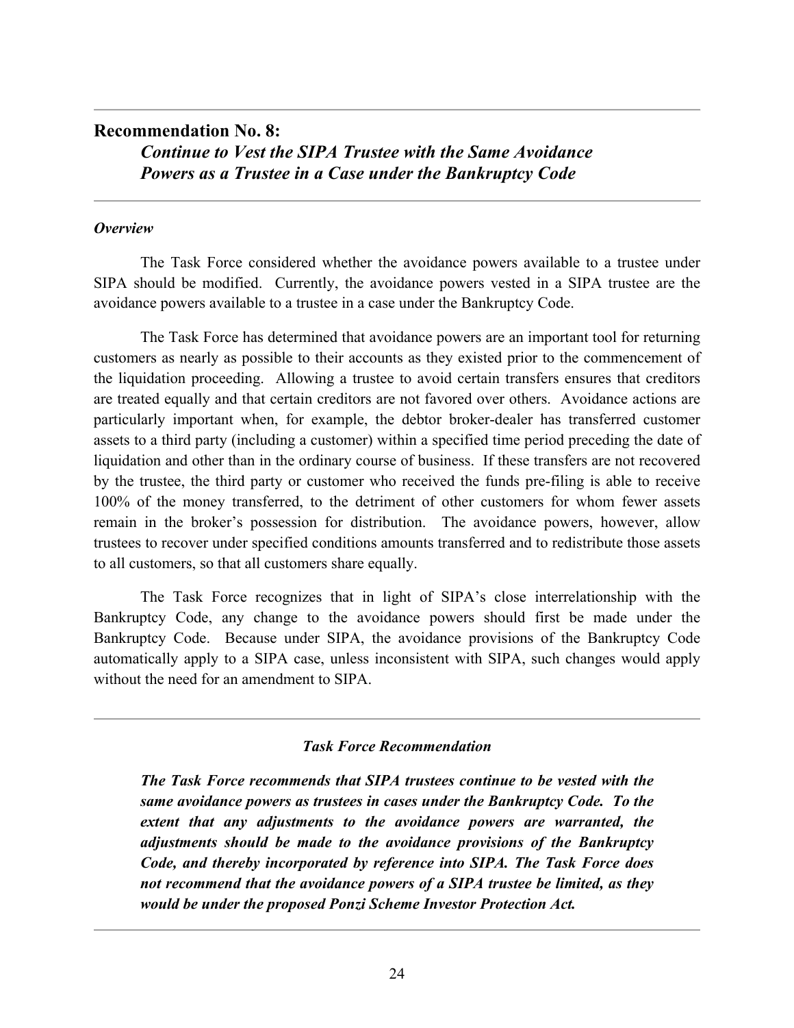## Recommendation No. 8:

### *Continue to Vest the SIPA Trustee with the Same Avoidance Powers as a Trustee in a Case under the Bankruptcy Code*

***Overview***

The Task Force considered whether the avoidance powers available to a trustee under SIPA should be modified. Currently, the avoidance powers vested in a SIPA trustee are the avoidance powers available to a trustee in a case under the Bankruptcy Code.

The Task Force has determined that avoidance powers are an important tool for returning customers as nearly as possible to their accounts as they existed prior to the commencement of the liquidation proceeding. Allowing a trustee to avoid certain transfers ensures that creditors are treated equally and that certain creditors are not favored over others. Avoidance actions are particularly important when, for example, the debtor broker-dealer has transferred customer assets to a third party (including a customer) within a specified time period preceding the date of liquidation and other than in the ordinary course of business. If these transfers are not recovered by the trustee, the third party or customer who received the funds pre-filing is able to receive 100% of the money transferred, to the detriment of other customers for whom fewer assets remain in the broker's possession for distribution. The avoidance powers, however, allow trustees to recover under specified conditions amounts transferred and to redistribute those assets to all customers, so that all customers share equally.

The Task Force recognizes that in light of SIPA's close interrelationship with the Bankruptcy Code, any change to the avoidance powers should first be made under the Bankruptcy Code. Because under SIPA, the avoidance provisions of the Bankruptcy Code automatically apply to a SIPA case, unless inconsistent with SIPA, such changes would apply without the need for an amendment to SIPA.

---

***Task Force Recommendation***

***The Task Force recommends that SIPA trustees continue to be vested with the same avoidance powers as trustees in cases under the Bankruptcy Code. To the extent that any adjustments to the avoidance powers are warranted, the adjustments should be made to the avoidance provisions of the Bankruptcy Code, and thereby incorporated by reference into SIPA. The Task Force does not recommend that the avoidance powers of a SIPA trustee be limited, as they would be under the proposed Ponzi Scheme Investor Protection Act.***

---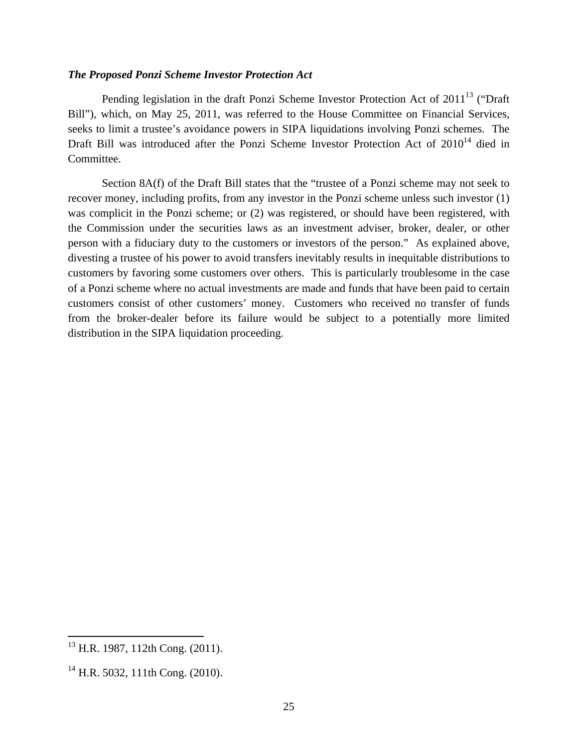***The Proposed Ponzi Scheme Investor Protection Act***

Pending legislation in the draft Ponzi Scheme Investor Protection Act of 2011[13] ("Draft Bill"), which, on May 25, 2011, was referred to the House Committee on Financial Services, seeks to limit a trustee's avoidance powers in SIPA liquidations involving Ponzi schemes. The Draft Bill was introduced after the Ponzi Scheme Investor Protection Act of 2010[14] died in Committee.

Section 8A(f) of the Draft Bill states that the "trustee of a Ponzi scheme may not seek to recover money, including profits, from any investor in the Ponzi scheme unless such investor (1) was complicit in the Ponzi scheme; or (2) was registered, or should have been registered, with the Commission under the securities laws as an investment adviser, broker, dealer, or other person with a fiduciary duty to the customers or investors of the person." As explained above, divesting a trustee of his power to avoid transfers inevitably results in inequitable distributions to customers by favoring some customers over others. This is particularly troublesome in the case of a Ponzi scheme where no actual investments are made and funds that have been paid to certain customers consist of other customers' money. Customers who received no transfer of funds from the broker-dealer before its failure would be subject to a potentially more limited distribution in the SIPA liquidation proceeding.

[13] H.R. 1987, 112th Cong. (2011).

[14] H.R. 5032, 111th Cong. (2010).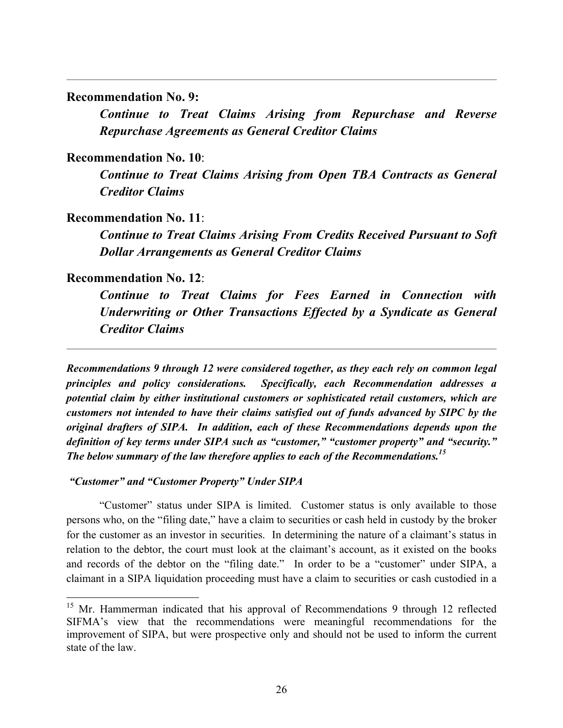---

**Recommendation No. 9:**

***Continue to Treat Claims Arising from Repurchase and Reverse Repurchase Agreements as General Creditor Claims***

**Recommendation No. 10**:

***Continue to Treat Claims Arising from Open TBA Contracts as General Creditor Claims***

**Recommendation No. 11**:

***Continue to Treat Claims Arising From Credits Received Pursuant to Soft Dollar Arrangements as General Creditor Claims***

**Recommendation No. 12**:

***Continue to Treat Claims for Fees Earned in Connection with Underwriting or Other Transactions Effected by a Syndicate as General Creditor Claims***

---

***Recommendations 9 through 12 were considered together, as they each rely on common legal principles and policy considerations. Specifically, each Recommendation addresses a potential claim by either institutional customers or sophisticated retail customers, which are customers not intended to have their claims satisfied out of funds advanced by SIPC by the original drafters of SIPA. In addition, each of these Recommendations depends upon the definition of key terms under SIPA such as "customer," "customer property" and "security." The below summary of the law therefore applies to each of the Recommendations.***[15]

*"Customer" and "Customer Property" Under SIPA*

"Customer" status under SIPA is limited. Customer status is only available to those persons who, on the "filing date," have a claim to securities or cash held in custody by the broker for the customer as an investor in securities. In determining the nature of a claimant's status in relation to the debtor, the court must look at the claimant's account, as it existed on the books and records of the debtor on the "filing date." In order to be a "customer" under SIPA, a claimant in a SIPA liquidation proceeding must have a claim to securities or cash custodied in a

[15] Mr. Hammerman indicated that his approval of Recommendations 9 through 12 reflected SIFMA's view that the recommendations were meaningful recommendations for the improvement of SIPA, but were prospective only and should not be used to inform the current state of the law.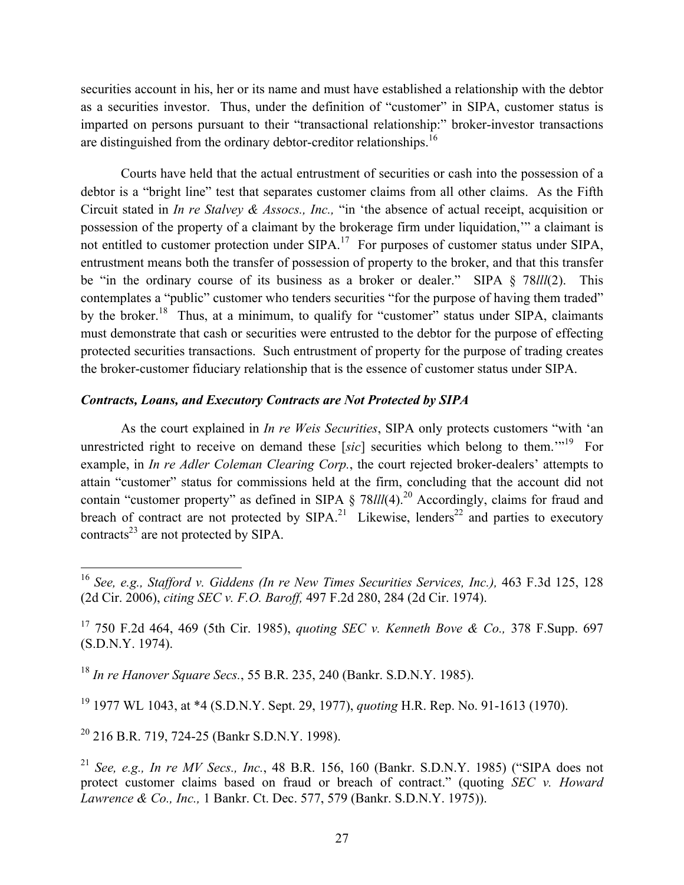securities account in his, her or its name and must have established a relationship with the debtor as a securities investor. Thus, under the definition of "customer" in SIPA, customer status is imparted on persons pursuant to their "transactional relationship:" broker-investor transactions are distinguished from the ordinary debtor-creditor relationships.[16]

Courts have held that the actual entrustment of securities or cash into the possession of a debtor is a "bright line" test that separates customer claims from all other claims. As the Fifth Circuit stated in *In re Stalvey & Assocs., Inc.,* "in 'the absence of actual receipt, acquisition or possession of the property of a claimant by the brokerage firm under liquidation,'" a claimant is not entitled to customer protection under SIPA.[17] For purposes of customer status under SIPA, entrustment means both the transfer of possession of property to the broker, and that this transfer be "in the ordinary course of its business as a broker or dealer." SIPA § 78*lll*(2). This contemplates a "public" customer who tenders securities "for the purpose of having them traded" by the broker.[18] Thus, at a minimum, to qualify for "customer" status under SIPA, claimants must demonstrate that cash or securities were entrusted to the debtor for the purpose of effecting protected securities transactions. Such entrustment of property for the purpose of trading creates the broker-customer fiduciary relationship that is the essence of customer status under SIPA.

### *Contracts, Loans, and Executory Contracts are Not Protected by SIPA*

As the court explained in *In re Weis Securities*, SIPA only protects customers "with 'an unrestricted right to receive on demand these [*sic*] securities which belong to them.'"[19] For example, in *In re Adler Coleman Clearing Corp.*, the court rejected broker-dealers' attempts to attain "customer" status for commissions held at the firm, concluding that the account did not contain "customer property" as defined in SIPA § 78*lll*(4).[20] Accordingly, claims for fraud and breach of contract are not protected by SIPA.[21] Likewise, lenders[22] and parties to executory contracts[23] are not protected by SIPA.

---

[16] *See, e.g., Stafford v. Giddens (In re New Times Securities Services, Inc.),* 463 F.3d 125, 128 (2d Cir. 2006), *citing SEC v. F.O. Baroff,* 497 F.2d 280, 284 (2d Cir. 1974).

[17] 750 F.2d 464, 469 (5th Cir. 1985), *quoting SEC v. Kenneth Bove & Co.,* 378 F.Supp. 697 (S.D.N.Y. 1974).

[18] *In re Hanover Square Secs.*, 55 B.R. 235, 240 (Bankr. S.D.N.Y. 1985).

[19] 1977 WL 1043, at \*4 (S.D.N.Y. Sept. 29, 1977), *quoting* H.R. Rep. No. 91-1613 (1970).

[20] 216 B.R. 719, 724-25 (Bankr S.D.N.Y. 1998).

[21] *See, e.g., In re MV Secs., Inc.*, 48 B.R. 156, 160 (Bankr. S.D.N.Y. 1985) ("SIPA does not protect customer claims based on fraud or breach of contract." (quoting *SEC v. Howard Lawrence & Co., Inc.,* 1 Bankr. Ct. Dec. 577, 579 (Bankr. S.D.N.Y. 1975)).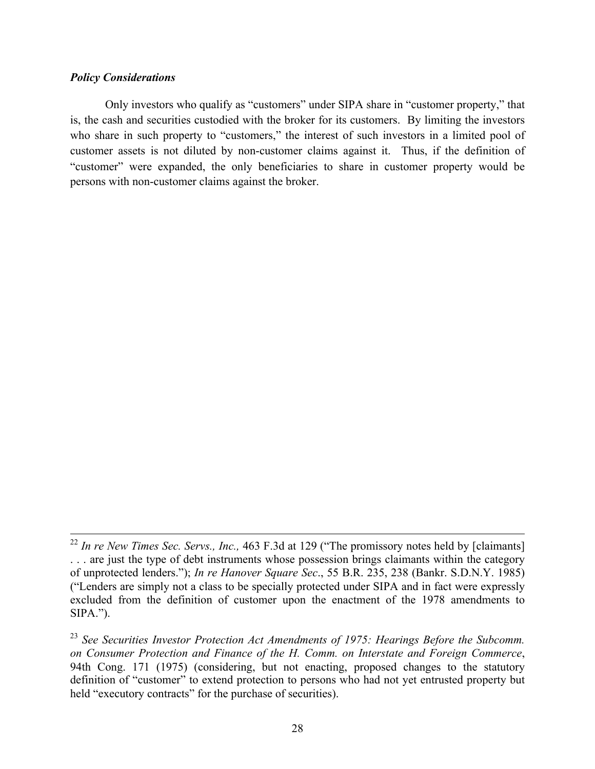***Policy Considerations***

Only investors who qualify as "customers" under SIPA share in "customer property," that is, the cash and securities custodied with the broker for its customers. By limiting the investors who share in such property to "customers," the interest of such investors in a limited pool of customer assets is not diluted by non-customer claims against it. Thus, if the definition of "customer" were expanded, the only beneficiaries to share in customer property would be persons with non-customer claims against the broker.

---

[22] *In re New Times Sec. Servs., Inc.,* 463 F.3d at 129 ("The promissory notes held by [claimants] . . . are just the type of debt instruments whose possession brings claimants within the category of unprotected lenders."); *In re Hanover Square Sec*., 55 B.R. 235, 238 (Bankr. S.D.N.Y. 1985) ("Lenders are simply not a class to be specially protected under SIPA and in fact were expressly excluded from the definition of customer upon the enactment of the 1978 amendments to SIPA.").

[23] *See Securities Investor Protection Act Amendments of 1975: Hearings Before the Subcomm. on Consumer Protection and Finance of the H. Comm. on Interstate and Foreign Commerce*, 94th Cong. 171 (1975) (considering, but not enacting, proposed changes to the statutory definition of "customer" to extend protection to persons who had not yet entrusted property but held "executory contracts" for the purchase of securities).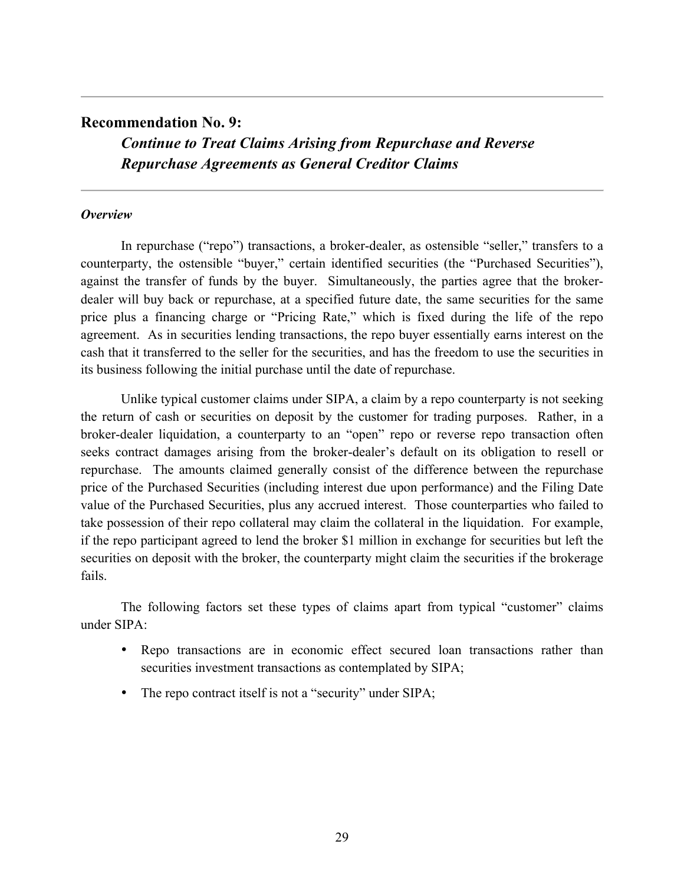## Recommendation No. 9:

### *Continue to Treat Claims Arising from Repurchase and Reverse Repurchase Agreements as General Creditor Claims*

***Overview***

In repurchase ("repo") transactions, a broker-dealer, as ostensible "seller," transfers to a counterparty, the ostensible "buyer," certain identified securities (the "Purchased Securities"), against the transfer of funds by the buyer. Simultaneously, the parties agree that the broker-dealer will buy back or repurchase, at a specified future date, the same securities for the same price plus a financing charge or "Pricing Rate," which is fixed during the life of the repo agreement. As in securities lending transactions, the repo buyer essentially earns interest on the cash that it transferred to the seller for the securities, and has the freedom to use the securities in its business following the initial purchase until the date of repurchase.

Unlike typical customer claims under SIPA, a claim by a repo counterparty is not seeking the return of cash or securities on deposit by the customer for trading purposes. Rather, in a broker-dealer liquidation, a counterparty to an "open" repo or reverse repo transaction often seeks contract damages arising from the broker-dealer's default on its obligation to resell or repurchase. The amounts claimed generally consist of the difference between the repurchase price of the Purchased Securities (including interest due upon performance) and the Filing Date value of the Purchased Securities, plus any accrued interest. Those counterparties who failed to take possession of their repo collateral may claim the collateral in the liquidation. For example, if the repo participant agreed to lend the broker $1 million in exchange for securities but left the securities on deposit with the broker, the counterparty might claim the securities if the brokerage fails.

The following factors set these types of claims apart from typical "customer" claims under SIPA:

- Repo transactions are in economic effect secured loan transactions rather than securities investment transactions as contemplated by SIPA;
- The repo contract itself is not a "security" under SIPA;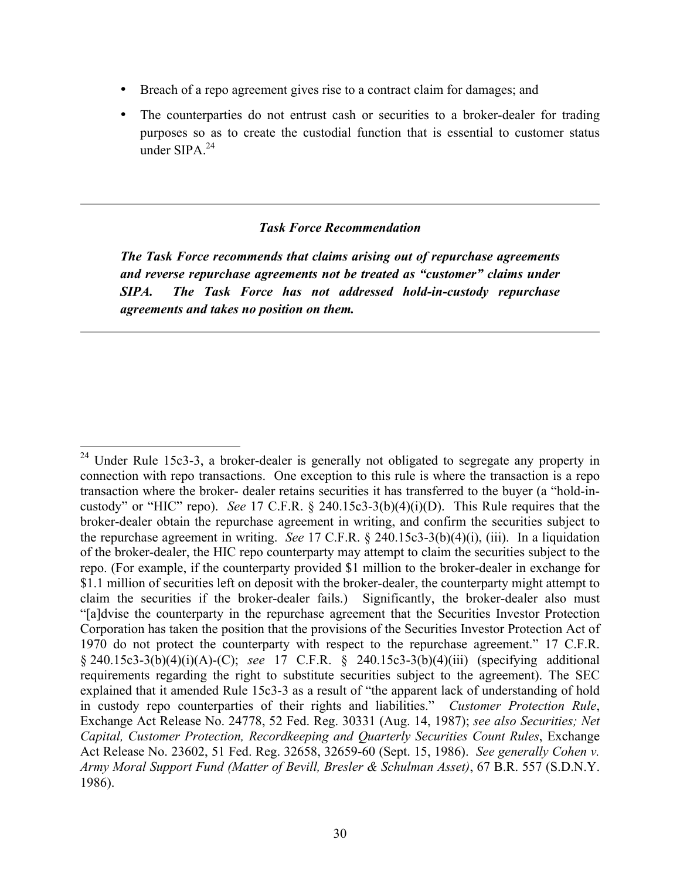- Breach of a repo agreement gives rise to a contract claim for damages; and
- The counterparties do not entrust cash or securities to a broker-dealer for trading purposes so as to create the custodial function that is essential to customer status under SIPA.[24]

---

***Task Force Recommendation***

***The Task Force recommends that claims arising out of repurchase agreements and reverse repurchase agreements not be treated as "customer" claims under SIPA. The Task Force has not addressed hold-in-custody repurchase agreements and takes no position on them.***

---

[24] Under Rule 15c3-3, a broker-dealer is generally not obligated to segregate any property in connection with repo transactions. One exception to this rule is where the transaction is a repo transaction where the broker- dealer retains securities it has transferred to the buyer (a "hold-in-custody" or "HIC" repo). *See* 17 C.F.R. § 240.15c3-3(b)(4)(i)(D). This Rule requires that the broker-dealer obtain the repurchase agreement in writing, and confirm the securities subject to the repurchase agreement in writing. *See* 17 C.F.R. § 240.15c3-3(b)(4)(i), (iii). In a liquidation of the broker-dealer, the HIC repo counterparty may attempt to claim the securities subject to the repo. (For example, if the counterparty provided \$1 million to the broker-dealer in exchange for \$1.1 million of securities left on deposit with the broker-dealer, the counterparty might attempt to claim the securities if the broker-dealer fails.) Significantly, the broker-dealer also must "[a]dvise the counterparty in the repurchase agreement that the Securities Investor Protection Corporation has taken the position that the provisions of the Securities Investor Protection Act of 1970 do not protect the counterparty with respect to the repurchase agreement." 17 C.F.R. § 240.15c3-3(b)(4)(i)(A)-(C); *see* 17 C.F.R. § 240.15c3-3(b)(4)(iii) (specifying additional requirements regarding the right to substitute securities subject to the agreement). The SEC explained that it amended Rule 15c3-3 as a result of "the apparent lack of understanding of hold in custody repo counterparties of their rights and liabilities." *Customer Protection Rule*, Exchange Act Release No. 24778, 52 Fed. Reg. 30331 (Aug. 14, 1987); *see also Securities; Net Capital, Customer Protection, Recordkeeping and Quarterly Securities Count Rules*, Exchange Act Release No. 23602, 51 Fed. Reg. 32658, 32659-60 (Sept. 15, 1986). *See generally Cohen v. Army Moral Support Fund (Matter of Bevill, Bresler & Schulman Asset)*, 67 B.R. 557 (S.D.N.Y. 1986).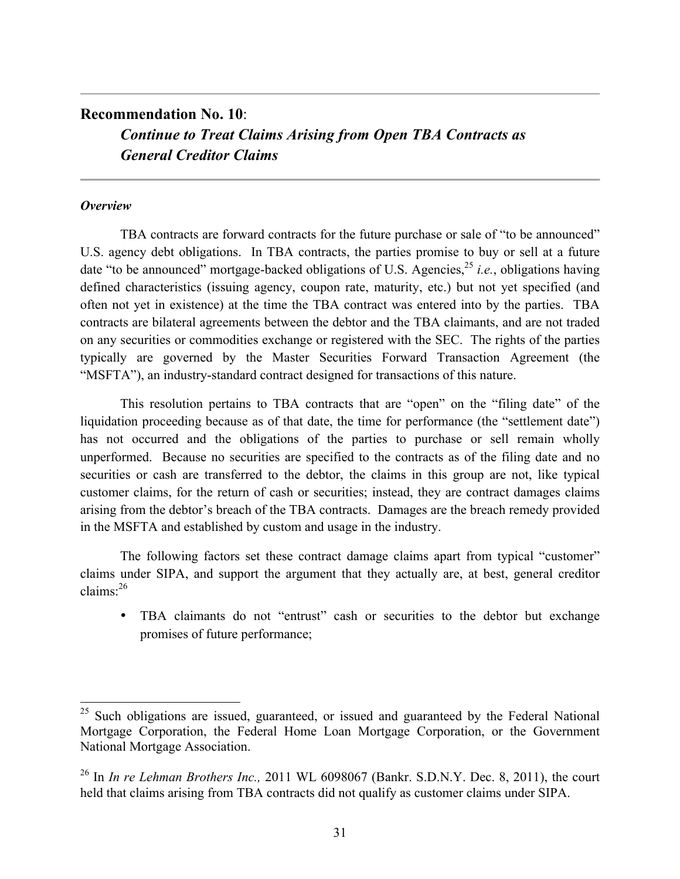## Recommendation No. 10:

### *Continue to Treat Claims Arising from Open TBA Contracts as General Creditor Claims*

***Overview***

TBA contracts are forward contracts for the future purchase or sale of "to be announced" U.S. agency debt obligations. In TBA contracts, the parties promise to buy or sell at a future date "to be announced" mortgage-backed obligations of U.S. Agencies,[25] *i.e.*, obligations having defined characteristics (issuing agency, coupon rate, maturity, etc.) but not yet specified (and often not yet in existence) at the time the TBA contract was entered into by the parties. TBA contracts are bilateral agreements between the debtor and the TBA claimants, and are not traded on any securities or commodities exchange or registered with the SEC. The rights of the parties typically are governed by the Master Securities Forward Transaction Agreement (the "MSFTA"), an industry-standard contract designed for transactions of this nature.

This resolution pertains to TBA contracts that are "open" on the "filing date" of the liquidation proceeding because as of that date, the time for performance (the "settlement date") has not occurred and the obligations of the parties to purchase or sell remain wholly unperformed. Because no securities are specified to the contracts as of the filing date and no securities or cash are transferred to the debtor, the claims in this group are not, like typical customer claims, for the return of cash or securities; instead, they are contract damages claims arising from the debtor's breach of the TBA contracts. Damages are the breach remedy provided in the MSFTA and established by custom and usage in the industry.

The following factors set these contract damage claims apart from typical "customer" claims under SIPA, and support the argument that they actually are, at best, general creditor claims:[26]

- TBA claimants do not "entrust" cash or securities to the debtor but exchange promises of future performance;

---

[25] Such obligations are issued, guaranteed, or issued and guaranteed by the Federal National Mortgage Corporation, the Federal Home Loan Mortgage Corporation, or the Government National Mortgage Association.

[26] In *In re Lehman Brothers Inc.,* 2011 WL 6098067 (Bankr. S.D.N.Y. Dec. 8, 2011), the court held that claims arising from TBA contracts did not qualify as customer claims under SIPA.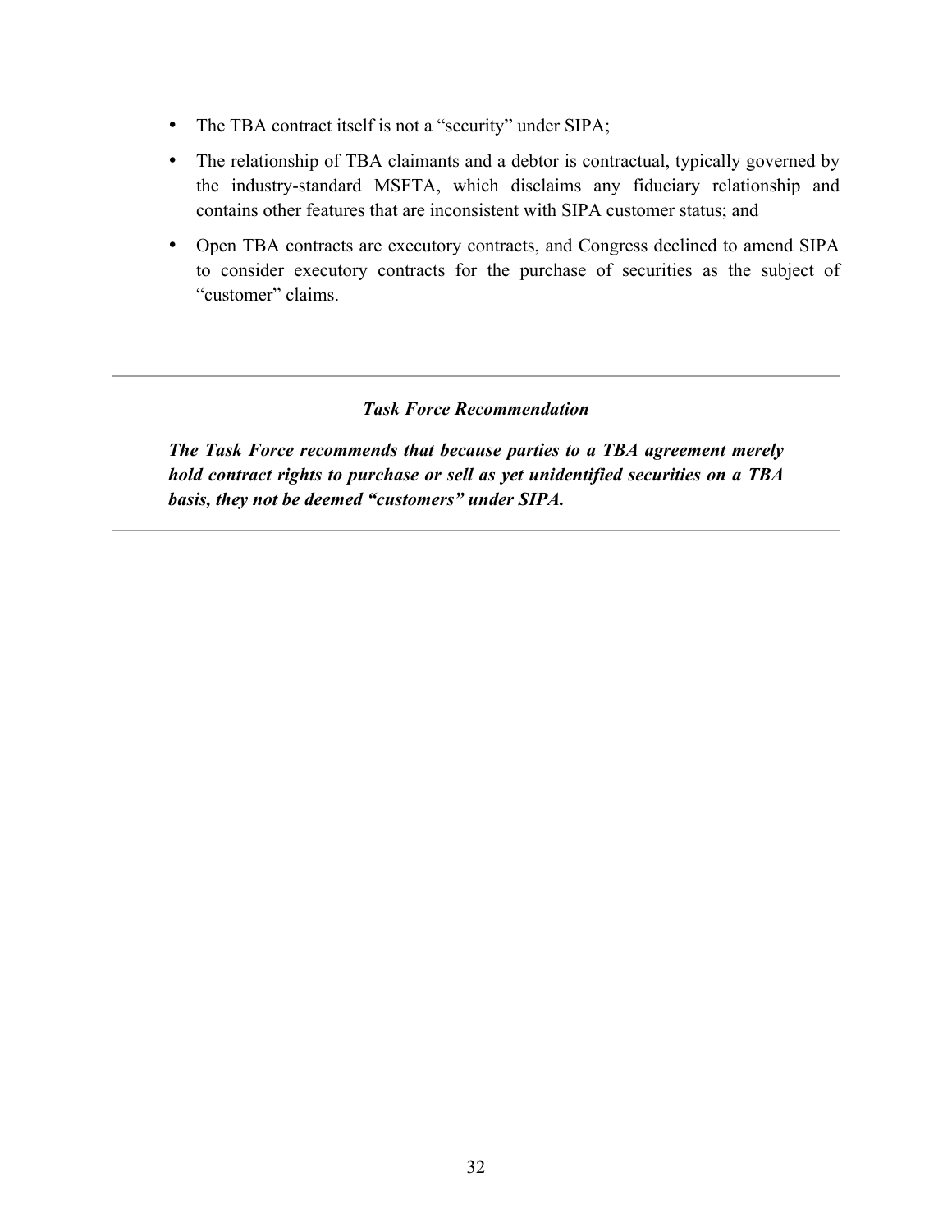- The TBA contract itself is not a "security" under SIPA;
- The relationship of TBA claimants and a debtor is contractual, typically governed by the industry-standard MSFTA, which disclaims any fiduciary relationship and contains other features that are inconsistent with SIPA customer status; and
- Open TBA contracts are executory contracts, and Congress declined to amend SIPA to consider executory contracts for the purchase of securities as the subject of "customer" claims.

---

***Task Force Recommendation***

***The Task Force recommends that because parties to a TBA agreement merely hold contract rights to purchase or sell as yet unidentified securities on a TBA basis, they not be deemed "customers" under SIPA.***

---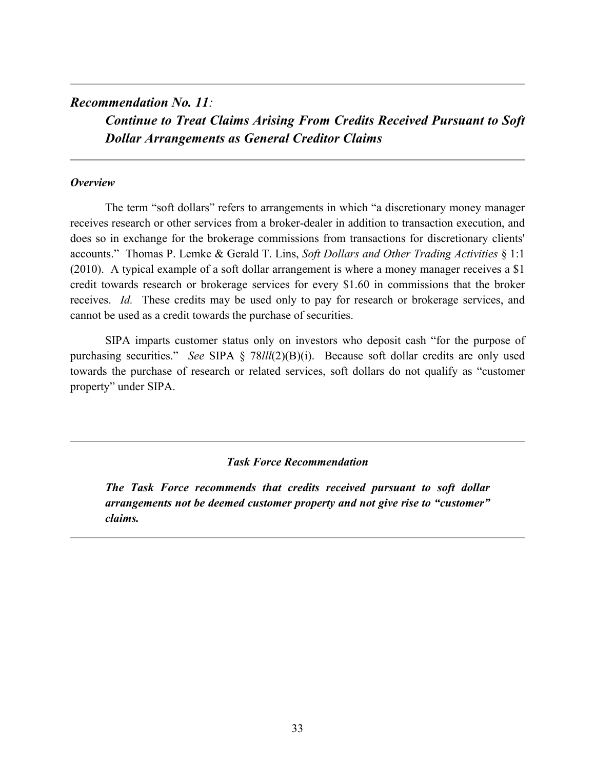## *Recommendation No. 11:*
## *Continue to Treat Claims Arising From Credits Received Pursuant to Soft Dollar Arrangements as General Creditor Claims*

### *Overview*

The term "soft dollars" refers to arrangements in which "a discretionary money manager receives research or other services from a broker-dealer in addition to transaction execution, and does so in exchange for the brokerage commissions from transactions for discretionary clients' accounts." Thomas P. Lemke & Gerald T. Lins, *Soft Dollars and Other Trading Activities* § 1:1 (2010). A typical example of a soft dollar arrangement is where a money manager receives a $1 credit towards research or brokerage services for every $1.60 in commissions that the broker receives. *Id.* These credits may be used only to pay for research or brokerage services, and cannot be used as a credit towards the purchase of securities.

SIPA imparts customer status only on investors who deposit cash "for the purpose of purchasing securities." *See* SIPA § 78*lll*(2)(B)(i). Because soft dollar credits are only used towards the purchase of research or related services, soft dollars do not qualify as "customer property" under SIPA.

---

***Task Force Recommendation***

***The Task Force recommends that credits received pursuant to soft dollar arrangements not be deemed customer property and not give rise to "customer" claims.***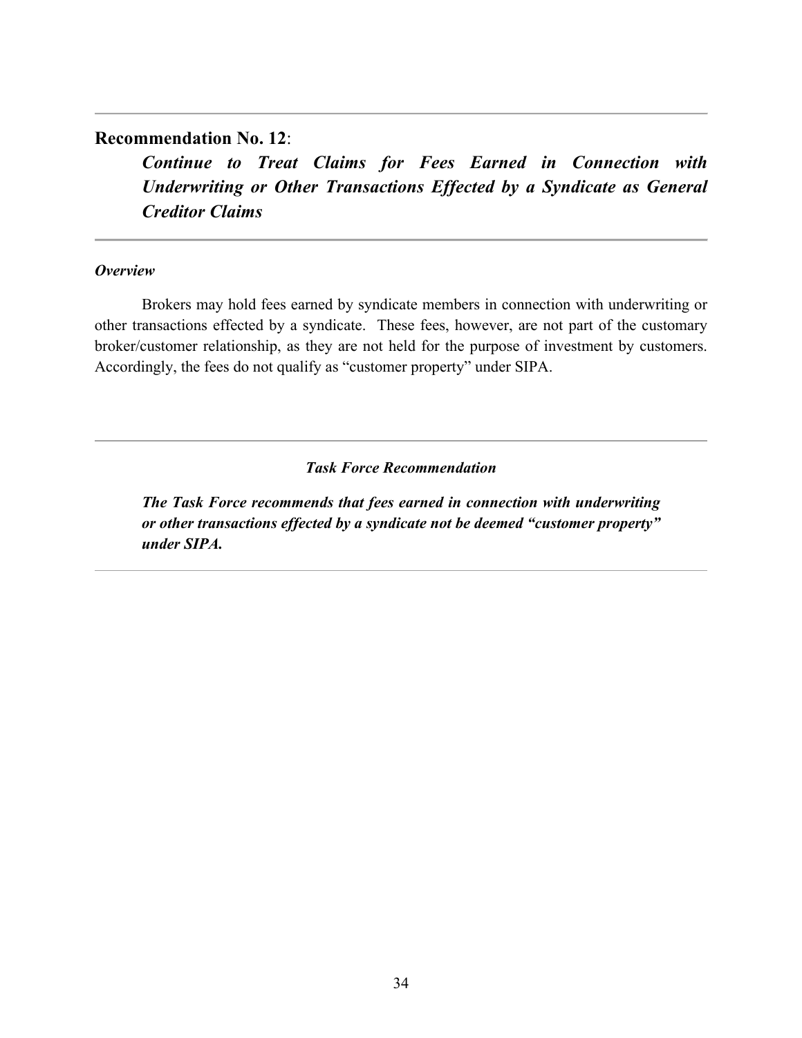---

## Recommendation No. 12:

***Continue to Treat Claims for Fees Earned in Connection with Underwriting or Other Transactions Effected by a Syndicate as General Creditor Claims***

---

***Overview***

Brokers may hold fees earned by syndicate members in connection with underwriting or other transactions effected by a syndicate. These fees, however, are not part of the customary broker/customer relationship, as they are not held for the purpose of investment by customers. Accordingly, the fees do not qualify as "customer property" under SIPA.

---

***Task Force Recommendation***

***The Task Force recommends that fees earned in connection with underwriting or other transactions effected by a syndicate not be deemed "customer property" under SIPA.***

---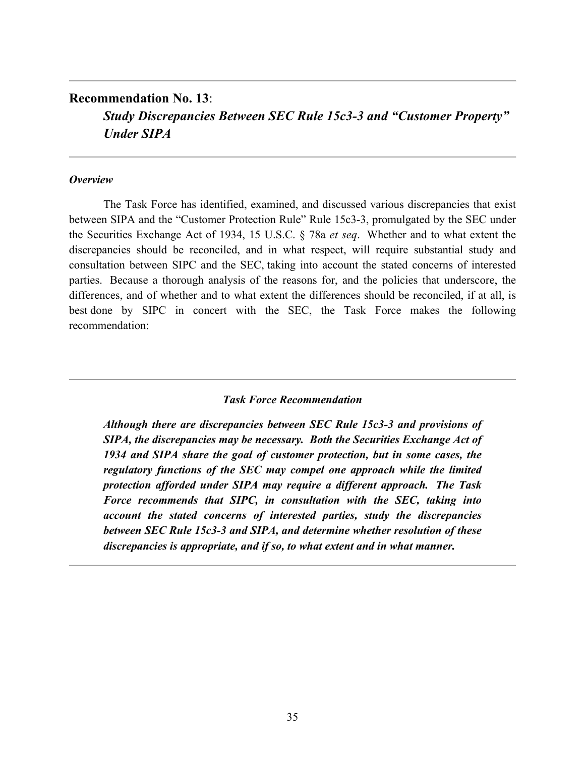## Recommendation No. 13:

### *Study Discrepancies Between SEC Rule 15c3-3 and "Customer Property" Under SIPA*

***Overview***

The Task Force has identified, examined, and discussed various discrepancies that exist between SIPA and the "Customer Protection Rule" Rule 15c3-3, promulgated by the SEC under the Securities Exchange Act of 1934, 15 U.S.C. § 78a *et seq*. Whether and to what extent the discrepancies should be reconciled, and in what respect, will require substantial study and consultation between SIPC and the SEC, taking into account the stated concerns of interested parties. Because a thorough analysis of the reasons for, and the policies that underscore, the differences, and of whether and to what extent the differences should be reconciled, if at all, is best done by SIPC in concert with the SEC, the Task Force makes the following recommendation:

---

***Task Force Recommendation***

***Although there are discrepancies between SEC Rule 15c3-3 and provisions of SIPA, the discrepancies may be necessary. Both the Securities Exchange Act of 1934 and SIPA share the goal of customer protection, but in some cases, the regulatory functions of the SEC may compel one approach while the limited protection afforded under SIPA may require a different approach. The Task Force recommends that SIPC, in consultation with the SEC, taking into account the stated concerns of interested parties, study the discrepancies between SEC Rule 15c3-3 and SIPA, and determine whether resolution of these discrepancies is appropriate, and if so, to what extent and in what manner.***

---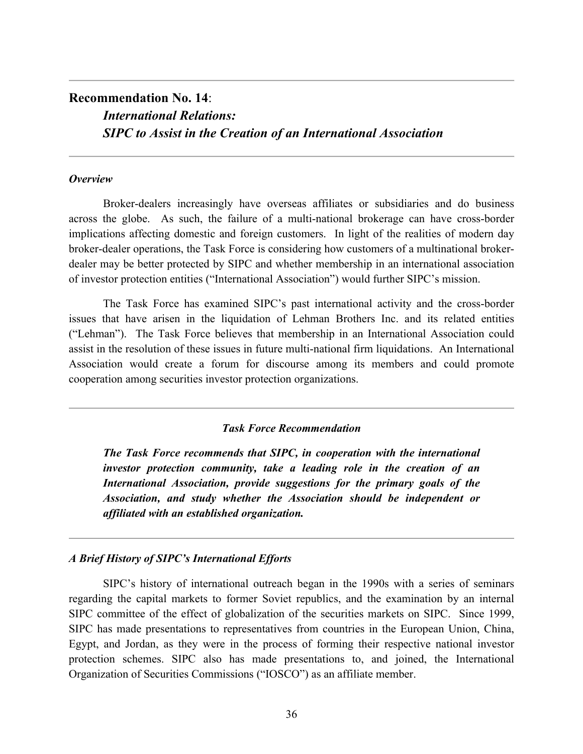## Recommendation No. 14:
### *International Relations:*
### *SIPC to Assist in the Creation of an International Association*

---

***Overview***

Broker-dealers increasingly have overseas affiliates or subsidiaries and do business across the globe. As such, the failure of a multi-national brokerage can have cross-border implications affecting domestic and foreign customers. In light of the realities of modern day broker-dealer operations, the Task Force is considering how customers of a multinational broker-dealer may be better protected by SIPC and whether membership in an international association of investor protection entities ("International Association") would further SIPC's mission.

The Task Force has examined SIPC's past international activity and the cross-border issues that have arisen in the liquidation of Lehman Brothers Inc. and its related entities ("Lehman"). The Task Force believes that membership in an International Association could assist in the resolution of these issues in future multi-national firm liquidations. An International Association would create a forum for discourse among its members and could promote cooperation among securities investor protection organizations.

---

***Task Force Recommendation***

***The Task Force recommends that SIPC, in cooperation with the international investor protection community, take a leading role in the creation of an International Association, provide suggestions for the primary goals of the Association, and study whether the Association should be independent or affiliated with an established organization.***

---

***A Brief History of SIPC's International Efforts***

SIPC's history of international outreach began in the 1990s with a series of seminars regarding the capital markets to former Soviet republics, and the examination by an internal SIPC committee of the effect of globalization of the securities markets on SIPC. Since 1999, SIPC has made presentations to representatives from countries in the European Union, China, Egypt, and Jordan, as they were in the process of forming their respective national investor protection schemes. SIPC also has made presentations to, and joined, the International Organization of Securities Commissions ("IOSCO") as an affiliate member.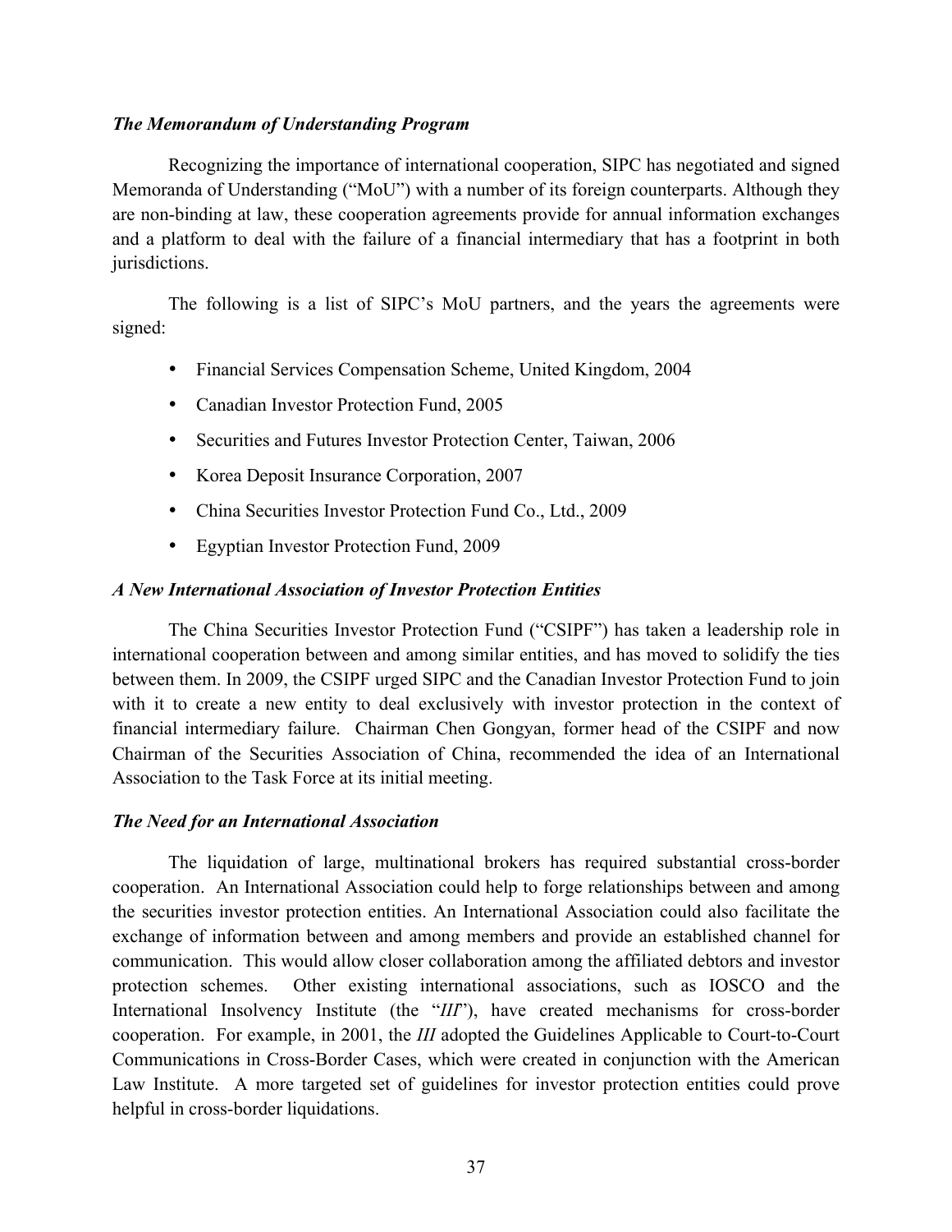### *The Memorandum of Understanding Program*

Recognizing the importance of international cooperation, SIPC has negotiated and signed Memoranda of Understanding ("MoU") with a number of its foreign counterparts. Although they are non-binding at law, these cooperation agreements provide for annual information exchanges and a platform to deal with the failure of a financial intermediary that has a footprint in both jurisdictions.

The following is a list of SIPC's MoU partners, and the years the agreements were signed:

- Financial Services Compensation Scheme, United Kingdom, 2004
- Canadian Investor Protection Fund, 2005
- Securities and Futures Investor Protection Center, Taiwan, 2006
- Korea Deposit Insurance Corporation, 2007
- China Securities Investor Protection Fund Co., Ltd., 2009
- Egyptian Investor Protection Fund, 2009

### *A New International Association of Investor Protection Entities*

The China Securities Investor Protection Fund ("CSIPF") has taken a leadership role in international cooperation between and among similar entities, and has moved to solidify the ties between them. In 2009, the CSIPF urged SIPC and the Canadian Investor Protection Fund to join with it to create a new entity to deal exclusively with investor protection in the context of financial intermediary failure. Chairman Chen Gongyan, former head of the CSIPF and now Chairman of the Securities Association of China, recommended the idea of an International Association to the Task Force at its initial meeting.

### *The Need for an International Association*

The liquidation of large, multinational brokers has required substantial cross-border cooperation. An International Association could help to forge relationships between and among the securities investor protection entities. An International Association could also facilitate the exchange of information between and among members and provide an established channel for communication. This would allow closer collaboration among the affiliated debtors and investor protection schemes. Other existing international associations, such as IOSCO and the International Insolvency Institute (the "*III*"), have created mechanisms for cross-border cooperation. For example, in 2001, the *III* adopted the Guidelines Applicable to Court-to-Court Communications in Cross-Border Cases, which were created in conjunction with the American Law Institute. A more targeted set of guidelines for investor protection entities could prove helpful in cross-border liquidations.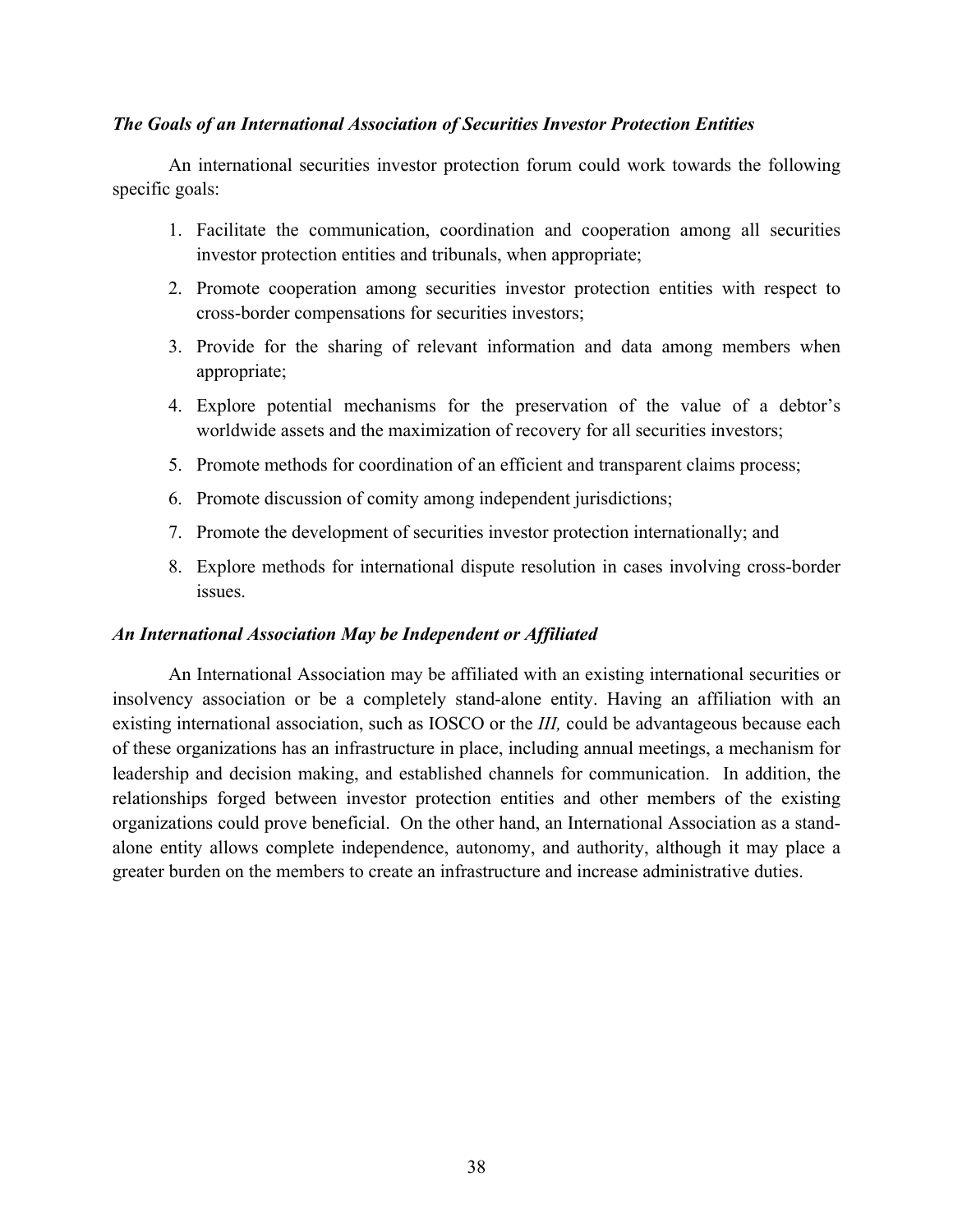### *The Goals of an International Association of Securities Investor Protection Entities*

An international securities investor protection forum could work towards the following specific goals:

1. Facilitate the communication, coordination and cooperation among all securities investor protection entities and tribunals, when appropriate;
2. Promote cooperation among securities investor protection entities with respect to cross-border compensations for securities investors;
3. Provide for the sharing of relevant information and data among members when appropriate;
4. Explore potential mechanisms for the preservation of the value of a debtor's worldwide assets and the maximization of recovery for all securities investors;
5. Promote methods for coordination of an efficient and transparent claims process;
6. Promote discussion of comity among independent jurisdictions;
7. Promote the development of securities investor protection internationally; and
8. Explore methods for international dispute resolution in cases involving cross-border issues.

### *An International Association May be Independent or Affiliated*

An International Association may be affiliated with an existing international securities or insolvency association or be a completely stand-alone entity. Having an affiliation with an existing international association, such as IOSCO or the *III,* could be advantageous because each of these organizations has an infrastructure in place, including annual meetings, a mechanism for leadership and decision making, and established channels for communication. In addition, the relationships forged between investor protection entities and other members of the existing organizations could prove beneficial. On the other hand, an International Association as a stand-alone entity allows complete independence, autonomy, and authority, although it may place a greater burden on the members to create an infrastructure and increase administrative duties.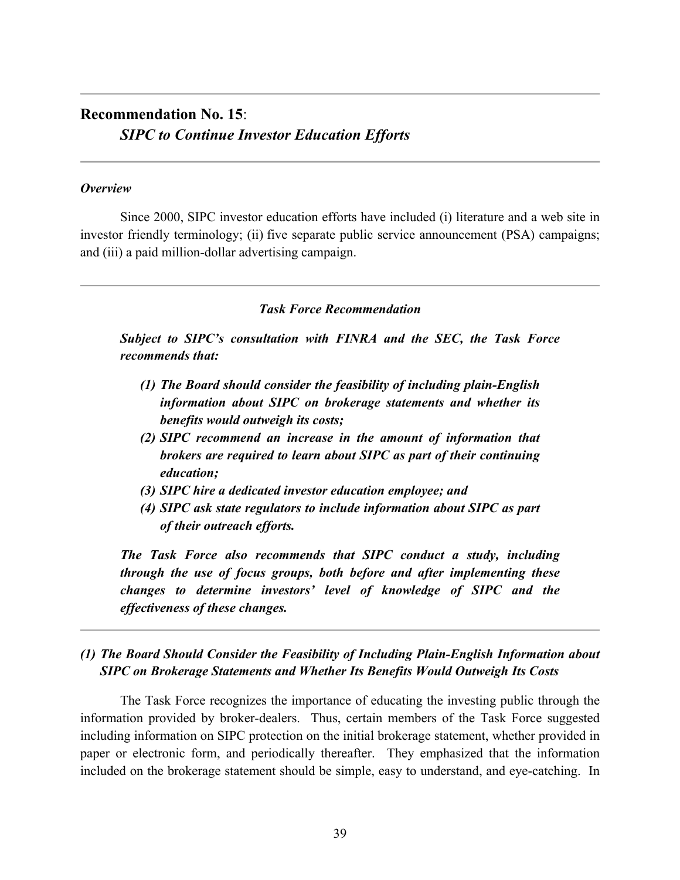## Recommendation No. 15:

### *SIPC to Continue Investor Education Efforts*

***Overview***

Since 2000, SIPC investor education efforts have included (i) literature and a web site in investor friendly terminology; (ii) five separate public service announcement (PSA) campaigns; and (iii) a paid million-dollar advertising campaign.

---

***Task Force Recommendation***

***Subject to SIPC's consultation with FINRA and the SEC, the Task Force recommends that:***

1. ***The Board should consider the feasibility of including plain-English information about SIPC on brokerage statements and whether its benefits would outweigh its costs;***
2. ***SIPC recommend an increase in the amount of information that brokers are required to learn about SIPC as part of their continuing education;***
3. ***SIPC hire a dedicated investor education employee; and***
4. ***SIPC ask state regulators to include information about SIPC as part of their outreach efforts.***

***The Task Force also recommends that SIPC conduct a study, including through the use of focus groups, both before and after implementing these changes to determine investors' level of knowledge of SIPC and the effectiveness of these changes.***

---

### *(1) The Board Should Consider the Feasibility of Including Plain-English Information about SIPC on Brokerage Statements and Whether Its Benefits Would Outweigh Its Costs*

The Task Force recognizes the importance of educating the investing public through the information provided by broker-dealers. Thus, certain members of the Task Force suggested including information on SIPC protection on the initial brokerage statement, whether provided in paper or electronic form, and periodically thereafter. They emphasized that the information included on the brokerage statement should be simple, easy to understand, and eye-catching. In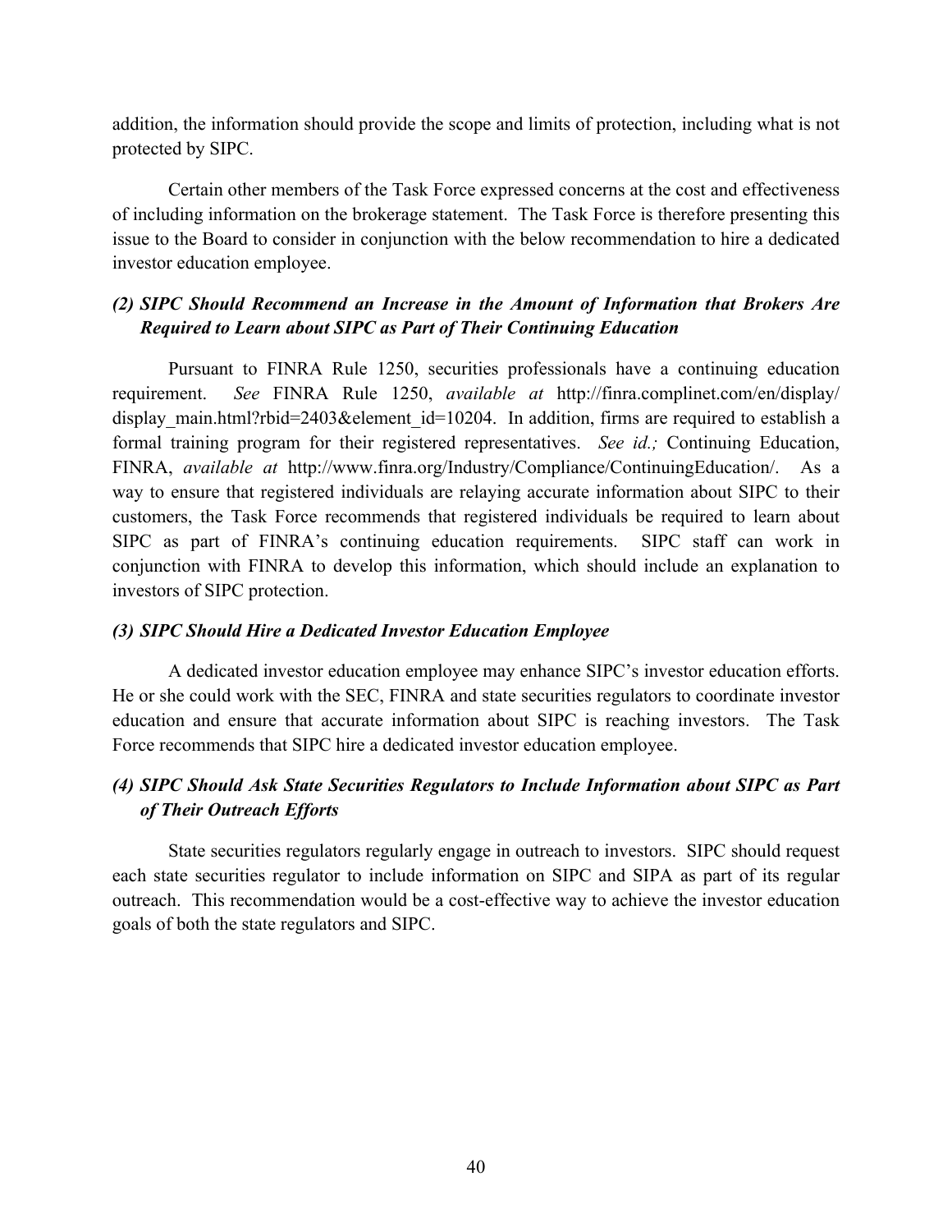addition, the information should provide the scope and limits of protection, including what is not protected by SIPC.

Certain other members of the Task Force expressed concerns at the cost and effectiveness of including information on the brokerage statement. The Task Force is therefore presenting this issue to the Board to consider in conjunction with the below recommendation to hire a dedicated investor education employee.

### *(2) SIPC Should Recommend an Increase in the Amount of Information that Brokers Are Required to Learn about SIPC as Part of Their Continuing Education*

Pursuant to FINRA Rule 1250, securities professionals have a continuing education requirement. *See* FINRA Rule 1250, *available at* http://finra.complinet.com/en/display/display_main.html?rbid=2403&element_id=10204. In addition, firms are required to establish a formal training program for their registered representatives. *See id.;* Continuing Education, FINRA, *available at* http://www.finra.org/Industry/Compliance/ContinuingEducation/. As a way to ensure that registered individuals are relaying accurate information about SIPC to their customers, the Task Force recommends that registered individuals be required to learn about SIPC as part of FINRA's continuing education requirements. SIPC staff can work in conjunction with FINRA to develop this information, which should include an explanation to investors of SIPC protection.

### *(3) SIPC Should Hire a Dedicated Investor Education Employee*

A dedicated investor education employee may enhance SIPC's investor education efforts. He or she could work with the SEC, FINRA and state securities regulators to coordinate investor education and ensure that accurate information about SIPC is reaching investors. The Task Force recommends that SIPC hire a dedicated investor education employee.

### *(4) SIPC Should Ask State Securities Regulators to Include Information about SIPC as Part of Their Outreach Efforts*

State securities regulators regularly engage in outreach to investors. SIPC should request each state securities regulator to include information on SIPC and SIPA as part of its regular outreach. This recommendation would be a cost-effective way to achieve the investor education goals of both the state regulators and SIPC.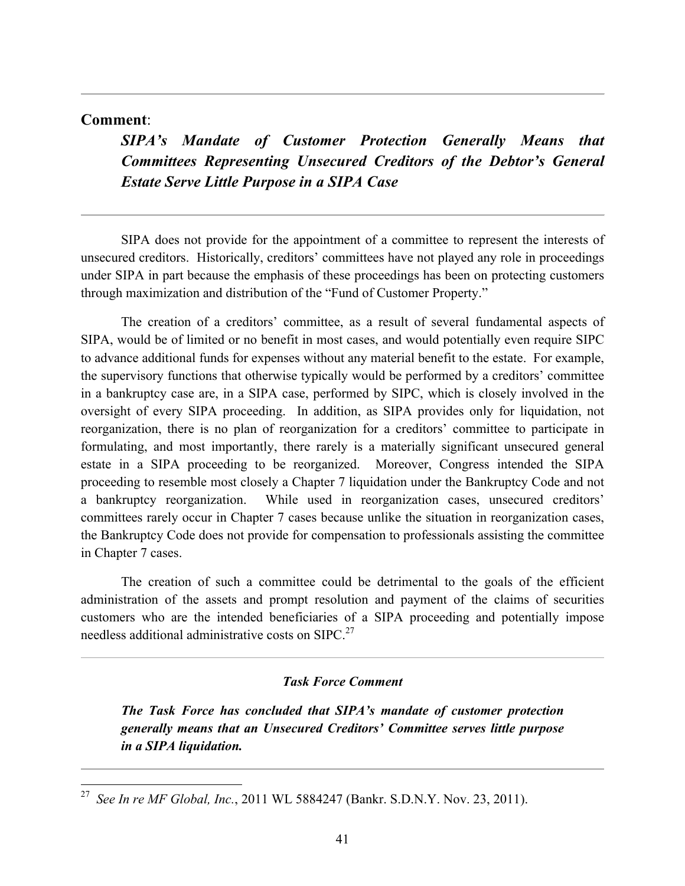**Comment**:

***SIPA's Mandate of Customer Protection Generally Means that Committees Representing Unsecured Creditors of the Debtor's General Estate Serve Little Purpose in a SIPA Case***

SIPA does not provide for the appointment of a committee to represent the interests of unsecured creditors. Historically, creditors' committees have not played any role in proceedings under SIPA in part because the emphasis of these proceedings has been on protecting customers through maximization and distribution of the "Fund of Customer Property."

The creation of a creditors' committee, as a result of several fundamental aspects of SIPA, would be of limited or no benefit in most cases, and would potentially even require SIPC to advance additional funds for expenses without any material benefit to the estate. For example, the supervisory functions that otherwise typically would be performed by a creditors' committee in a bankruptcy case are, in a SIPA case, performed by SIPC, which is closely involved in the oversight of every SIPA proceeding. In addition, as SIPA provides only for liquidation, not reorganization, there is no plan of reorganization for a creditors' committee to participate in formulating, and most importantly, there rarely is a materially significant unsecured general estate in a SIPA proceeding to be reorganized. Moreover, Congress intended the SIPA proceeding to resemble most closely a Chapter 7 liquidation under the Bankruptcy Code and not a bankruptcy reorganization. While used in reorganization cases, unsecured creditors' committees rarely occur in Chapter 7 cases because unlike the situation in reorganization cases, the Bankruptcy Code does not provide for compensation to professionals assisting the committee in Chapter 7 cases.

The creation of such a committee could be detrimental to the goals of the efficient administration of the assets and prompt resolution and payment of the claims of securities customers who are the intended beneficiaries of a SIPA proceeding and potentially impose needless additional administrative costs on SIPC.[27]

***Task Force Comment***

***The Task Force has concluded that SIPA's mandate of customer protection generally means that an Unsecured Creditors' Committee serves little purpose in a SIPA liquidation.***

---

[27] *See In re MF Global, Inc.*, 2011 WL 5884247 (Bankr. S.D.N.Y. Nov. 23, 2011).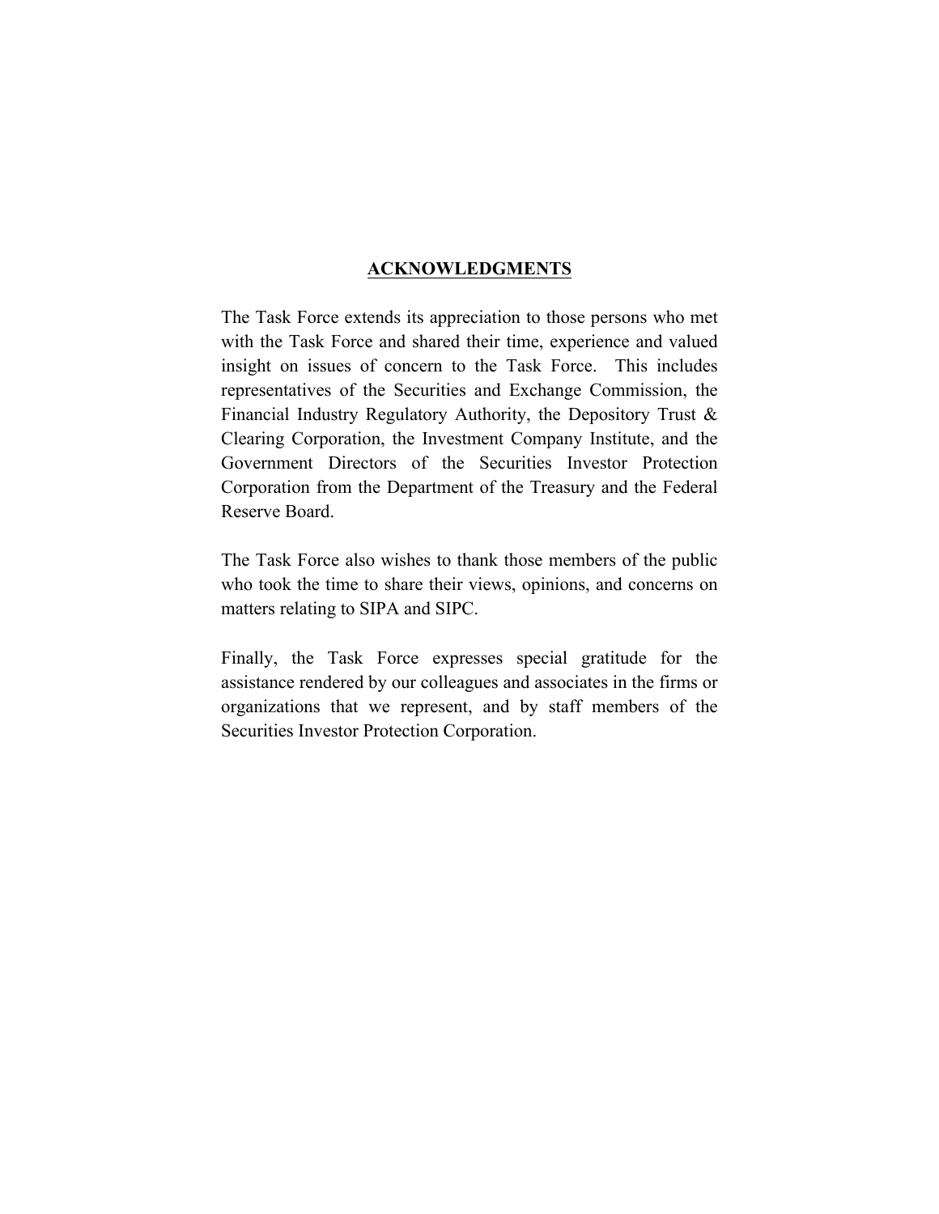## ACKNOWLEDGMENTS

The Task Force extends its appreciation to those persons who met with the Task Force and shared their time, experience and valued insight on issues of concern to the Task Force. This includes representatives of the Securities and Exchange Commission, the Financial Industry Regulatory Authority, the Depository Trust & Clearing Corporation, the Investment Company Institute, and the Government Directors of the Securities Investor Protection Corporation from the Department of the Treasury and the Federal Reserve Board.

The Task Force also wishes to thank those members of the public who took the time to share their views, opinions, and concerns on matters relating to SIPA and SIPC.

Finally, the Task Force expresses special gratitude for the assistance rendered by our colleagues and associates in the firms or organizations that we represent, and by staff members of the Securities Investor Protection Corporation.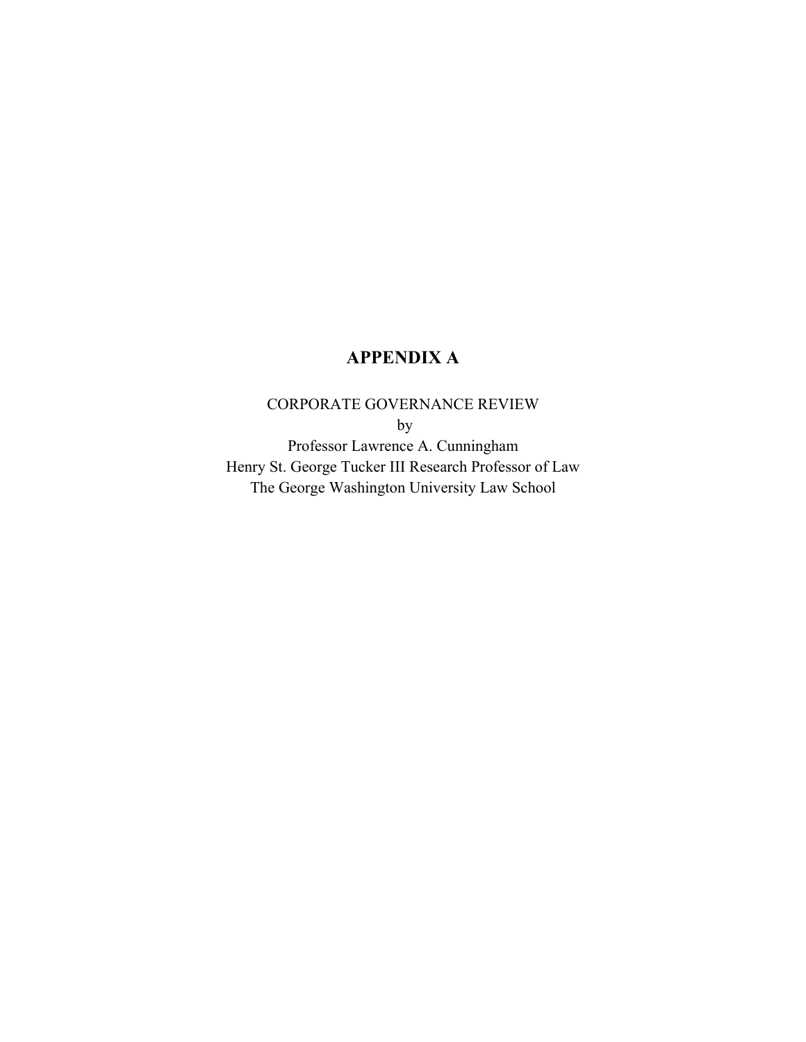# APPENDIX A

CORPORATE GOVERNANCE REVIEW
by
Professor Lawrence A. Cunningham
Henry St. George Tucker III Research Professor of Law
The George Washington University Law School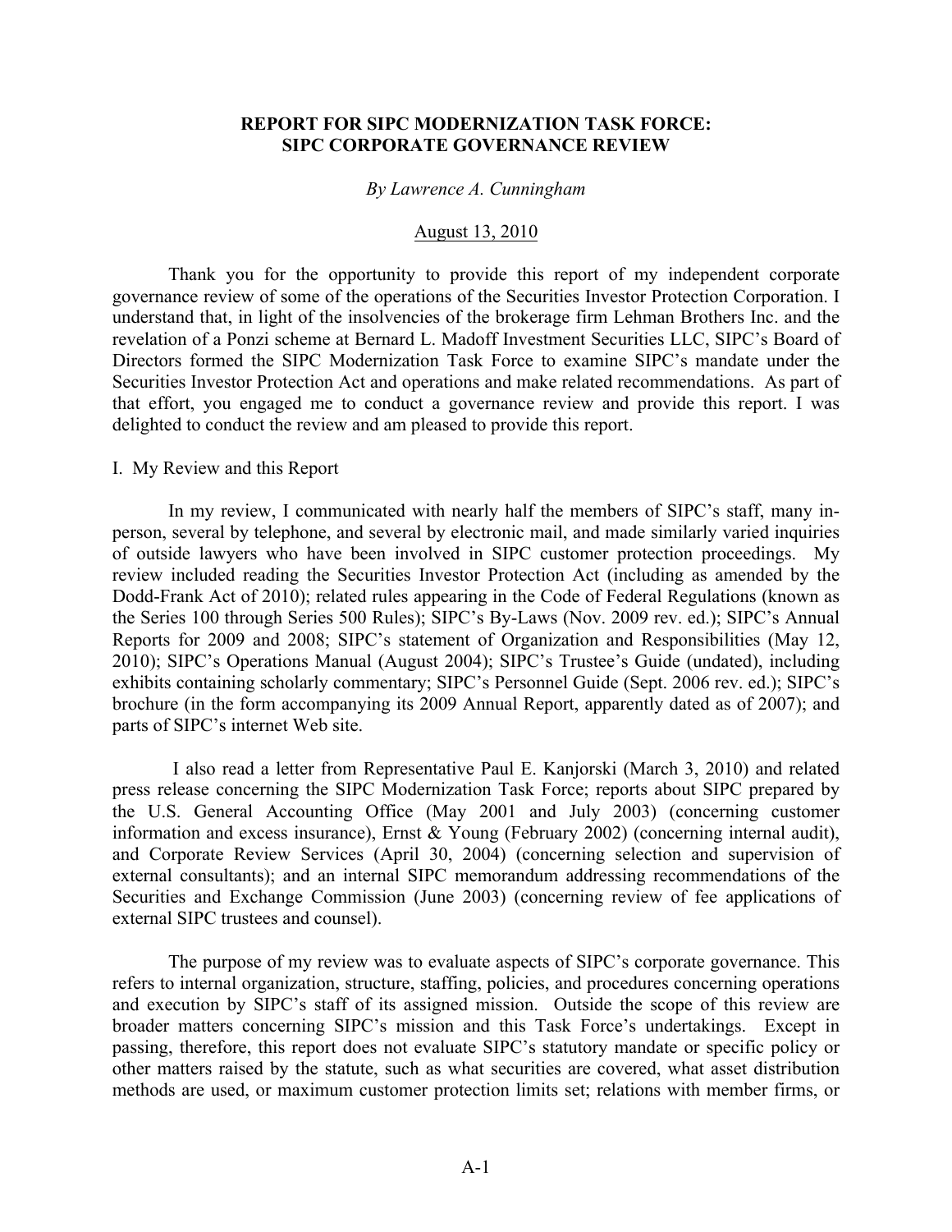**REPORT FOR SIPC MODERNIZATION TASK FORCE: SIPC CORPORATE GOVERNANCE REVIEW**

*By Lawrence A. Cunningham*

August 13, 2010

Thank you for the opportunity to provide this report of my independent corporate governance review of some of the operations of the Securities Investor Protection Corporation. I understand that, in light of the insolvencies of the brokerage firm Lehman Brothers Inc. and the revelation of a Ponzi scheme at Bernard L. Madoff Investment Securities LLC, SIPC's Board of Directors formed the SIPC Modernization Task Force to examine SIPC's mandate under the Securities Investor Protection Act and operations and make related recommendations. As part of that effort, you engaged me to conduct a governance review and provide this report. I was delighted to conduct the review and am pleased to provide this report.

I. My Review and this Report

In my review, I communicated with nearly half the members of SIPC's staff, many in-person, several by telephone, and several by electronic mail, and made similarly varied inquiries of outside lawyers who have been involved in SIPC customer protection proceedings. My review included reading the Securities Investor Protection Act (including as amended by the Dodd-Frank Act of 2010); related rules appearing in the Code of Federal Regulations (known as the Series 100 through Series 500 Rules); SIPC's By-Laws (Nov. 2009 rev. ed.); SIPC's Annual Reports for 2009 and 2008; SIPC's statement of Organization and Responsibilities (May 12, 2010); SIPC's Operations Manual (August 2004); SIPC's Trustee's Guide (undated), including exhibits containing scholarly commentary; SIPC's Personnel Guide (Sept. 2006 rev. ed.); SIPC's brochure (in the form accompanying its 2009 Annual Report, apparently dated as of 2007); and parts of SIPC's internet Web site.

I also read a letter from Representative Paul E. Kanjorski (March 3, 2010) and related press release concerning the SIPC Modernization Task Force; reports about SIPC prepared by the U.S. General Accounting Office (May 2001 and July 2003) (concerning customer information and excess insurance), Ernst & Young (February 2002) (concerning internal audit), and Corporate Review Services (April 30, 2004) (concerning selection and supervision of external consultants); and an internal SIPC memorandum addressing recommendations of the Securities and Exchange Commission (June 2003) (concerning review of fee applications of external SIPC trustees and counsel).

The purpose of my review was to evaluate aspects of SIPC's corporate governance. This refers to internal organization, structure, staffing, policies, and procedures concerning operations and execution by SIPC's staff of its assigned mission. Outside the scope of this review are broader matters concerning SIPC's mission and this Task Force's undertakings. Except in passing, therefore, this report does not evaluate SIPC's statutory mandate or specific policy or other matters raised by the statute, such as what securities are covered, what asset distribution methods are used, or maximum customer protection limits set; relations with member firms, or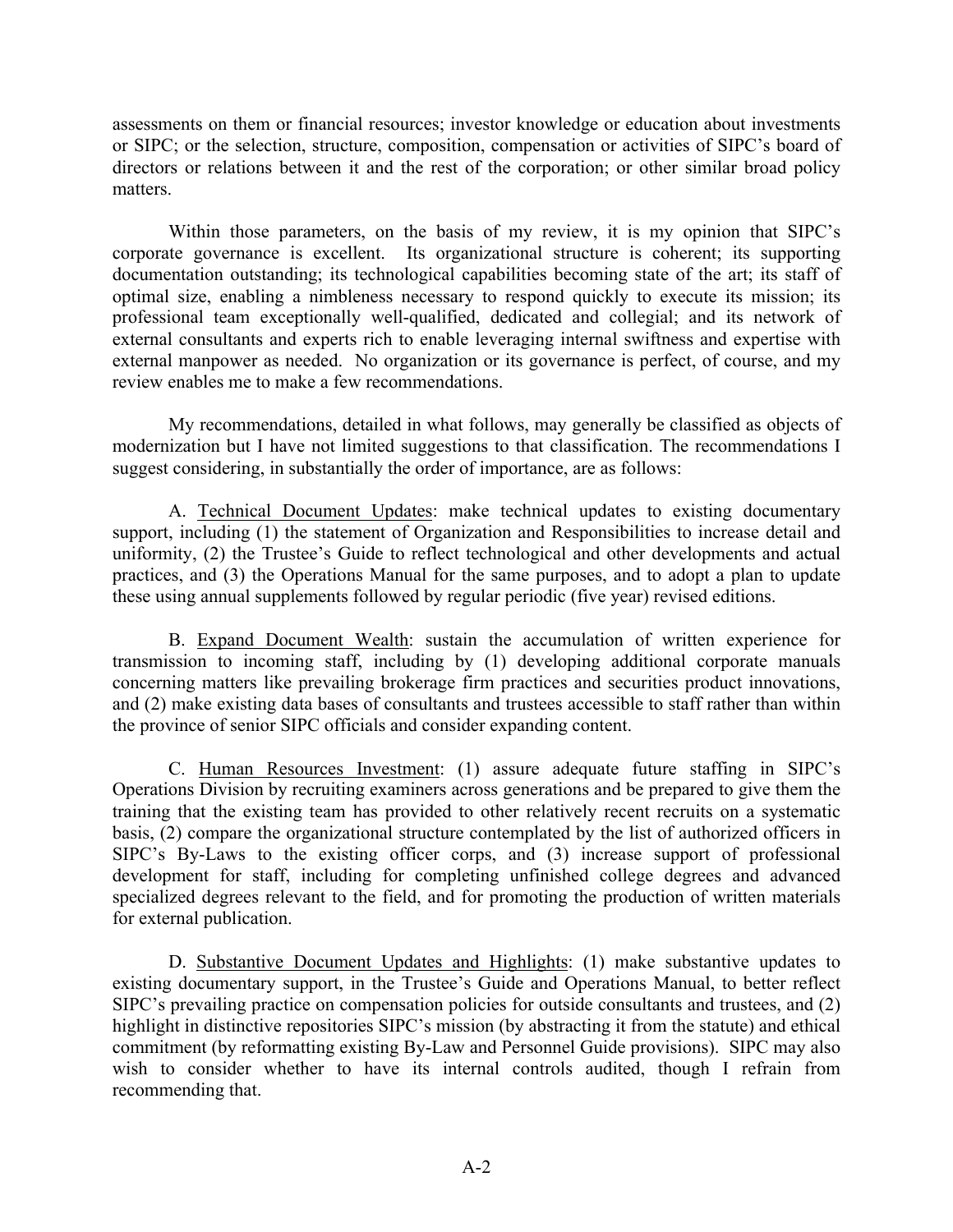assessments on them or financial resources; investor knowledge or education about investments or SIPC; or the selection, structure, composition, compensation or activities of SIPC's board of directors or relations between it and the rest of the corporation; or other similar broad policy matters.

Within those parameters, on the basis of my review, it is my opinion that SIPC's corporate governance is excellent. Its organizational structure is coherent; its supporting documentation outstanding; its technological capabilities becoming state of the art; its staff of optimal size, enabling a nimbleness necessary to respond quickly to execute its mission; its professional team exceptionally well-qualified, dedicated and collegial; and its network of external consultants and experts rich to enable leveraging internal swiftness and expertise with external manpower as needed. No organization or its governance is perfect, of course, and my review enables me to make a few recommendations.

My recommendations, detailed in what follows, may generally be classified as objects of modernization but I have not limited suggestions to that classification. The recommendations I suggest considering, in substantially the order of importance, are as follows:

A. Technical Document Updates: make technical updates to existing documentary support, including (1) the statement of Organization and Responsibilities to increase detail and uniformity, (2) the Trustee's Guide to reflect technological and other developments and actual practices, and (3) the Operations Manual for the same purposes, and to adopt a plan to update these using annual supplements followed by regular periodic (five year) revised editions.

B. Expand Document Wealth: sustain the accumulation of written experience for transmission to incoming staff, including by (1) developing additional corporate manuals concerning matters like prevailing brokerage firm practices and securities product innovations, and (2) make existing data bases of consultants and trustees accessible to staff rather than within the province of senior SIPC officials and consider expanding content.

C. Human Resources Investment: (1) assure adequate future staffing in SIPC's Operations Division by recruiting examiners across generations and be prepared to give them the training that the existing team has provided to other relatively recent recruits on a systematic basis, (2) compare the organizational structure contemplated by the list of authorized officers in SIPC's By-Laws to the existing officer corps, and (3) increase support of professional development for staff, including for completing unfinished college degrees and advanced specialized degrees relevant to the field, and for promoting the production of written materials for external publication.

D. Substantive Document Updates and Highlights: (1) make substantive updates to existing documentary support, in the Trustee's Guide and Operations Manual, to better reflect SIPC's prevailing practice on compensation policies for outside consultants and trustees, and (2) highlight in distinctive repositories SIPC's mission (by abstracting it from the statute) and ethical commitment (by reformatting existing By-Law and Personnel Guide provisions). SIPC may also wish to consider whether to have its internal controls audited, though I refrain from recommending that.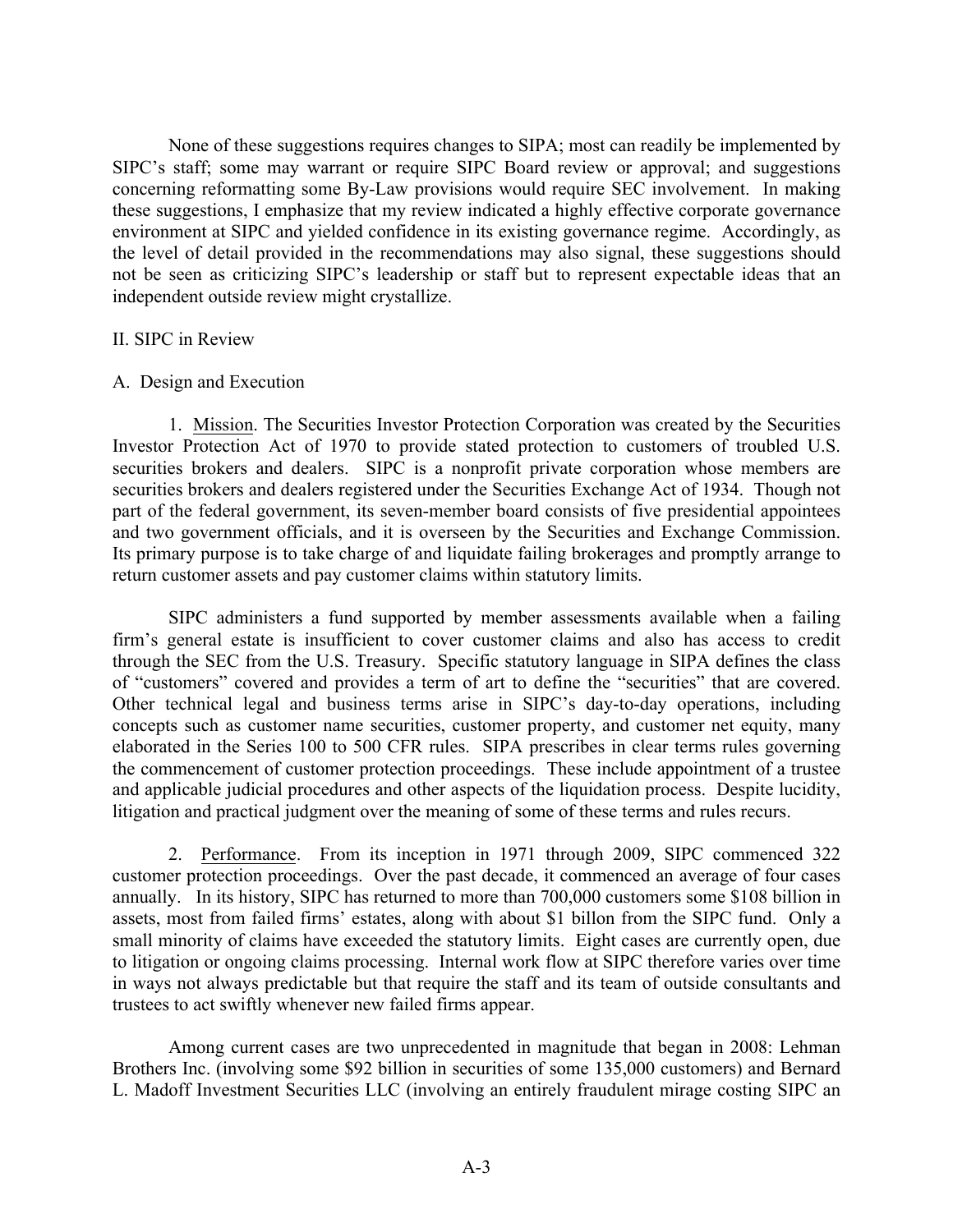None of these suggestions requires changes to SIPA; most can readily be implemented by SIPC's staff; some may warrant or require SIPC Board review or approval; and suggestions concerning reformatting some By-Law provisions would require SEC involvement. In making these suggestions, I emphasize that my review indicated a highly effective corporate governance environment at SIPC and yielded confidence in its existing governance regime. Accordingly, as the level of detail provided in the recommendations may also signal, these suggestions should not be seen as criticizing SIPC's leadership or staff but to represent expectable ideas that an independent outside review might crystallize.

## II. SIPC in Review

### A. Design and Execution

1. Mission. The Securities Investor Protection Corporation was created by the Securities Investor Protection Act of 1970 to provide stated protection to customers of troubled U.S. securities brokers and dealers. SIPC is a nonprofit private corporation whose members are securities brokers and dealers registered under the Securities Exchange Act of 1934. Though not part of the federal government, its seven-member board consists of five presidential appointees and two government officials, and it is overseen by the Securities and Exchange Commission. Its primary purpose is to take charge of and liquidate failing brokerages and promptly arrange to return customer assets and pay customer claims within statutory limits.

SIPC administers a fund supported by member assessments available when a failing firm's general estate is insufficient to cover customer claims and also has access to credit through the SEC from the U.S. Treasury. Specific statutory language in SIPA defines the class of "customers" covered and provides a term of art to define the "securities" that are covered. Other technical legal and business terms arise in SIPC's day-to-day operations, including concepts such as customer name securities, customer property, and customer net equity, many elaborated in the Series 100 to 500 CFR rules. SIPA prescribes in clear terms rules governing the commencement of customer protection proceedings. These include appointment of a trustee and applicable judicial procedures and other aspects of the liquidation process. Despite lucidity, litigation and practical judgment over the meaning of some of these terms and rules recurs.

2. Performance. From its inception in 1971 through 2009, SIPC commenced 322 customer protection proceedings. Over the past decade, it commenced an average of four cases annually. In its history, SIPC has returned to more than 700,000 customers some $108 billion in assets, most from failed firms' estates, along with about $1 billon from the SIPC fund. Only a small minority of claims have exceeded the statutory limits. Eight cases are currently open, due to litigation or ongoing claims processing. Internal work flow at SIPC therefore varies over time in ways not always predictable but that require the staff and its team of outside consultants and trustees to act swiftly whenever new failed firms appear.

Among current cases are two unprecedented in magnitude that began in 2008: Lehman Brothers Inc. (involving some $92 billion in securities of some 135,000 customers) and Bernard L. Madoff Investment Securities LLC (involving an entirely fraudulent mirage costing SIPC an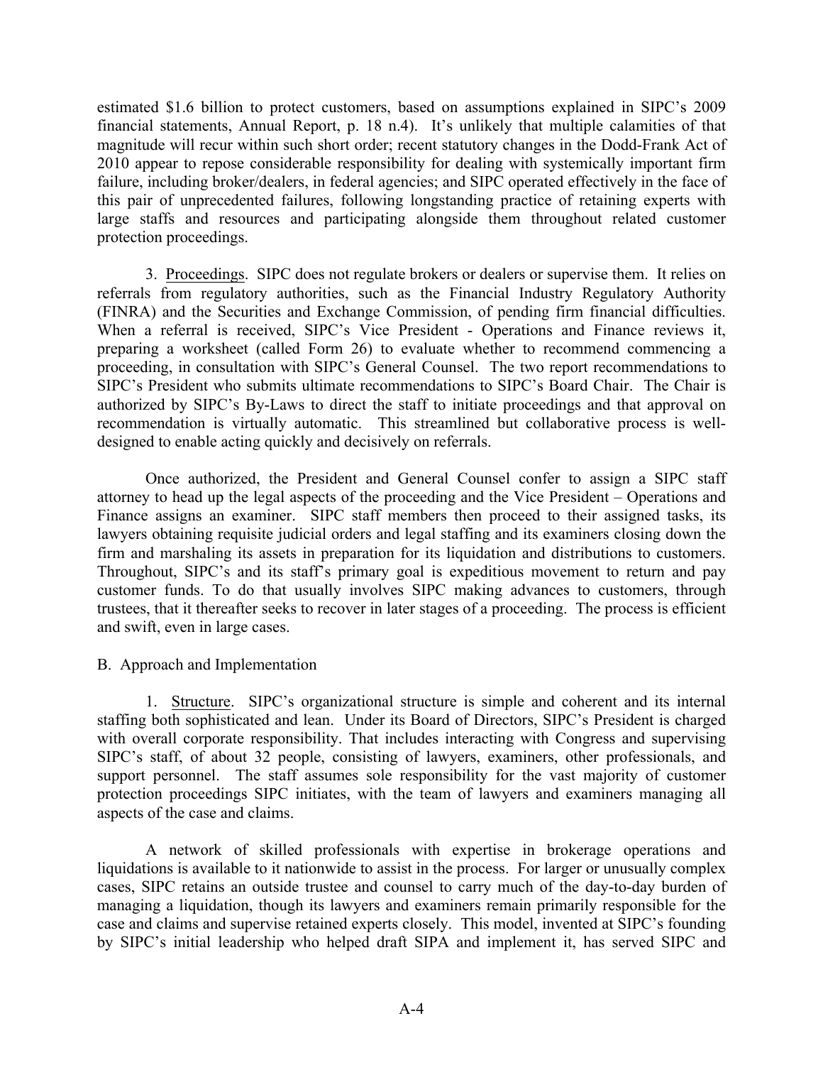estimated \$1.6 billion to protect customers, based on assumptions explained in SIPC's 2009 financial statements, Annual Report, p. 18 n.4). It's unlikely that multiple calamities of that magnitude will recur within such short order; recent statutory changes in the Dodd-Frank Act of 2010 appear to repose considerable responsibility for dealing with systemically important firm failure, including broker/dealers, in federal agencies; and SIPC operated effectively in the face of this pair of unprecedented failures, following longstanding practice of retaining experts with large staffs and resources and participating alongside them throughout related customer protection proceedings.

3. Proceedings. SIPC does not regulate brokers or dealers or supervise them. It relies on referrals from regulatory authorities, such as the Financial Industry Regulatory Authority (FINRA) and the Securities and Exchange Commission, of pending firm financial difficulties. When a referral is received, SIPC's Vice President - Operations and Finance reviews it, preparing a worksheet (called Form 26) to evaluate whether to recommend commencing a proceeding, in consultation with SIPC's General Counsel. The two report recommendations to SIPC's President who submits ultimate recommendations to SIPC's Board Chair. The Chair is authorized by SIPC's By-Laws to direct the staff to initiate proceedings and that approval on recommendation is virtually automatic. This streamlined but collaborative process is well-designed to enable acting quickly and decisively on referrals.

Once authorized, the President and General Counsel confer to assign a SIPC staff attorney to head up the legal aspects of the proceeding and the Vice President – Operations and Finance assigns an examiner. SIPC staff members then proceed to their assigned tasks, its lawyers obtaining requisite judicial orders and legal staffing and its examiners closing down the firm and marshaling its assets in preparation for its liquidation and distributions to customers. Throughout, SIPC's and its staff's primary goal is expeditious movement to return and pay customer funds. To do that usually involves SIPC making advances to customers, through trustees, that it thereafter seeks to recover in later stages of a proceeding. The process is efficient and swift, even in large cases.

B. Approach and Implementation

1. Structure. SIPC's organizational structure is simple and coherent and its internal staffing both sophisticated and lean. Under its Board of Directors, SIPC's President is charged with overall corporate responsibility. That includes interacting with Congress and supervising SIPC's staff, of about 32 people, consisting of lawyers, examiners, other professionals, and support personnel. The staff assumes sole responsibility for the vast majority of customer protection proceedings SIPC initiates, with the team of lawyers and examiners managing all aspects of the case and claims.

A network of skilled professionals with expertise in brokerage operations and liquidations is available to it nationwide to assist in the process. For larger or unusually complex cases, SIPC retains an outside trustee and counsel to carry much of the day-to-day burden of managing a liquidation, though its lawyers and examiners remain primarily responsible for the case and claims and supervise retained experts closely. This model, invented at SIPC's founding by SIPC's initial leadership who helped draft SIPA and implement it, has served SIPC and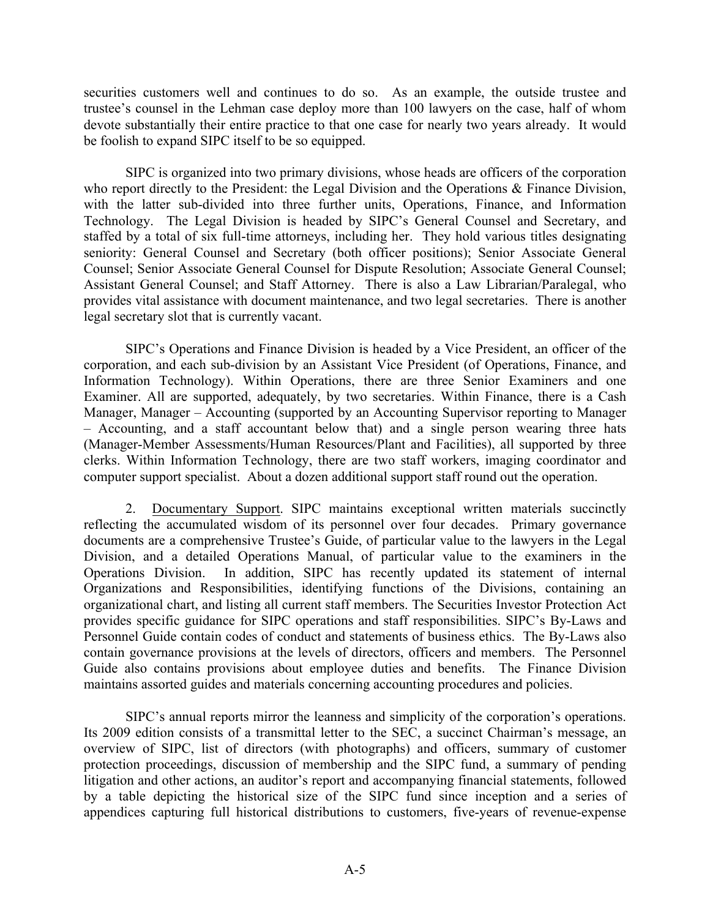securities customers well and continues to do so. As an example, the outside trustee and trustee's counsel in the Lehman case deploy more than 100 lawyers on the case, half of whom devote substantially their entire practice to that one case for nearly two years already. It would be foolish to expand SIPC itself to be so equipped.

SIPC is organized into two primary divisions, whose heads are officers of the corporation who report directly to the President: the Legal Division and the Operations & Finance Division, with the latter sub-divided into three further units, Operations, Finance, and Information Technology. The Legal Division is headed by SIPC's General Counsel and Secretary, and staffed by a total of six full-time attorneys, including her. They hold various titles designating seniority: General Counsel and Secretary (both officer positions); Senior Associate General Counsel; Senior Associate General Counsel for Dispute Resolution; Associate General Counsel; Assistant General Counsel; and Staff Attorney. There is also a Law Librarian/Paralegal, who provides vital assistance with document maintenance, and two legal secretaries. There is another legal secretary slot that is currently vacant.

SIPC's Operations and Finance Division is headed by a Vice President, an officer of the corporation, and each sub-division by an Assistant Vice President (of Operations, Finance, and Information Technology). Within Operations, there are three Senior Examiners and one Examiner. All are supported, adequately, by two secretaries. Within Finance, there is a Cash Manager, Manager – Accounting (supported by an Accounting Supervisor reporting to Manager – Accounting, and a staff accountant below that) and a single person wearing three hats (Manager-Member Assessments/Human Resources/Plant and Facilities), all supported by three clerks. Within Information Technology, there are two staff workers, imaging coordinator and computer support specialist. About a dozen additional support staff round out the operation.

2. Documentary Support. SIPC maintains exceptional written materials succinctly reflecting the accumulated wisdom of its personnel over four decades. Primary governance documents are a comprehensive Trustee's Guide, of particular value to the lawyers in the Legal Division, and a detailed Operations Manual, of particular value to the examiners in the Operations Division. In addition, SIPC has recently updated its statement of internal Organizations and Responsibilities, identifying functions of the Divisions, containing an organizational chart, and listing all current staff members. The Securities Investor Protection Act provides specific guidance for SIPC operations and staff responsibilities. SIPC's By-Laws and Personnel Guide contain codes of conduct and statements of business ethics. The By-Laws also contain governance provisions at the levels of directors, officers and members. The Personnel Guide also contains provisions about employee duties and benefits. The Finance Division maintains assorted guides and materials concerning accounting procedures and policies.

SIPC's annual reports mirror the leanness and simplicity of the corporation's operations. Its 2009 edition consists of a transmittal letter to the SEC, a succinct Chairman's message, an overview of SIPC, list of directors (with photographs) and officers, summary of customer protection proceedings, discussion of membership and the SIPC fund, a summary of pending litigation and other actions, an auditor's report and accompanying financial statements, followed by a table depicting the historical size of the SIPC fund since inception and a series of appendices capturing full historical distributions to customers, five-years of revenue-expense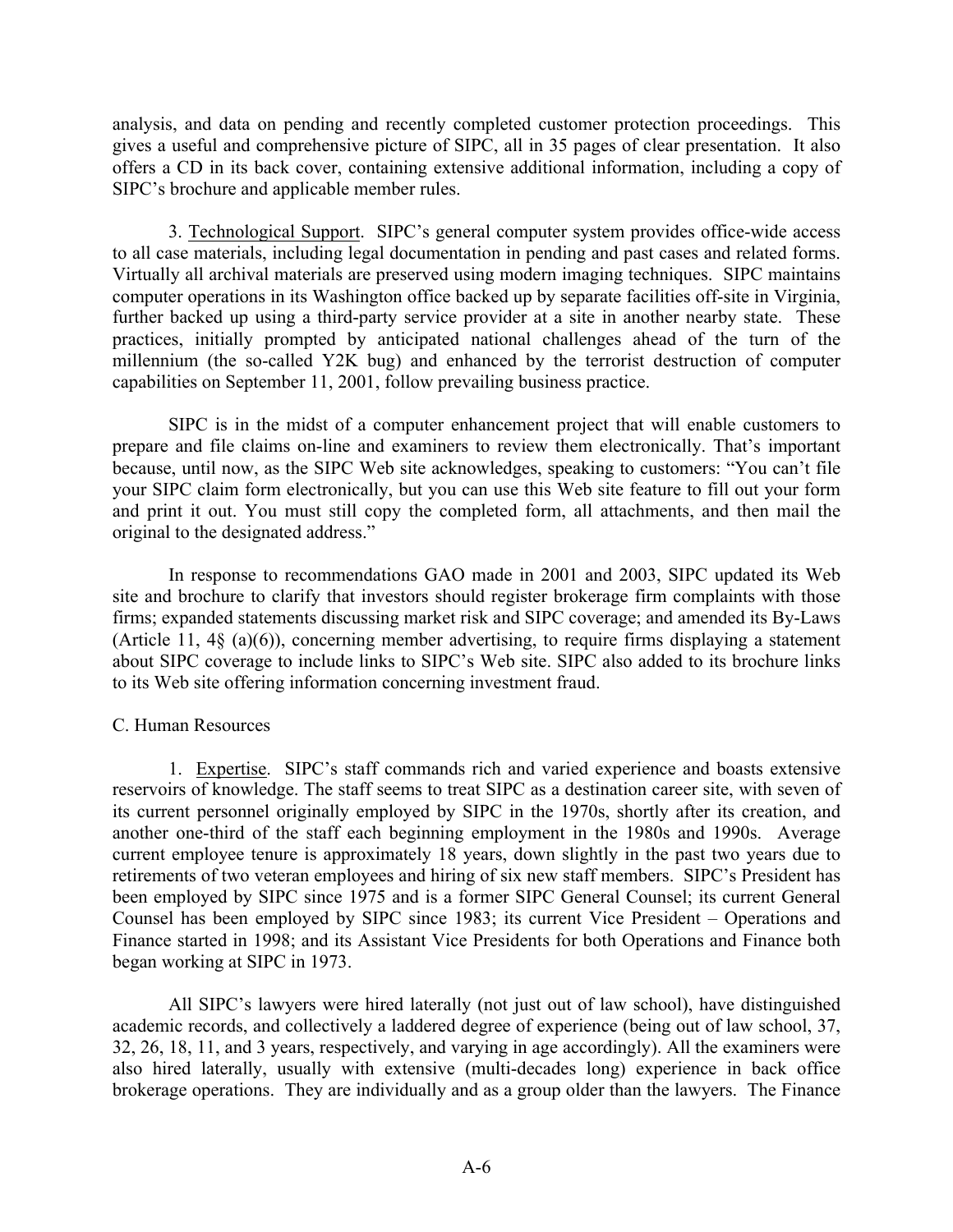analysis, and data on pending and recently completed customer protection proceedings. This gives a useful and comprehensive picture of SIPC, all in 35 pages of clear presentation. It also offers a CD in its back cover, containing extensive additional information, including a copy of SIPC's brochure and applicable member rules.

3. <u>Technological Support</u>. SIPC's general computer system provides office-wide access to all case materials, including legal documentation in pending and past cases and related forms. Virtually all archival materials are preserved using modern imaging techniques. SIPC maintains computer operations in its Washington office backed up by separate facilities off-site in Virginia, further backed up using a third-party service provider at a site in another nearby state. These practices, initially prompted by anticipated national challenges ahead of the turn of the millennium (the so-called Y2K bug) and enhanced by the terrorist destruction of computer capabilities on September 11, 2001, follow prevailing business practice.

SIPC is in the midst of a computer enhancement project that will enable customers to prepare and file claims on-line and examiners to review them electronically. That's important because, until now, as the SIPC Web site acknowledges, speaking to customers: "You can't file your SIPC claim form electronically, but you can use this Web site feature to fill out your form and print it out. You must still copy the completed form, all attachments, and then mail the original to the designated address."

In response to recommendations GAO made in 2001 and 2003, SIPC updated its Web site and brochure to clarify that investors should register brokerage firm complaints with those firms; expanded statements discussing market risk and SIPC coverage; and amended its By-Laws (Article 11, 4§ (a)(6)), concerning member advertising, to require firms displaying a statement about SIPC coverage to include links to SIPC's Web site. SIPC also added to its brochure links to its Web site offering information concerning investment fraud.

C. Human Resources

1. <u>Expertise</u>. SIPC's staff commands rich and varied experience and boasts extensive reservoirs of knowledge. The staff seems to treat SIPC as a destination career site, with seven of its current personnel originally employed by SIPC in the 1970s, shortly after its creation, and another one-third of the staff each beginning employment in the 1980s and 1990s. Average current employee tenure is approximately 18 years, down slightly in the past two years due to retirements of two veteran employees and hiring of six new staff members. SIPC's President has been employed by SIPC since 1975 and is a former SIPC General Counsel; its current General Counsel has been employed by SIPC since 1983; its current Vice President – Operations and Finance started in 1998; and its Assistant Vice Presidents for both Operations and Finance both began working at SIPC in 1973.

All SIPC's lawyers were hired laterally (not just out of law school), have distinguished academic records, and collectively a laddered degree of experience (being out of law school, 37, 32, 26, 18, 11, and 3 years, respectively, and varying in age accordingly). All the examiners were also hired laterally, usually with extensive (multi-decades long) experience in back office brokerage operations. They are individually and as a group older than the lawyers. The Finance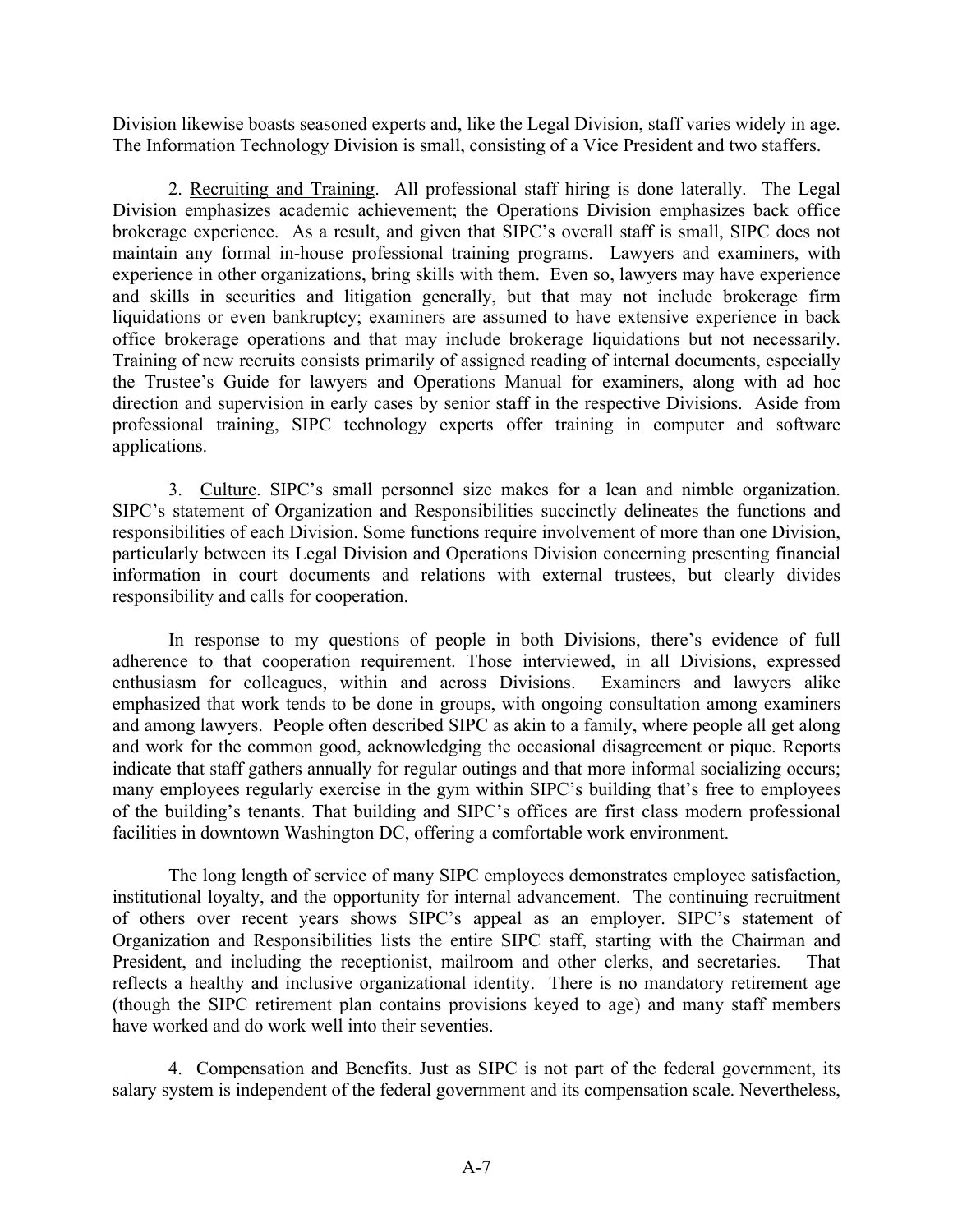Division likewise boasts seasoned experts and, like the Legal Division, staff varies widely in age. The Information Technology Division is small, consisting of a Vice President and two staffers.

2. Recruiting and Training. All professional staff hiring is done laterally. The Legal Division emphasizes academic achievement; the Operations Division emphasizes back office brokerage experience. As a result, and given that SIPC's overall staff is small, SIPC does not maintain any formal in-house professional training programs. Lawyers and examiners, with experience in other organizations, bring skills with them. Even so, lawyers may have experience and skills in securities and litigation generally, but that may not include brokerage firm liquidations or even bankruptcy; examiners are assumed to have extensive experience in back office brokerage operations and that may include brokerage liquidations but not necessarily. Training of new recruits consists primarily of assigned reading of internal documents, especially the Trustee's Guide for lawyers and Operations Manual for examiners, along with ad hoc direction and supervision in early cases by senior staff in the respective Divisions. Aside from professional training, SIPC technology experts offer training in computer and software applications.

3. Culture. SIPC's small personnel size makes for a lean and nimble organization. SIPC's statement of Organization and Responsibilities succinctly delineates the functions and responsibilities of each Division. Some functions require involvement of more than one Division, particularly between its Legal Division and Operations Division concerning presenting financial information in court documents and relations with external trustees, but clearly divides responsibility and calls for cooperation.

In response to my questions of people in both Divisions, there's evidence of full adherence to that cooperation requirement. Those interviewed, in all Divisions, expressed enthusiasm for colleagues, within and across Divisions. Examiners and lawyers alike emphasized that work tends to be done in groups, with ongoing consultation among examiners and among lawyers. People often described SIPC as akin to a family, where people all get along and work for the common good, acknowledging the occasional disagreement or pique. Reports indicate that staff gathers annually for regular outings and that more informal socializing occurs; many employees regularly exercise in the gym within SIPC's building that's free to employees of the building's tenants. That building and SIPC's offices are first class modern professional facilities in downtown Washington DC, offering a comfortable work environment.

The long length of service of many SIPC employees demonstrates employee satisfaction, institutional loyalty, and the opportunity for internal advancement. The continuing recruitment of others over recent years shows SIPC's appeal as an employer. SIPC's statement of Organization and Responsibilities lists the entire SIPC staff, starting with the Chairman and President, and including the receptionist, mailroom and other clerks, and secretaries. That reflects a healthy and inclusive organizational identity. There is no mandatory retirement age (though the SIPC retirement plan contains provisions keyed to age) and many staff members have worked and do work well into their seventies.

4. Compensation and Benefits. Just as SIPC is not part of the federal government, its salary system is independent of the federal government and its compensation scale. Nevertheless,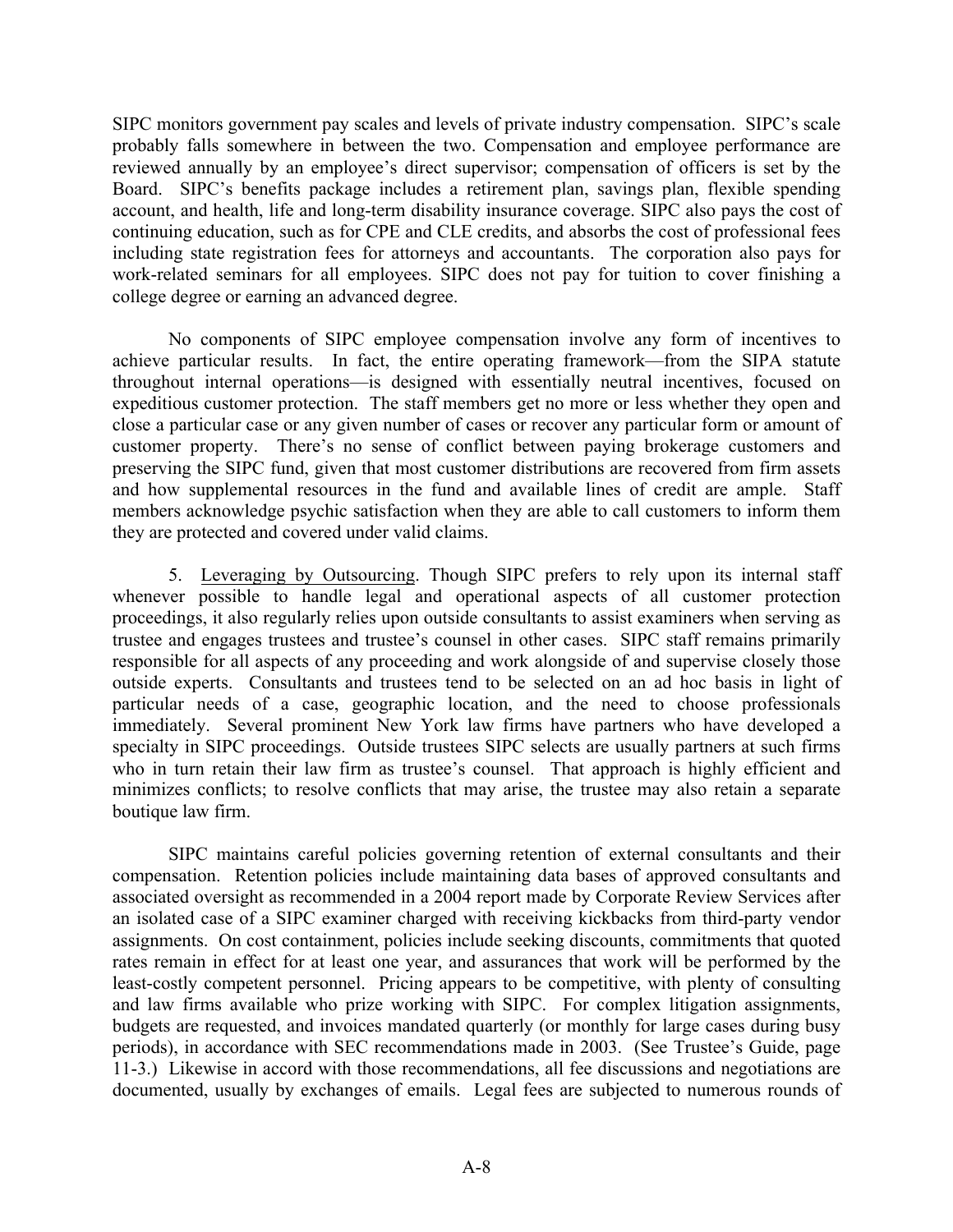SIPC monitors government pay scales and levels of private industry compensation. SIPC's scale probably falls somewhere in between the two. Compensation and employee performance are reviewed annually by an employee's direct supervisor; compensation of officers is set by the Board. SIPC's benefits package includes a retirement plan, savings plan, flexible spending account, and health, life and long-term disability insurance coverage. SIPC also pays the cost of continuing education, such as for CPE and CLE credits, and absorbs the cost of professional fees including state registration fees for attorneys and accountants. The corporation also pays for work-related seminars for all employees. SIPC does not pay for tuition to cover finishing a college degree or earning an advanced degree.

No components of SIPC employee compensation involve any form of incentives to achieve particular results. In fact, the entire operating framework—from the SIPA statute throughout internal operations—is designed with essentially neutral incentives, focused on expeditious customer protection. The staff members get no more or less whether they open and close a particular case or any given number of cases or recover any particular form or amount of customer property. There's no sense of conflict between paying brokerage customers and preserving the SIPC fund, given that most customer distributions are recovered from firm assets and how supplemental resources in the fund and available lines of credit are ample. Staff members acknowledge psychic satisfaction when they are able to call customers to inform them they are protected and covered under valid claims.

5. Leveraging by Outsourcing. Though SIPC prefers to rely upon its internal staff whenever possible to handle legal and operational aspects of all customer protection proceedings, it also regularly relies upon outside consultants to assist examiners when serving as trustee and engages trustees and trustee's counsel in other cases. SIPC staff remains primarily responsible for all aspects of any proceeding and work alongside of and supervise closely those outside experts. Consultants and trustees tend to be selected on an ad hoc basis in light of particular needs of a case, geographic location, and the need to choose professionals immediately. Several prominent New York law firms have partners who have developed a specialty in SIPC proceedings. Outside trustees SIPC selects are usually partners at such firms who in turn retain their law firm as trustee's counsel. That approach is highly efficient and minimizes conflicts; to resolve conflicts that may arise, the trustee may also retain a separate boutique law firm.

SIPC maintains careful policies governing retention of external consultants and their compensation. Retention policies include maintaining data bases of approved consultants and associated oversight as recommended in a 2004 report made by Corporate Review Services after an isolated case of a SIPC examiner charged with receiving kickbacks from third-party vendor assignments. On cost containment, policies include seeking discounts, commitments that quoted rates remain in effect for at least one year, and assurances that work will be performed by the least-costly competent personnel. Pricing appears to be competitive, with plenty of consulting and law firms available who prize working with SIPC. For complex litigation assignments, budgets are requested, and invoices mandated quarterly (or monthly for large cases during busy periods), in accordance with SEC recommendations made in 2003. (See Trustee's Guide, page 11-3.) Likewise in accord with those recommendations, all fee discussions and negotiations are documented, usually by exchanges of emails. Legal fees are subjected to numerous rounds of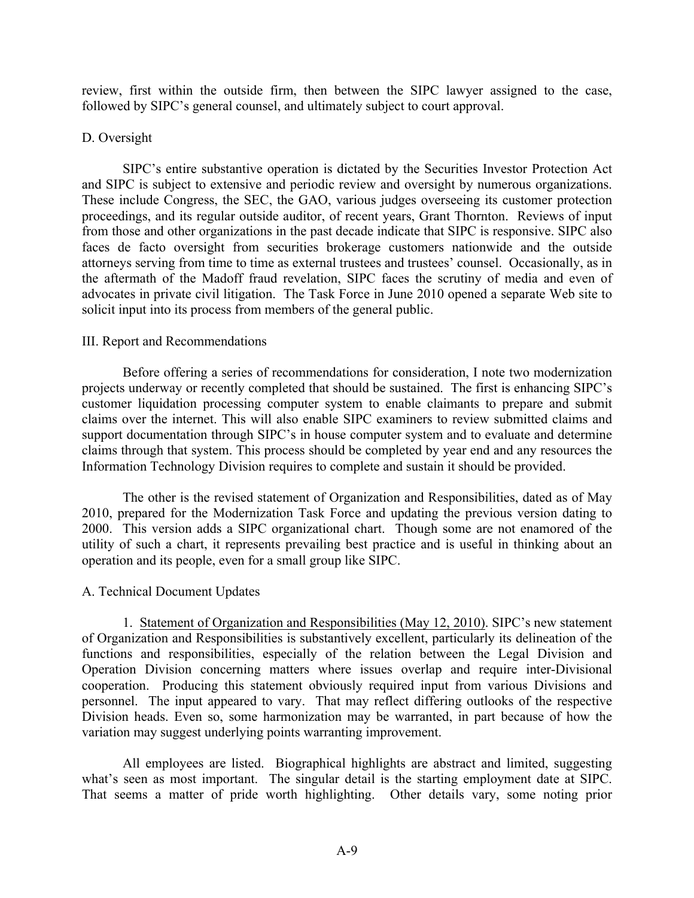review, first within the outside firm, then between the SIPC lawyer assigned to the case, followed by SIPC's general counsel, and ultimately subject to court approval.

## D. Oversight

SIPC's entire substantive operation is dictated by the Securities Investor Protection Act and SIPC is subject to extensive and periodic review and oversight by numerous organizations. These include Congress, the SEC, the GAO, various judges overseeing its customer protection proceedings, and its regular outside auditor, of recent years, Grant Thornton. Reviews of input from those and other organizations in the past decade indicate that SIPC is responsive. SIPC also faces de facto oversight from securities brokerage customers nationwide and the outside attorneys serving from time to time as external trustees and trustees' counsel. Occasionally, as in the aftermath of the Madoff fraud revelation, SIPC faces the scrutiny of media and even of advocates in private civil litigation. The Task Force in June 2010 opened a separate Web site to solicit input into its process from members of the general public.

# III. Report and Recommendations

Before offering a series of recommendations for consideration, I note two modernization projects underway or recently completed that should be sustained. The first is enhancing SIPC's customer liquidation processing computer system to enable claimants to prepare and submit claims over the internet. This will also enable SIPC examiners to review submitted claims and support documentation through SIPC's in house computer system and to evaluate and determine claims through that system. This process should be completed by year end and any resources the Information Technology Division requires to complete and sustain it should be provided.

The other is the revised statement of Organization and Responsibilities, dated as of May 2010, prepared for the Modernization Task Force and updating the previous version dating to 2000. This version adds a SIPC organizational chart. Though some are not enamored of the utility of such a chart, it represents prevailing best practice and is useful in thinking about an operation and its people, even for a small group like SIPC.

## A. Technical Document Updates

1. Statement of Organization and Responsibilities (May 12, 2010). SIPC's new statement of Organization and Responsibilities is substantively excellent, particularly its delineation of the functions and responsibilities, especially of the relation between the Legal Division and Operation Division concerning matters where issues overlap and require inter-Divisional cooperation. Producing this statement obviously required input from various Divisions and personnel. The input appeared to vary. That may reflect differing outlooks of the respective Division heads. Even so, some harmonization may be warranted, in part because of how the variation may suggest underlying points warranting improvement.

All employees are listed. Biographical highlights are abstract and limited, suggesting what's seen as most important. The singular detail is the starting employment date at SIPC. That seems a matter of pride worth highlighting. Other details vary, some noting prior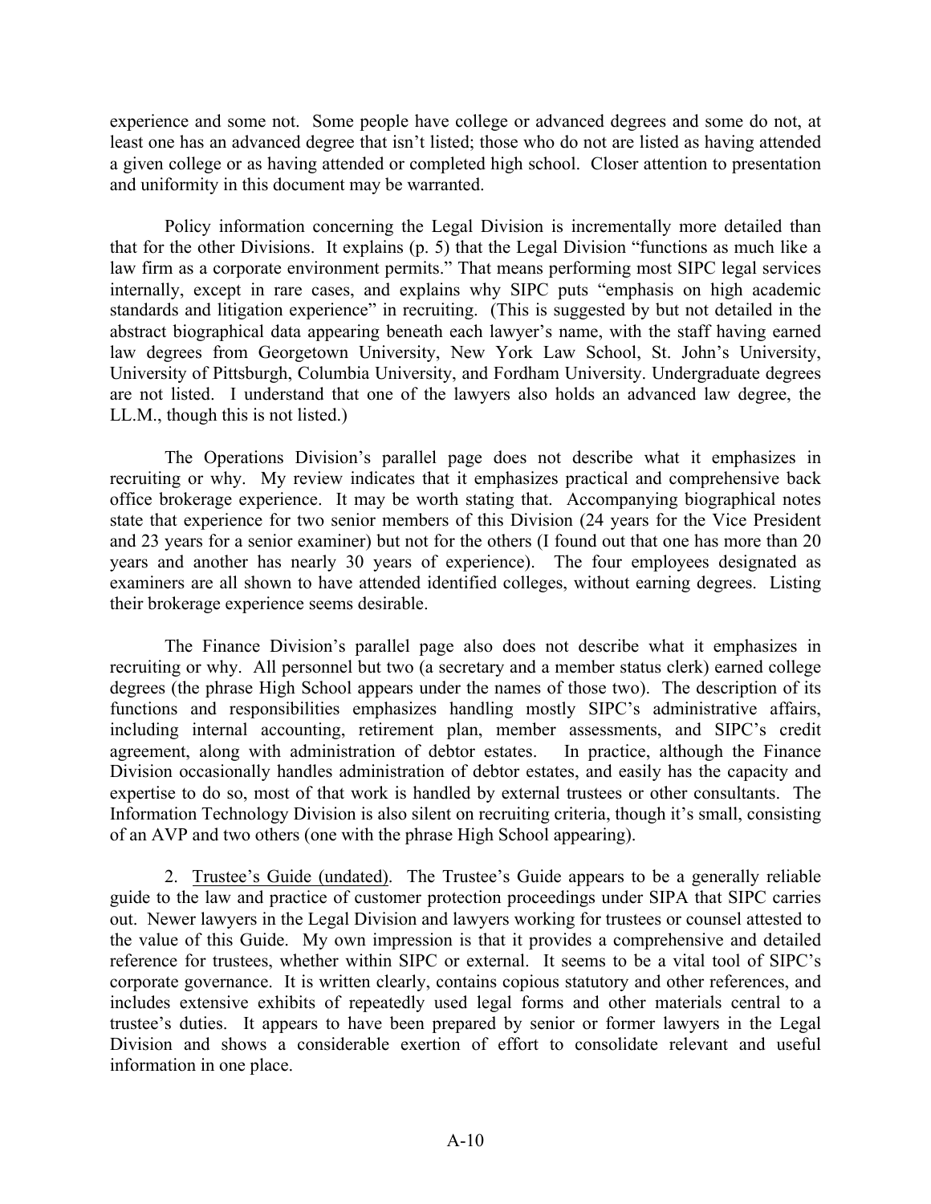experience and some not. Some people have college or advanced degrees and some do not, at least one has an advanced degree that isn't listed; those who do not are listed as having attended a given college or as having attended or completed high school. Closer attention to presentation and uniformity in this document may be warranted.

Policy information concerning the Legal Division is incrementally more detailed than that for the other Divisions. It explains (p. 5) that the Legal Division "functions as much like a law firm as a corporate environment permits." That means performing most SIPC legal services internally, except in rare cases, and explains why SIPC puts "emphasis on high academic standards and litigation experience" in recruiting. (This is suggested by but not detailed in the abstract biographical data appearing beneath each lawyer's name, with the staff having earned law degrees from Georgetown University, New York Law School, St. John's University, University of Pittsburgh, Columbia University, and Fordham University. Undergraduate degrees are not listed. I understand that one of the lawyers also holds an advanced law degree, the LL.M., though this is not listed.)

The Operations Division's parallel page does not describe what it emphasizes in recruiting or why. My review indicates that it emphasizes practical and comprehensive back office brokerage experience. It may be worth stating that. Accompanying biographical notes state that experience for two senior members of this Division (24 years for the Vice President and 23 years for a senior examiner) but not for the others (I found out that one has more than 20 years and another has nearly 30 years of experience). The four employees designated as examiners are all shown to have attended identified colleges, without earning degrees. Listing their brokerage experience seems desirable.

The Finance Division's parallel page also does not describe what it emphasizes in recruiting or why. All personnel but two (a secretary and a member status clerk) earned college degrees (the phrase High School appears under the names of those two). The description of its functions and responsibilities emphasizes handling mostly SIPC's administrative affairs, including internal accounting, retirement plan, member assessments, and SIPC's credit agreement, along with administration of debtor estates. In practice, although the Finance Division occasionally handles administration of debtor estates, and easily has the capacity and expertise to do so, most of that work is handled by external trustees or other consultants. The Information Technology Division is also silent on recruiting criteria, though it's small, consisting of an AVP and two others (one with the phrase High School appearing).

2. <u>Trustee's Guide (undated)</u>. The Trustee's Guide appears to be a generally reliable guide to the law and practice of customer protection proceedings under SIPA that SIPC carries out. Newer lawyers in the Legal Division and lawyers working for trustees or counsel attested to the value of this Guide. My own impression is that it provides a comprehensive and detailed reference for trustees, whether within SIPC or external. It seems to be a vital tool of SIPC's corporate governance. It is written clearly, contains copious statutory and other references, and includes extensive exhibits of repeatedly used legal forms and other materials central to a trustee's duties. It appears to have been prepared by senior or former lawyers in the Legal Division and shows a considerable exertion of effort to consolidate relevant and useful information in one place.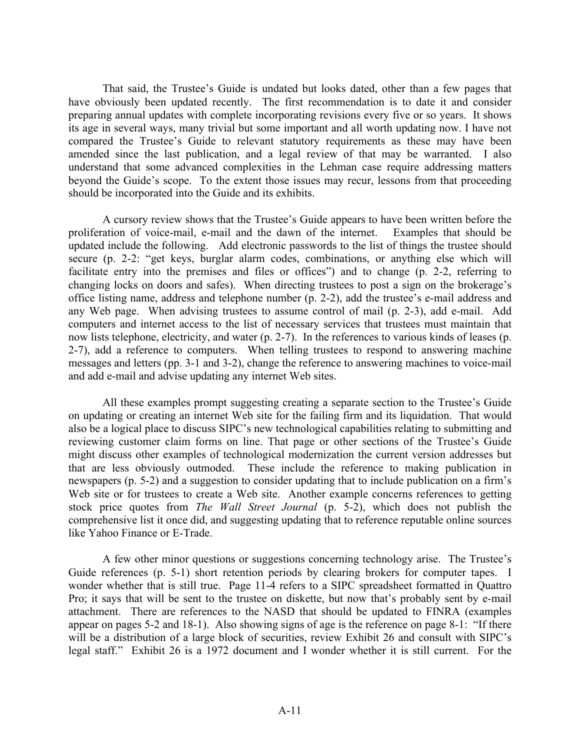That said, the Trustee's Guide is undated but looks dated, other than a few pages that have obviously been updated recently. The first recommendation is to date it and consider preparing annual updates with complete incorporating revisions every five or so years. It shows its age in several ways, many trivial but some important and all worth updating now. I have not compared the Trustee's Guide to relevant statutory requirements as these may have been amended since the last publication, and a legal review of that may be warranted. I also understand that some advanced complexities in the Lehman case require addressing matters beyond the Guide's scope. To the extent those issues may recur, lessons from that proceeding should be incorporated into the Guide and its exhibits.

A cursory review shows that the Trustee's Guide appears to have been written before the proliferation of voice-mail, e-mail and the dawn of the internet. Examples that should be updated include the following. Add electronic passwords to the list of things the trustee should secure (p. 2-2: "get keys, burglar alarm codes, combinations, or anything else which will facilitate entry into the premises and files or offices") and to change (p. 2-2, referring to changing locks on doors and safes). When directing trustees to post a sign on the brokerage's office listing name, address and telephone number (p. 2-2), add the trustee's e-mail address and any Web page. When advising trustees to assume control of mail (p. 2-3), add e-mail. Add computers and internet access to the list of necessary services that trustees must maintain that now lists telephone, electricity, and water (p. 2-7). In the references to various kinds of leases (p. 2-7), add a reference to computers. When telling trustees to respond to answering machine messages and letters (pp. 3-1 and 3-2), change the reference to answering machines to voice-mail and add e-mail and advise updating any internet Web sites.

All these examples prompt suggesting creating a separate section to the Trustee's Guide on updating or creating an internet Web site for the failing firm and its liquidation. That would also be a logical place to discuss SIPC's new technological capabilities relating to submitting and reviewing customer claim forms on line. That page or other sections of the Trustee's Guide might discuss other examples of technological modernization the current version addresses but that are less obviously outmoded. These include the reference to making publication in newspapers (p. 5-2) and a suggestion to consider updating that to include publication on a firm's Web site or for trustees to create a Web site. Another example concerns references to getting stock price quotes from *The Wall Street Journal* (p. 5-2), which does not publish the comprehensive list it once did, and suggesting updating that to reference reputable online sources like Yahoo Finance or E-Trade.

A few other minor questions or suggestions concerning technology arise. The Trustee's Guide references (p. 5-1) short retention periods by clearing brokers for computer tapes. I wonder whether that is still true. Page 11-4 refers to a SIPC spreadsheet formatted in Quattro Pro; it says that will be sent to the trustee on diskette, but now that's probably sent by e-mail attachment. There are references to the NASD that should be updated to FINRA (examples appear on pages 5-2 and 18-1). Also showing signs of age is the reference on page 8-1: "If there will be a distribution of a large block of securities, review Exhibit 26 and consult with SIPC's legal staff." Exhibit 26 is a 1972 document and I wonder whether it is still current. For the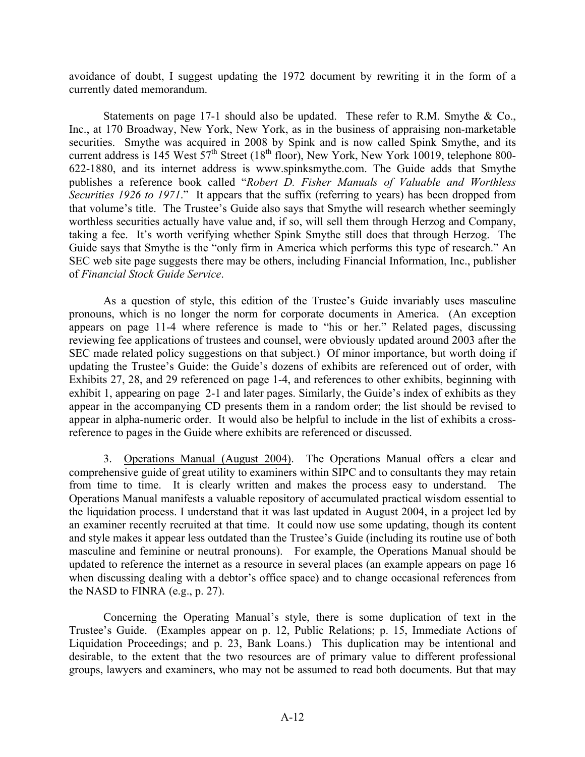avoidance of doubt, I suggest updating the 1972 document by rewriting it in the form of a currently dated memorandum.

Statements on page 17-1 should also be updated. These refer to R.M. Smythe & Co., Inc., at 170 Broadway, New York, New York, as in the business of appraising non-marketable securities. Smythe was acquired in 2008 by Spink and is now called Spink Smythe, and its current address is 145 West 57th Street (18th floor), New York, New York 10019, telephone 800-622-1880, and its internet address is www.spinksmythe.com. The Guide adds that Smythe publishes a reference book called "*Robert D. Fisher Manuals of Valuable and Worthless Securities 1926 to 1971*." It appears that the suffix (referring to years) has been dropped from that volume's title. The Trustee's Guide also says that Smythe will research whether seemingly worthless securities actually have value and, if so, will sell them through Herzog and Company, taking a fee. It's worth verifying whether Spink Smythe still does that through Herzog. The Guide says that Smythe is the "only firm in America which performs this type of research." An SEC web site page suggests there may be others, including Financial Information, Inc., publisher of *Financial Stock Guide Service*.

As a question of style, this edition of the Trustee's Guide invariably uses masculine pronouns, which is no longer the norm for corporate documents in America. (An exception appears on page 11-4 where reference is made to "his or her." Related pages, discussing reviewing fee applications of trustees and counsel, were obviously updated around 2003 after the SEC made related policy suggestions on that subject.) Of minor importance, but worth doing if updating the Trustee's Guide: the Guide's dozens of exhibits are referenced out of order, with Exhibits 27, 28, and 29 referenced on page 1-4, and references to other exhibits, beginning with exhibit 1, appearing on page 2-1 and later pages. Similarly, the Guide's index of exhibits as they appear in the accompanying CD presents them in a random order; the list should be revised to appear in alpha-numeric order. It would also be helpful to include in the list of exhibits a cross-reference to pages in the Guide where exhibits are referenced or discussed.

3. Operations Manual (August 2004). The Operations Manual offers a clear and comprehensive guide of great utility to examiners within SIPC and to consultants they may retain from time to time. It is clearly written and makes the process easy to understand. The Operations Manual manifests a valuable repository of accumulated practical wisdom essential to the liquidation process. I understand that it was last updated in August 2004, in a project led by an examiner recently recruited at that time. It could now use some updating, though its content and style makes it appear less outdated than the Trustee's Guide (including its routine use of both masculine and feminine or neutral pronouns). For example, the Operations Manual should be updated to reference the internet as a resource in several places (an example appears on page 16 when discussing dealing with a debtor's office space) and to change occasional references from the NASD to FINRA (e.g., p. 27).

Concerning the Operating Manual's style, there is some duplication of text in the Trustee's Guide. (Examples appear on p. 12, Public Relations; p. 15, Immediate Actions of Liquidation Proceedings; and p. 23, Bank Loans.) This duplication may be intentional and desirable, to the extent that the two resources are of primary value to different professional groups, lawyers and examiners, who may not be assumed to read both documents. But that may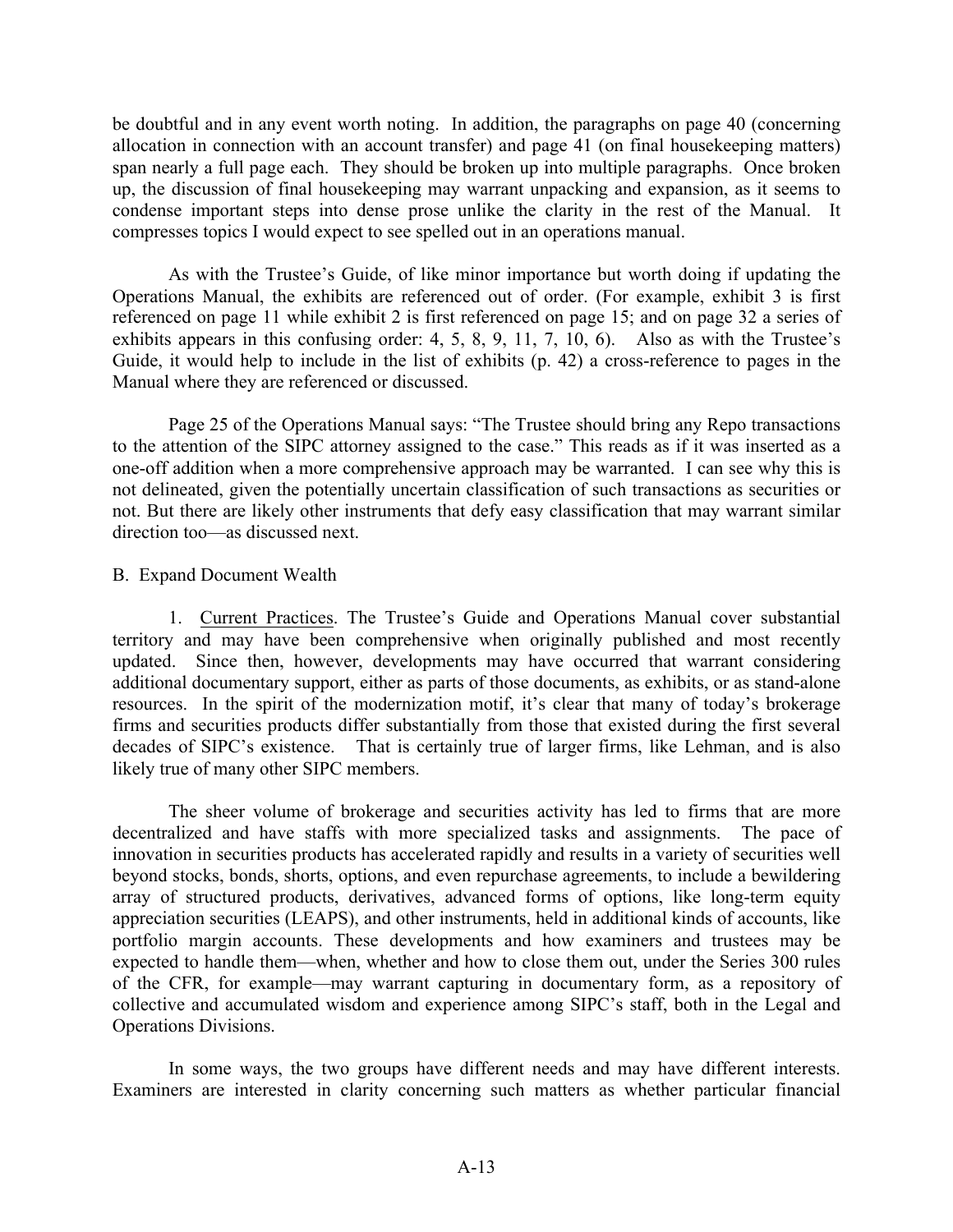be doubtful and in any event worth noting. In addition, the paragraphs on page 40 (concerning allocation in connection with an account transfer) and page 41 (on final housekeeping matters) span nearly a full page each. They should be broken up into multiple paragraphs. Once broken up, the discussion of final housekeeping may warrant unpacking and expansion, as it seems to condense important steps into dense prose unlike the clarity in the rest of the Manual. It compresses topics I would expect to see spelled out in an operations manual.

As with the Trustee's Guide, of like minor importance but worth doing if updating the Operations Manual, the exhibits are referenced out of order. (For example, exhibit 3 is first referenced on page 11 while exhibit 2 is first referenced on page 15; and on page 32 a series of exhibits appears in this confusing order: 4, 5, 8, 9, 11, 7, 10, 6). Also as with the Trustee's Guide, it would help to include in the list of exhibits (p. 42) a cross-reference to pages in the Manual where they are referenced or discussed.

Page 25 of the Operations Manual says: "The Trustee should bring any Repo transactions to the attention of the SIPC attorney assigned to the case." This reads as if it was inserted as a one-off addition when a more comprehensive approach may be warranted. I can see why this is not delineated, given the potentially uncertain classification of such transactions as securities or not. But there are likely other instruments that defy easy classification that may warrant similar direction too—as discussed next.

B. Expand Document Wealth

1. Current Practices. The Trustee's Guide and Operations Manual cover substantial territory and may have been comprehensive when originally published and most recently updated. Since then, however, developments may have occurred that warrant considering additional documentary support, either as parts of those documents, as exhibits, or as stand-alone resources. In the spirit of the modernization motif, it's clear that many of today's brokerage firms and securities products differ substantially from those that existed during the first several decades of SIPC's existence. That is certainly true of larger firms, like Lehman, and is also likely true of many other SIPC members.

The sheer volume of brokerage and securities activity has led to firms that are more decentralized and have staffs with more specialized tasks and assignments. The pace of innovation in securities products has accelerated rapidly and results in a variety of securities well beyond stocks, bonds, shorts, options, and even repurchase agreements, to include a bewildering array of structured products, derivatives, advanced forms of options, like long-term equity appreciation securities (LEAPS), and other instruments, held in additional kinds of accounts, like portfolio margin accounts. These developments and how examiners and trustees may be expected to handle them—when, whether and how to close them out, under the Series 300 rules of the CFR, for example—may warrant capturing in documentary form, as a repository of collective and accumulated wisdom and experience among SIPC's staff, both in the Legal and Operations Divisions.

In some ways, the two groups have different needs and may have different interests. Examiners are interested in clarity concerning such matters as whether particular financial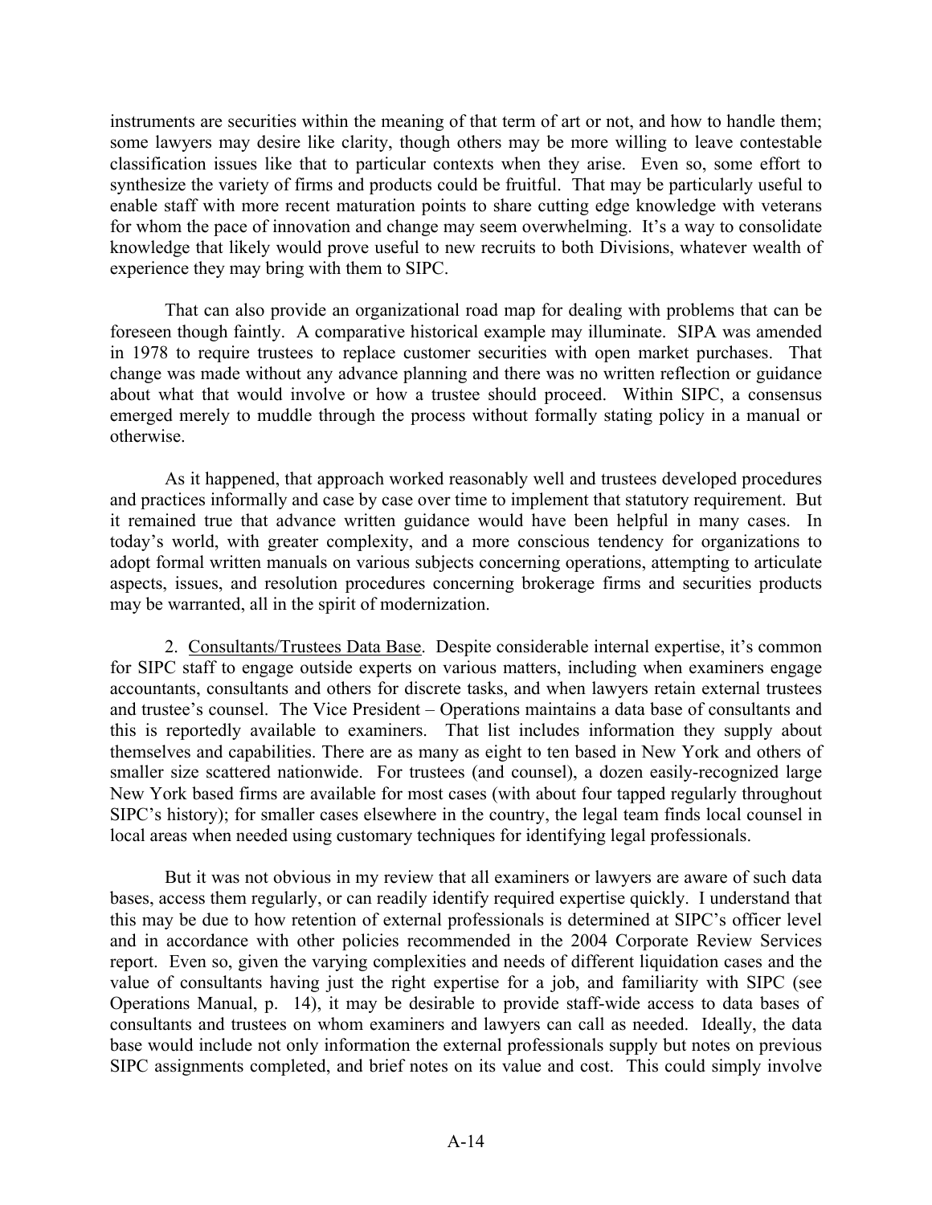instruments are securities within the meaning of that term of art or not, and how to handle them; some lawyers may desire like clarity, though others may be more willing to leave contestable classification issues like that to particular contexts when they arise. Even so, some effort to synthesize the variety of firms and products could be fruitful. That may be particularly useful to enable staff with more recent maturation points to share cutting edge knowledge with veterans for whom the pace of innovation and change may seem overwhelming. It's a way to consolidate knowledge that likely would prove useful to new recruits to both Divisions, whatever wealth of experience they may bring with them to SIPC.

That can also provide an organizational road map for dealing with problems that can be foreseen though faintly. A comparative historical example may illuminate. SIPA was amended in 1978 to require trustees to replace customer securities with open market purchases. That change was made without any advance planning and there was no written reflection or guidance about what that would involve or how a trustee should proceed. Within SIPC, a consensus emerged merely to muddle through the process without formally stating policy in a manual or otherwise.

As it happened, that approach worked reasonably well and trustees developed procedures and practices informally and case by case over time to implement that statutory requirement. But it remained true that advance written guidance would have been helpful in many cases. In today's world, with greater complexity, and a more conscious tendency for organizations to adopt formal written manuals on various subjects concerning operations, attempting to articulate aspects, issues, and resolution procedures concerning brokerage firms and securities products may be warranted, all in the spirit of modernization.

2. Consultants/Trustees Data Base. Despite considerable internal expertise, it's common for SIPC staff to engage outside experts on various matters, including when examiners engage accountants, consultants and others for discrete tasks, and when lawyers retain external trustees and trustee's counsel. The Vice President – Operations maintains a data base of consultants and this is reportedly available to examiners. That list includes information they supply about themselves and capabilities. There are as many as eight to ten based in New York and others of smaller size scattered nationwide. For trustees (and counsel), a dozen easily-recognized large New York based firms are available for most cases (with about four tapped regularly throughout SIPC's history); for smaller cases elsewhere in the country, the legal team finds local counsel in local areas when needed using customary techniques for identifying legal professionals.

But it was not obvious in my review that all examiners or lawyers are aware of such data bases, access them regularly, or can readily identify required expertise quickly. I understand that this may be due to how retention of external professionals is determined at SIPC's officer level and in accordance with other policies recommended in the 2004 Corporate Review Services report. Even so, given the varying complexities and needs of different liquidation cases and the value of consultants having just the right expertise for a job, and familiarity with SIPC (see Operations Manual, p. 14), it may be desirable to provide staff-wide access to data bases of consultants and trustees on whom examiners and lawyers can call as needed. Ideally, the data base would include not only information the external professionals supply but notes on previous SIPC assignments completed, and brief notes on its value and cost. This could simply involve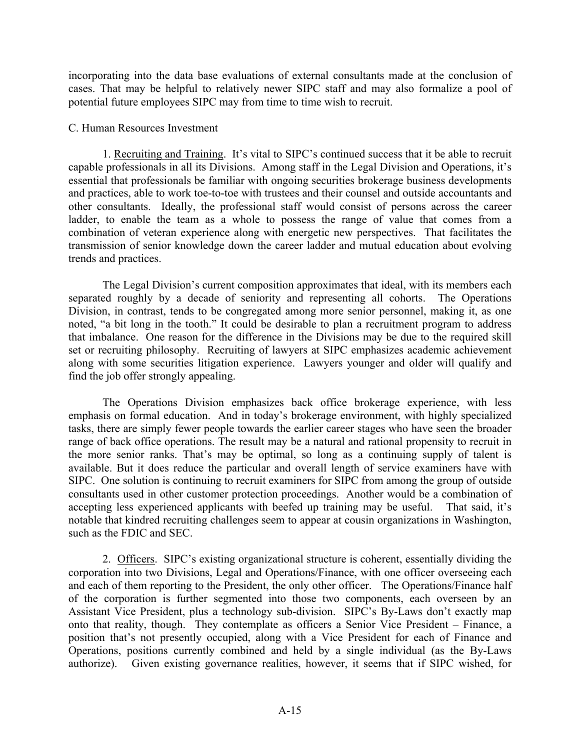incorporating into the data base evaluations of external consultants made at the conclusion of cases. That may be helpful to relatively newer SIPC staff and may also formalize a pool of potential future employees SIPC may from time to time wish to recruit.

C. Human Resources Investment

1. Recruiting and Training. It's vital to SIPC's continued success that it be able to recruit capable professionals in all its Divisions. Among staff in the Legal Division and Operations, it's essential that professionals be familiar with ongoing securities brokerage business developments and practices, able to work toe-to-toe with trustees and their counsel and outside accountants and other consultants. Ideally, the professional staff would consist of persons across the career ladder, to enable the team as a whole to possess the range of value that comes from a combination of veteran experience along with energetic new perspectives. That facilitates the transmission of senior knowledge down the career ladder and mutual education about evolving trends and practices.

The Legal Division's current composition approximates that ideal, with its members each separated roughly by a decade of seniority and representing all cohorts. The Operations Division, in contrast, tends to be congregated among more senior personnel, making it, as one noted, "a bit long in the tooth." It could be desirable to plan a recruitment program to address that imbalance. One reason for the difference in the Divisions may be due to the required skill set or recruiting philosophy. Recruiting of lawyers at SIPC emphasizes academic achievement along with some securities litigation experience. Lawyers younger and older will qualify and find the job offer strongly appealing.

The Operations Division emphasizes back office brokerage experience, with less emphasis on formal education. And in today's brokerage environment, with highly specialized tasks, there are simply fewer people towards the earlier career stages who have seen the broader range of back office operations. The result may be a natural and rational propensity to recruit in the more senior ranks. That's may be optimal, so long as a continuing supply of talent is available. But it does reduce the particular and overall length of service examiners have with SIPC. One solution is continuing to recruit examiners for SIPC from among the group of outside consultants used in other customer protection proceedings. Another would be a combination of accepting less experienced applicants with beefed up training may be useful. That said, it's notable that kindred recruiting challenges seem to appear at cousin organizations in Washington, such as the FDIC and SEC.

2. Officers. SIPC's existing organizational structure is coherent, essentially dividing the corporation into two Divisions, Legal and Operations/Finance, with one officer overseeing each and each of them reporting to the President, the only other officer. The Operations/Finance half of the corporation is further segmented into those two components, each overseen by an Assistant Vice President, plus a technology sub-division. SIPC's By-Laws don't exactly map onto that reality, though. They contemplate as officers a Senior Vice President – Finance, a position that's not presently occupied, along with a Vice President for each of Finance and Operations, positions currently combined and held by a single individual (as the By-Laws authorize). Given existing governance realities, however, it seems that if SIPC wished, for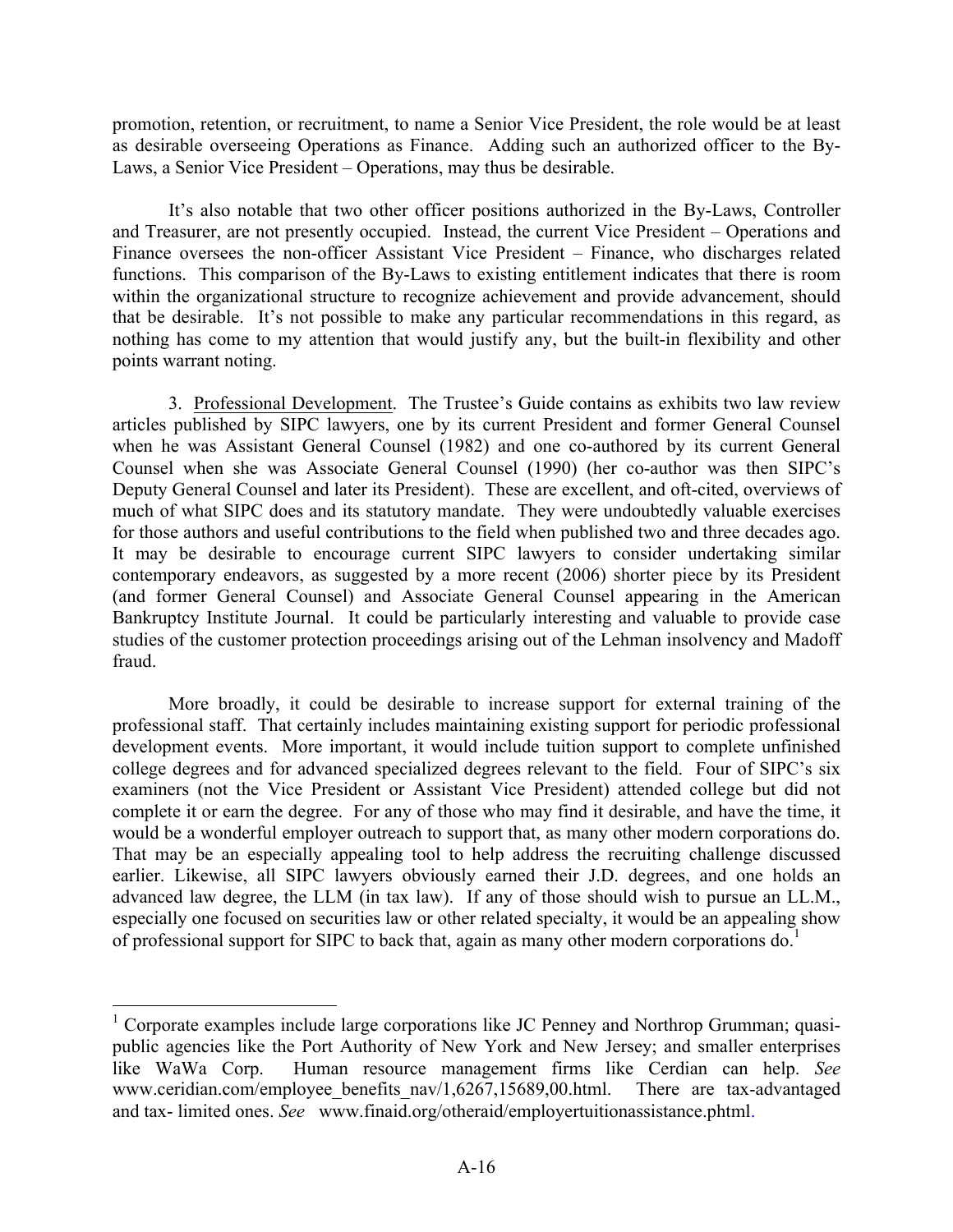promotion, retention, or recruitment, to name a Senior Vice President, the role would be at least as desirable overseeing Operations as Finance. Adding such an authorized officer to the By-Laws, a Senior Vice President – Operations, may thus be desirable.

It's also notable that two other officer positions authorized in the By-Laws, Controller and Treasurer, are not presently occupied. Instead, the current Vice President – Operations and Finance oversees the non-officer Assistant Vice President – Finance, who discharges related functions. This comparison of the By-Laws to existing entitlement indicates that there is room within the organizational structure to recognize achievement and provide advancement, should that be desirable. It's not possible to make any particular recommendations in this regard, as nothing has come to my attention that would justify any, but the built-in flexibility and other points warrant noting.

3. <u>Professional Development</u>. The Trustee's Guide contains as exhibits two law review articles published by SIPC lawyers, one by its current President and former General Counsel when he was Assistant General Counsel (1982) and one co-authored by its current General Counsel when she was Associate General Counsel (1990) (her co-author was then SIPC's Deputy General Counsel and later its President). These are excellent, and oft-cited, overviews of much of what SIPC does and its statutory mandate. They were undoubtedly valuable exercises for those authors and useful contributions to the field when published two and three decades ago. It may be desirable to encourage current SIPC lawyers to consider undertaking similar contemporary endeavors, as suggested by a more recent (2006) shorter piece by its President (and former General Counsel) and Associate General Counsel appearing in the American Bankruptcy Institute Journal. It could be particularly interesting and valuable to provide case studies of the customer protection proceedings arising out of the Lehman insolvency and Madoff fraud.

More broadly, it could be desirable to increase support for external training of the professional staff. That certainly includes maintaining existing support for periodic professional development events. More important, it would include tuition support to complete unfinished college degrees and for advanced specialized degrees relevant to the field. Four of SIPC's six examiners (not the Vice President or Assistant Vice President) attended college but did not complete it or earn the degree. For any of those who may find it desirable, and have the time, it would be a wonderful employer outreach to support that, as many other modern corporations do. That may be an especially appealing tool to help address the recruiting challenge discussed earlier. Likewise, all SIPC lawyers obviously earned their J.D. degrees, and one holds an advanced law degree, the LLM (in tax law). If any of those should wish to pursue an LL.M., especially one focused on securities law or other related specialty, it would be an appealing show of professional support for SIPC to back that, again as many other modern corporations do.[1]

---

[1] Corporate examples include large corporations like JC Penney and Northrop Grumman; quasi-public agencies like the Port Authority of New York and New Jersey; and smaller enterprises like WaWa Corp. Human resource management firms like Cerdian can help. *See* www.ceridian.com/employee_benefits_nav/1,6267,15689,00.html. There are tax-advantaged and tax- limited ones. *See* www.finaid.org/otheraid/employertuitionassistance.phtml.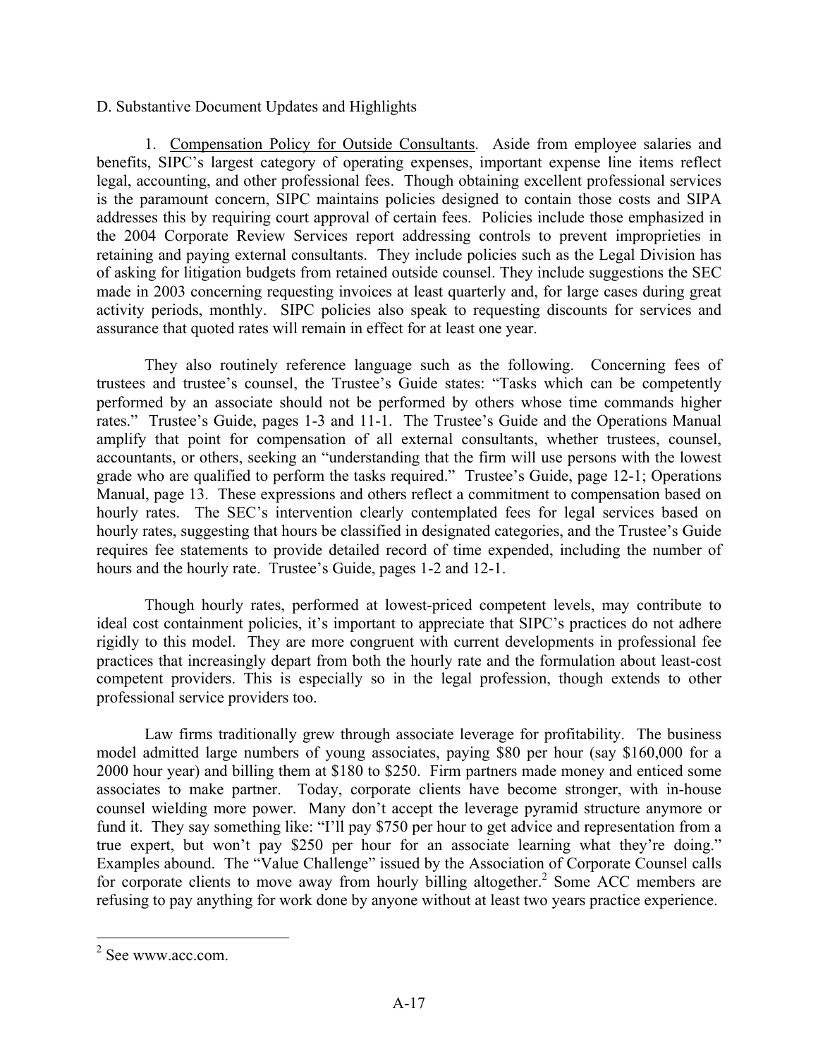D. Substantive Document Updates and Highlights

1. Compensation Policy for Outside Consultants. Aside from employee salaries and benefits, SIPC's largest category of operating expenses, important expense line items reflect legal, accounting, and other professional fees. Though obtaining excellent professional services is the paramount concern, SIPC maintains policies designed to contain those costs and SIPA addresses this by requiring court approval of certain fees. Policies include those emphasized in the 2004 Corporate Review Services report addressing controls to prevent improprieties in retaining and paying external consultants. They include policies such as the Legal Division has of asking for litigation budgets from retained outside counsel. They include suggestions the SEC made in 2003 concerning requesting invoices at least quarterly and, for large cases during great activity periods, monthly. SIPC policies also speak to requesting discounts for services and assurance that quoted rates will remain in effect for at least one year.

They also routinely reference language such as the following. Concerning fees of trustees and trustee's counsel, the Trustee's Guide states: "Tasks which can be competently performed by an associate should not be performed by others whose time commands higher rates." Trustee's Guide, pages 1-3 and 11-1. The Trustee's Guide and the Operations Manual amplify that point for compensation of all external consultants, whether trustees, counsel, accountants, or others, seeking an "understanding that the firm will use persons with the lowest grade who are qualified to perform the tasks required." Trustee's Guide, page 12-1; Operations Manual, page 13. These expressions and others reflect a commitment to compensation based on hourly rates. The SEC's intervention clearly contemplated fees for legal services based on hourly rates, suggesting that hours be classified in designated categories, and the Trustee's Guide requires fee statements to provide detailed record of time expended, including the number of hours and the hourly rate. Trustee's Guide, pages 1-2 and 12-1.

Though hourly rates, performed at lowest-priced competent levels, may contribute to ideal cost containment policies, it's important to appreciate that SIPC's practices do not adhere rigidly to this model. They are more congruent with current developments in professional fee practices that increasingly depart from both the hourly rate and the formulation about least-cost competent providers. This is especially so in the legal profession, though extends to other professional service providers too.

Law firms traditionally grew through associate leverage for profitability. The business model admitted large numbers of young associates, paying $80 per hour (say $160,000 for a 2000 hour year) and billing them at $180 to $250. Firm partners made money and enticed some associates to make partner. Today, corporate clients have become stronger, with in-house counsel wielding more power. Many don't accept the leverage pyramid structure anymore or fund it. They say something like: "I'll pay $750 per hour to get advice and representation from a true expert, but won't pay $250 per hour for an associate learning what they're doing." Examples abound. The "Value Challenge" issued by the Association of Corporate Counsel calls for corporate clients to move away from hourly billing altogether.[2] Some ACC members are refusing to pay anything for work done by anyone without at least two years practice experience.

[2] See www.acc.com.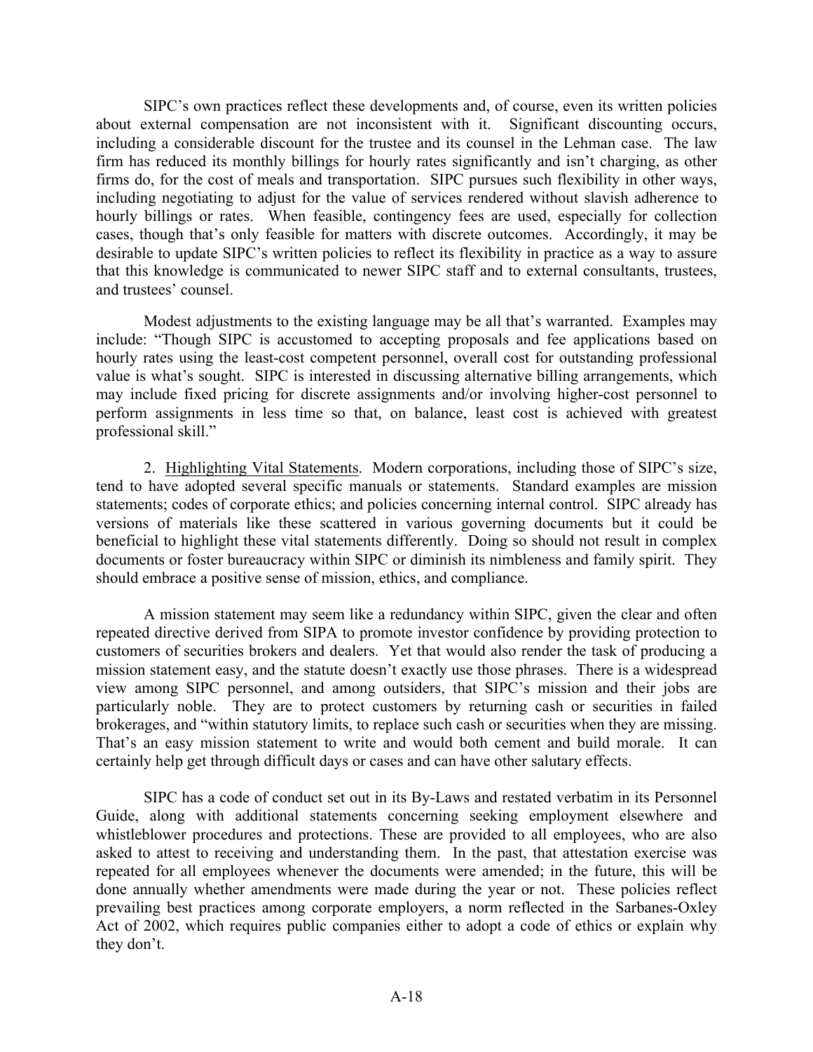SIPC's own practices reflect these developments and, of course, even its written policies about external compensation are not inconsistent with it. Significant discounting occurs, including a considerable discount for the trustee and its counsel in the Lehman case. The law firm has reduced its monthly billings for hourly rates significantly and isn't charging, as other firms do, for the cost of meals and transportation. SIPC pursues such flexibility in other ways, including negotiating to adjust for the value of services rendered without slavish adherence to hourly billings or rates. When feasible, contingency fees are used, especially for collection cases, though that's only feasible for matters with discrete outcomes. Accordingly, it may be desirable to update SIPC's written policies to reflect its flexibility in practice as a way to assure that this knowledge is communicated to newer SIPC staff and to external consultants, trustees, and trustees' counsel.

Modest adjustments to the existing language may be all that's warranted. Examples may include: "Though SIPC is accustomed to accepting proposals and fee applications based on hourly rates using the least-cost competent personnel, overall cost for outstanding professional value is what's sought. SIPC is interested in discussing alternative billing arrangements, which may include fixed pricing for discrete assignments and/or involving higher-cost personnel to perform assignments in less time so that, on balance, least cost is achieved with greatest professional skill."

2. Highlighting Vital Statements. Modern corporations, including those of SIPC's size, tend to have adopted several specific manuals or statements. Standard examples are mission statements; codes of corporate ethics; and policies concerning internal control. SIPC already has versions of materials like these scattered in various governing documents but it could be beneficial to highlight these vital statements differently. Doing so should not result in complex documents or foster bureaucracy within SIPC or diminish its nimbleness and family spirit. They should embrace a positive sense of mission, ethics, and compliance.

A mission statement may seem like a redundancy within SIPC, given the clear and often repeated directive derived from SIPA to promote investor confidence by providing protection to customers of securities brokers and dealers. Yet that would also render the task of producing a mission statement easy, and the statute doesn't exactly use those phrases. There is a widespread view among SIPC personnel, and among outsiders, that SIPC's mission and their jobs are particularly noble. They are to protect customers by returning cash or securities in failed brokerages, and "within statutory limits, to replace such cash or securities when they are missing. That's an easy mission statement to write and would both cement and build morale. It can certainly help get through difficult days or cases and can have other salutary effects.

SIPC has a code of conduct set out in its By-Laws and restated verbatim in its Personnel Guide, along with additional statements concerning seeking employment elsewhere and whistleblower procedures and protections. These are provided to all employees, who are also asked to attest to receiving and understanding them. In the past, that attestation exercise was repeated for all employees whenever the documents were amended; in the future, this will be done annually whether amendments were made during the year or not. These policies reflect prevailing best practices among corporate employers, a norm reflected in the Sarbanes-Oxley Act of 2002, which requires public companies either to adopt a code of ethics or explain why they don't.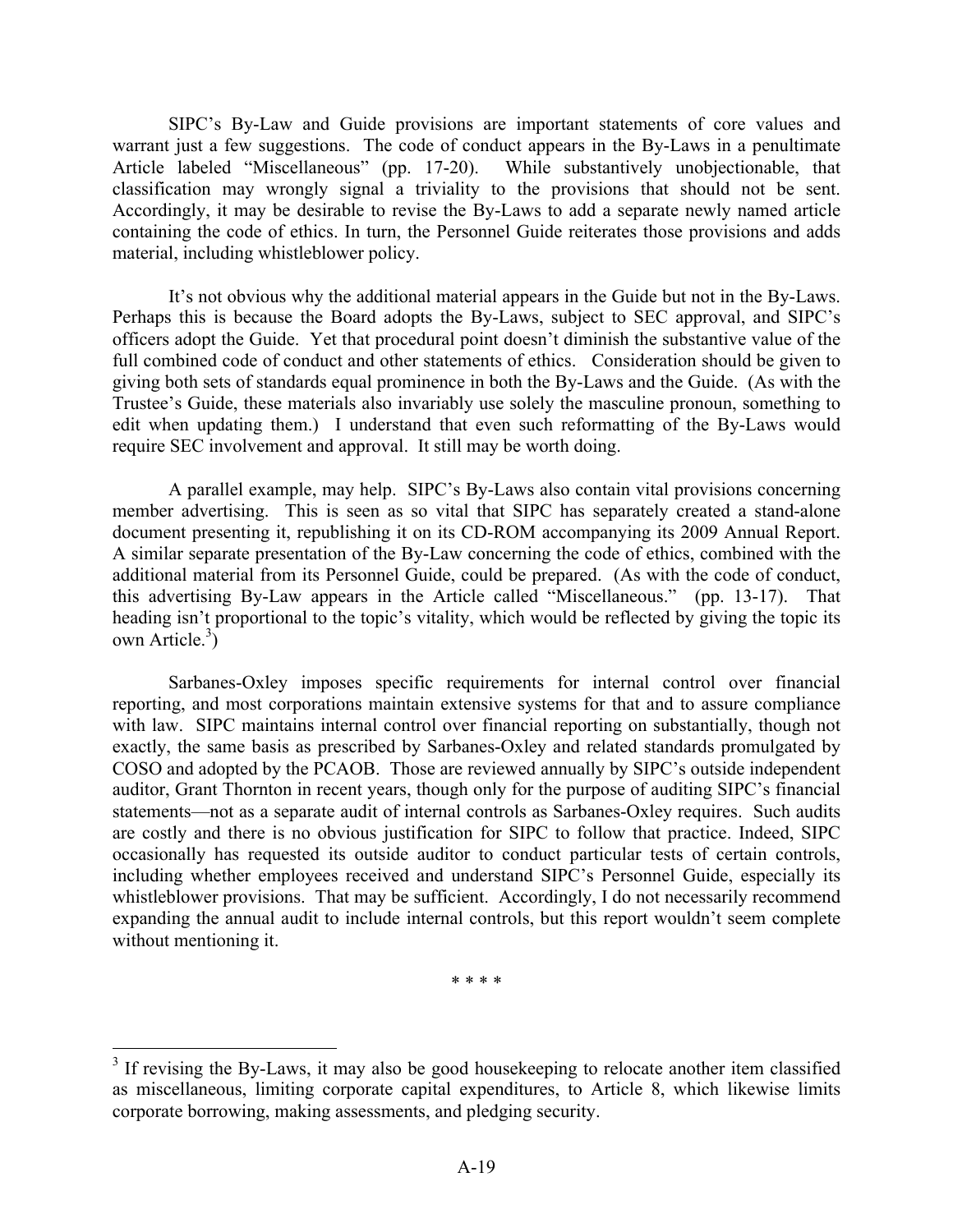SIPC's By-Law and Guide provisions are important statements of core values and warrant just a few suggestions. The code of conduct appears in the By-Laws in a penultimate Article labeled "Miscellaneous" (pp. 17-20). While substantively unobjectionable, that classification may wrongly signal a triviality to the provisions that should not be sent. Accordingly, it may be desirable to revise the By-Laws to add a separate newly named article containing the code of ethics. In turn, the Personnel Guide reiterates those provisions and adds material, including whistleblower policy.

It's not obvious why the additional material appears in the Guide but not in the By-Laws. Perhaps this is because the Board adopts the By-Laws, subject to SEC approval, and SIPC's officers adopt the Guide. Yet that procedural point doesn't diminish the substantive value of the full combined code of conduct and other statements of ethics. Consideration should be given to giving both sets of standards equal prominence in both the By-Laws and the Guide. (As with the Trustee's Guide, these materials also invariably use solely the masculine pronoun, something to edit when updating them.) I understand that even such reformatting of the By-Laws would require SEC involvement and approval. It still may be worth doing.

A parallel example, may help. SIPC's By-Laws also contain vital provisions concerning member advertising. This is seen as so vital that SIPC has separately created a stand-alone document presenting it, republishing it on its CD-ROM accompanying its 2009 Annual Report. A similar separate presentation of the By-Law concerning the code of ethics, combined with the additional material from its Personnel Guide, could be prepared. (As with the code of conduct, this advertising By-Law appears in the Article called "Miscellaneous." (pp. 13-17). That heading isn't proportional to the topic's vitality, which would be reflected by giving the topic its own Article.[3])

Sarbanes-Oxley imposes specific requirements for internal control over financial reporting, and most corporations maintain extensive systems for that and to assure compliance with law. SIPC maintains internal control over financial reporting on substantially, though not exactly, the same basis as prescribed by Sarbanes-Oxley and related standards promulgated by COSO and adopted by the PCAOB. Those are reviewed annually by SIPC's outside independent auditor, Grant Thornton in recent years, though only for the purpose of auditing SIPC's financial statements—not as a separate audit of internal controls as Sarbanes-Oxley requires. Such audits are costly and there is no obvious justification for SIPC to follow that practice. Indeed, SIPC occasionally has requested its outside auditor to conduct particular tests of certain controls, including whether employees received and understand SIPC's Personnel Guide, especially its whistleblower provisions. That may be sufficient. Accordingly, I do not necessarily recommend expanding the annual audit to include internal controls, but this report wouldn't seem complete without mentioning it.

\* \* \* \*

[3] If revising the By-Laws, it may also be good housekeeping to relocate another item classified as miscellaneous, limiting corporate capital expenditures, to Article 8, which likewise limits corporate borrowing, making assessments, and pledging security.